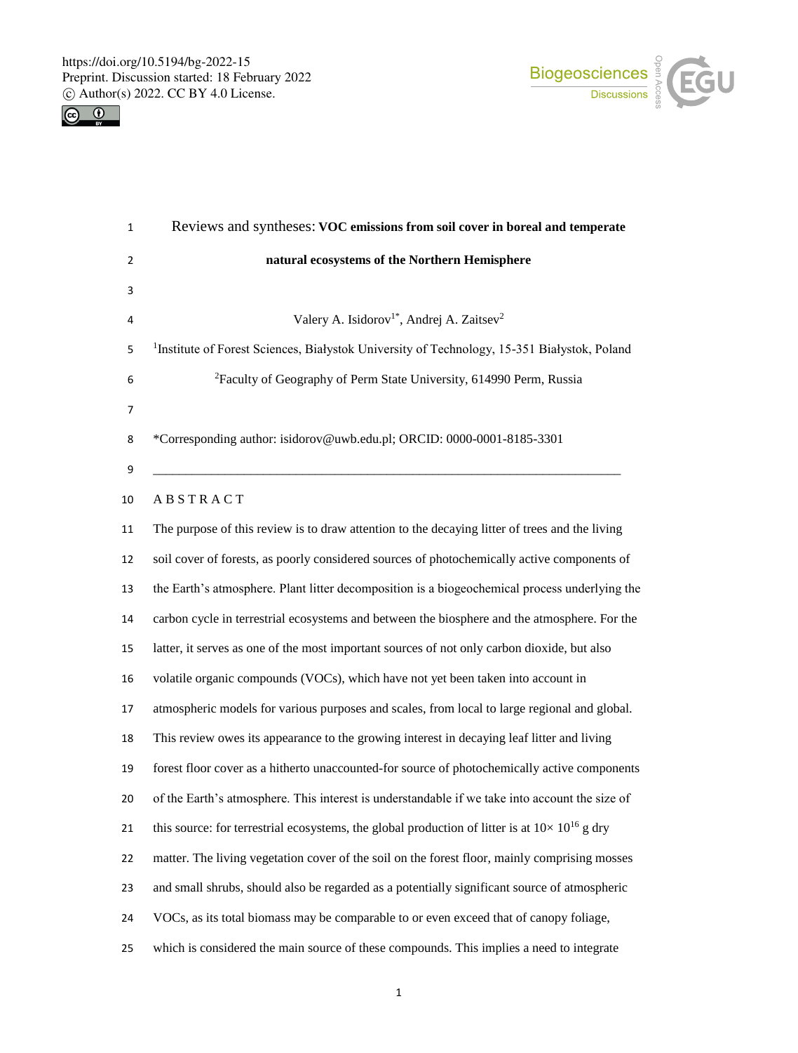# Reviews and syntheses: VOC emissions from soil cover in boreal and temperate natural ecosystems of the Northern Hemisphere

Valery A. Isidorov[1*], Andrej A. Zaitsev[2]

[1]Institute of Forest Sciences, Białystok University of Technology, 15-351 Białystok, Poland

[2]Faculty of Geography of Perm State University, 614990 Perm, Russia

*Corresponding author: isidorov@uwb.edu.pl; ORCID: 0000-0001-8185-3301

---

## ABSTRACT

The purpose of this review is to draw attention to the decaying litter of trees and the living soil cover of forests, as poorly considered sources of photochemically active components of the Earth's atmosphere. Plant litter decomposition is a biogeochemical process underlying the carbon cycle in terrestrial ecosystems and between the biosphere and the atmosphere. For the latter, it serves as one of the most important sources of not only carbon dioxide, but also volatile organic compounds (VOCs), which have not yet been taken into account in atmospheric models for various purposes and scales, from local to large regional and global. This review owes its appearance to the growing interest in decaying leaf litter and living forest floor cover as a hitherto unaccounted-for source of photochemically active components of the Earth's atmosphere. This interest is understandable if we take into account the size of this source: for terrestrial ecosystems, the global production of litter is at $10\times 10^{16}$ g dry matter. The living vegetation cover of the soil on the forest floor, mainly comprising mosses and small shrubs, should also be regarded as a potentially significant source of atmospheric VOCs, as its total biomass may be comparable to or even exceed that of canopy foliage, which is considered the main source of these compounds. This implies a need to integrate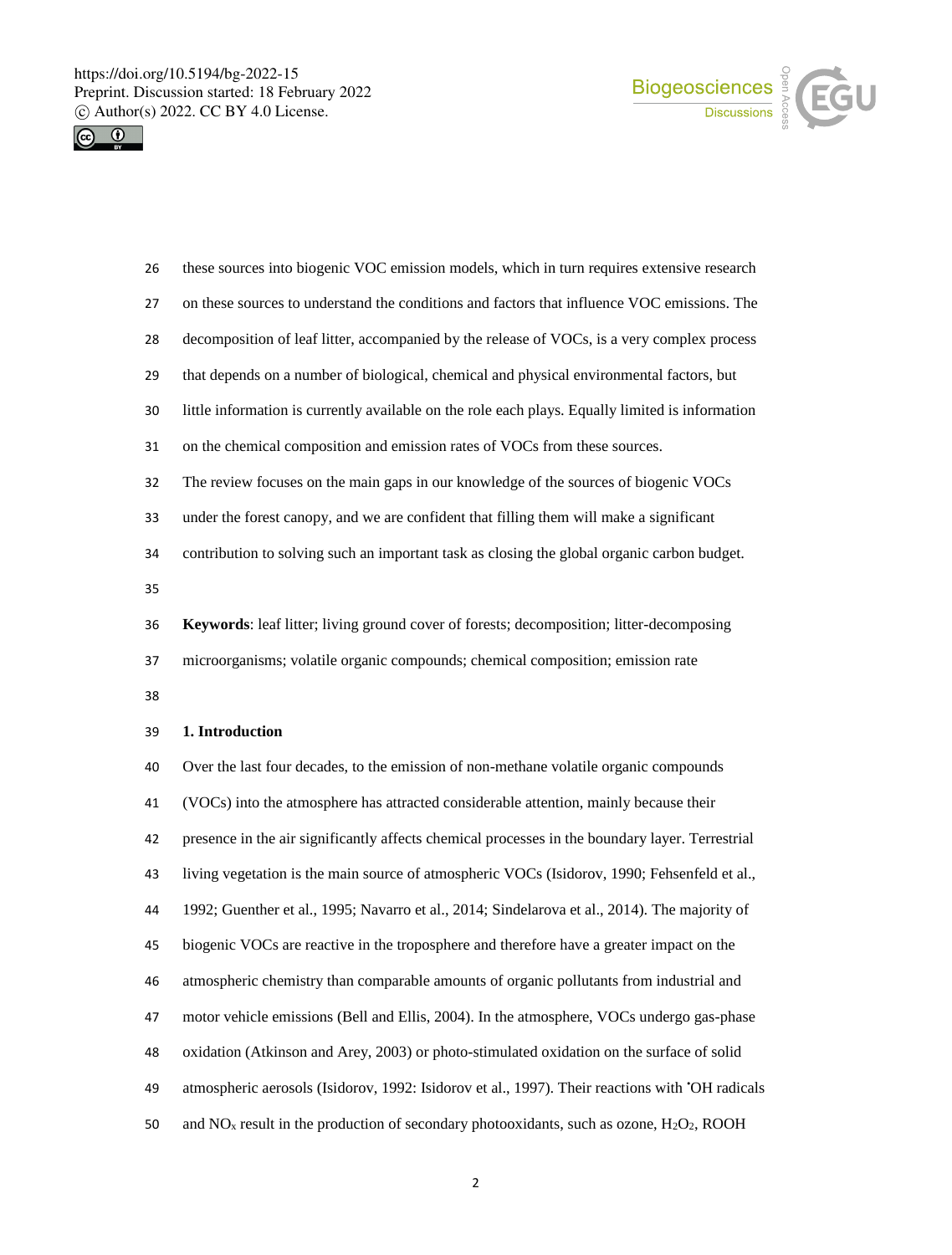these sources into biogenic VOC emission models, which in turn requires extensive research on these sources to understand the conditions and factors that influence VOC emissions. The decomposition of leaf litter, accompanied by the release of VOCs, is a very complex process that depends on a number of biological, chemical and physical environmental factors, but little information is currently available on the role each plays. Equally limited is information on the chemical composition and emission rates of VOCs from these sources.

The review focuses on the main gaps in our knowledge of the sources of biogenic VOCs under the forest canopy, and we are confident that filling them will make a significant contribution to solving such an important task as closing the global organic carbon budget.

**Keywords**: leaf litter; living ground cover of forests; decomposition; litter-decomposing microorganisms; volatile organic compounds; chemical composition; emission rate

## 1. Introduction

Over the last four decades, to the emission of non-methane volatile organic compounds (VOCs) into the atmosphere has attracted considerable attention, mainly because their presence in the air significantly affects chemical processes in the boundary layer. Terrestrial living vegetation is the main source of atmospheric VOCs (Isidorov, 1990; Fehsenfeld et al., 1992; Guenther et al., 1995; Navarro et al., 2014; Sindelarova et al., 2014). The majority of biogenic VOCs are reactive in the troposphere and therefore have a greater impact on the atmospheric chemistry than comparable amounts of organic pollutants from industrial and motor vehicle emissions (Bell and Ellis, 2004). In the atmosphere, VOCs undergo gas-phase oxidation (Atkinson and Arey, 2003) or photo-stimulated oxidation on the surface of solid atmospheric aerosols (Isidorov, 1992: Isidorov et al., 1997). Their reactions with ${}^{\bullet}OH$ radicals and $NO_x$ result in the production of secondary photooxidants, such as ozone, $H_2O_2$, ROOH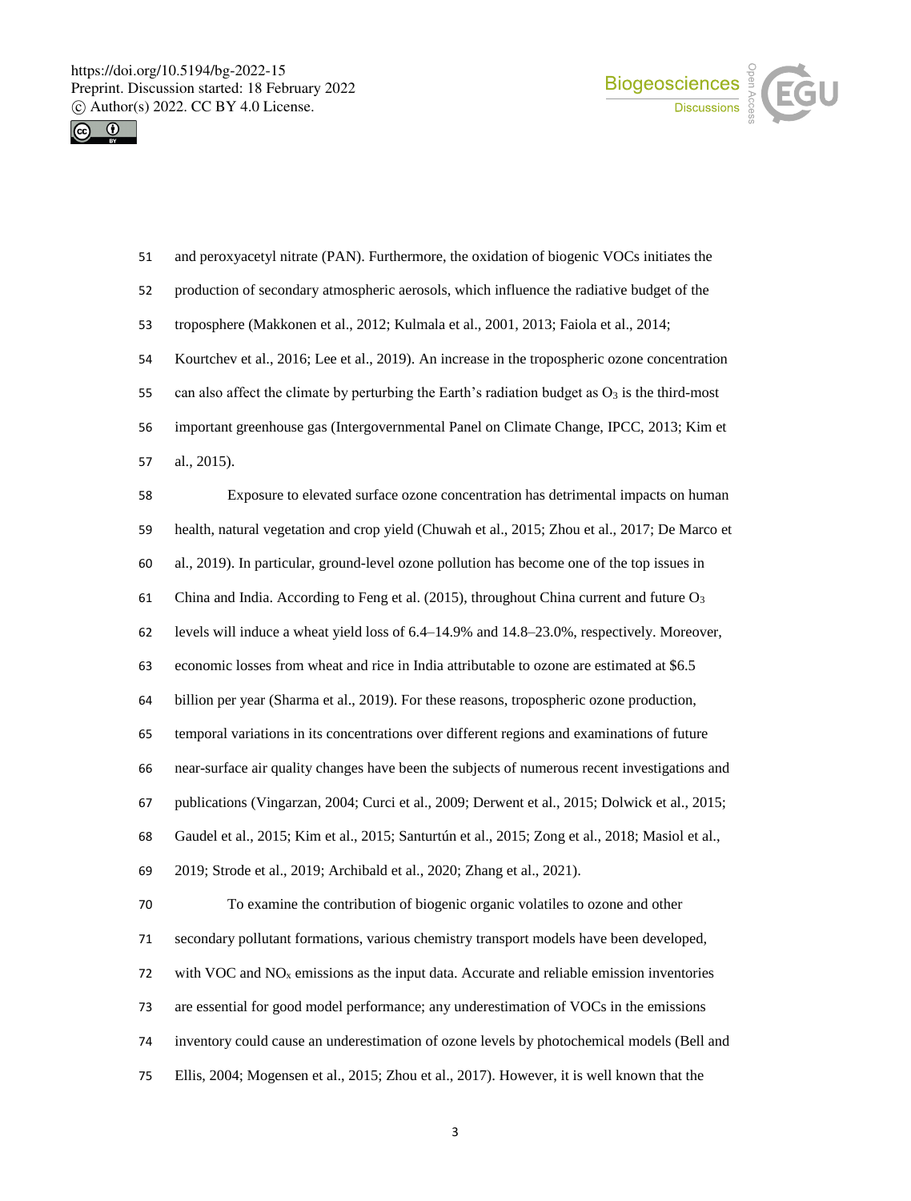and peroxyacetyl nitrate (PAN). Furthermore, the oxidation of biogenic VOCs initiates the production of secondary atmospheric aerosols, which influence the radiative budget of the troposphere (Makkonen et al., 2012; Kulmala et al., 2001, 2013; Faiola et al., 2014; Kourtchev et al., 2016; Lee et al., 2019). An increase in the tropospheric ozone concentration can also affect the climate by perturbing the Earth's radiation budget as $O_3$ is the third-most important greenhouse gas (Intergovernmental Panel on Climate Change, IPCC, 2013; Kim et al., 2015).

Exposure to elevated surface ozone concentration has detrimental impacts on human health, natural vegetation and crop yield (Chuwah et al., 2015; Zhou et al., 2017; De Marco et al., 2019). In particular, ground-level ozone pollution has become one of the top issues in China and India. According to Feng et al. (2015), throughout China current and future $O_3$ levels will induce a wheat yield loss of 6.4–14.9% and 14.8–23.0%, respectively. Moreover, economic losses from wheat and rice in India attributable to ozone are estimated at $6.5 billion per year (Sharma et al., 2019). For these reasons, tropospheric ozone production, temporal variations in its concentrations over different regions and examinations of future near-surface air quality changes have been the subjects of numerous recent investigations and publications (Vingarzan, 2004; Curci et al., 2009; Derwent et al., 2015; Dolwick et al., 2015; Gaudel et al., 2015; Kim et al., 2015; Santurtún et al., 2015; Zong et al., 2018; Masiol et al., 2019; Strode et al., 2019; Archibald et al., 2020; Zhang et al., 2021).

To examine the contribution of biogenic organic volatiles to ozone and other secondary pollutant formations, various chemistry transport models have been developed, with VOC and $NO_x$ emissions as the input data. Accurate and reliable emission inventories are essential for good model performance; any underestimation of VOCs in the emissions inventory could cause an underestimation of ozone levels by photochemical models (Bell and Ellis, 2004; Mogensen et al., 2015; Zhou et al., 2017). However, it is well known that the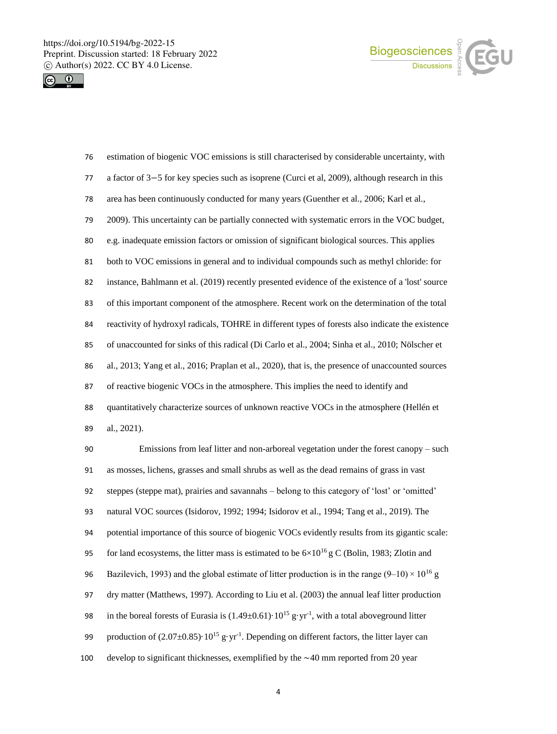estimation of biogenic VOC emissions is still characterised by considerable uncertainty, with a factor of 3−5 for key species such as isoprene (Curci et al, 2009), although research in this area has been continuously conducted for many years (Guenther et al., 2006; Karl et al., 2009). This uncertainty can be partially connected with systematic errors in the VOC budget, e.g. inadequate emission factors or omission of significant biological sources. This applies both to VOC emissions in general and to individual compounds such as methyl chloride: for instance, Bahlmann et al. (2019) recently presented evidence of the existence of a 'lost' source of this important component of the atmosphere. Recent work on the determination of the total reactivity of hydroxyl radicals, TOHRE in different types of forests also indicate the existence of unaccounted for sinks of this radical (Di Carlo et al., 2004; Sinha et al., 2010; Nölscher et al., 2013; Yang et al., 2016; Praplan et al., 2020), that is, the presence of unaccounted sources of reactive biogenic VOCs in the atmosphere. This implies the need to identify and quantitatively characterize sources of unknown reactive VOCs in the atmosphere (Hellén et al., 2021).

Emissions from leaf litter and non-arboreal vegetation under the forest canopy – such as mosses, lichens, grasses and small shrubs as well as the dead remains of grass in vast steppes (steppe mat), prairies and savannahs – belong to this category of 'lost' or 'omitted' natural VOC sources (Isidorov, 1992; 1994; Isidorov et al., 1994; Tang et al., 2019). The potential importance of this source of biogenic VOCs evidently results from its gigantic scale: for land ecosystems, the litter mass is estimated to be $6 \times 10^{16}$ g C (Bolin, 1983; Zlotin and Bazilevich, 1993) and the global estimate of litter production is in the range $(9–10) \times 10^{16}$ g dry matter (Matthews, 1997). According to Liu et al. (2003) the annual leaf litter production in the boreal forests of Eurasia is $(1.49 \pm 0.61) \cdot 10^{15}$ $g \cdot yr^{-1}$, with a total aboveground litter production of $(2.07 \pm 0.85) \cdot 10^{15}$ $g \cdot yr^{-1}$. Depending on different factors, the litter layer can develop to significant thicknesses, exemplified by the ∼40 mm reported from 20 year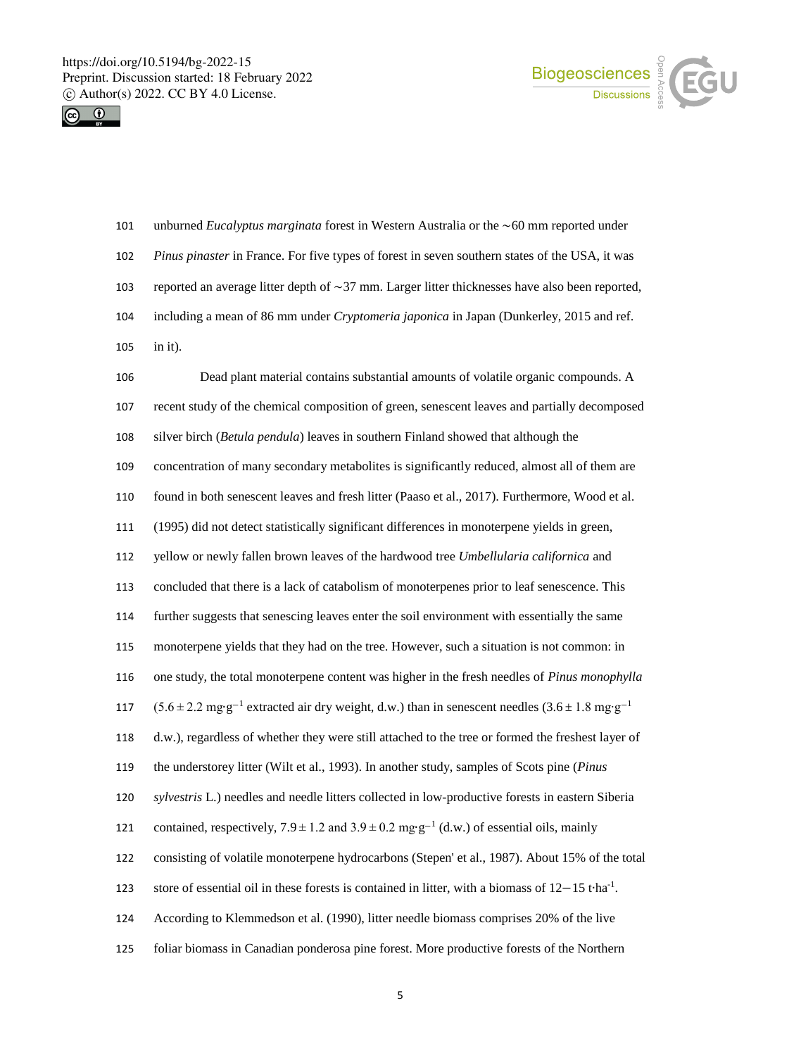unburned *Eucalyptus marginata* forest in Western Australia or the ∼60 mm reported under *Pinus pinaster* in France. For five types of forest in seven southern states of the USA, it was reported an average litter depth of ∼37 mm. Larger litter thicknesses have also been reported, including a mean of 86 mm under *Cryptomeria japonica* in Japan (Dunkerley, 2015 and ref. in it).

Dead plant material contains substantial amounts of volatile organic compounds. A recent study of the chemical composition of green, senescent leaves and partially decomposed silver birch (*Betula pendula*) leaves in southern Finland showed that although the concentration of many secondary metabolites is significantly reduced, almost all of them are found in both senescent leaves and fresh litter (Paaso et al., 2017). Furthermore, Wood et al. (1995) did not detect statistically significant differences in monoterpene yields in green, yellow or newly fallen brown leaves of the hardwood tree *Umbellularia californica* and concluded that there is a lack of catabolism of monoterpenes prior to leaf senescence. This further suggests that senescing leaves enter the soil environment with essentially the same monoterpene yields that they had on the tree. However, such a situation is not common: in one study, the total monoterpene content was higher in the fresh needles of *Pinus monophylla* ($5.6 \pm 2.2$ mg·g$^{-1}$ extracted air dry weight, d.w.) than in senescent needles ($3.6 \pm 1.8$ mg·g$^{-1}$ d.w.), regardless of whether they were still attached to the tree or formed the freshest layer of the understorey litter (Wilt et al., 1993). In another study, samples of Scots pine (*Pinus sylvestris* L.) needles and needle litters collected in low-productive forests in eastern Siberia contained, respectively, $7.9 \pm 1.2$ and $3.9 \pm 0.2$ mg·g$^{-1}$ (d.w.) of essential oils, mainly consisting of volatile monoterpene hydrocarbons (Stepen' et al., 1987). About 15% of the total store of essential oil in these forests is contained in litter, with a biomass of 12−15 t·ha$^{-1}$. According to Klemmedson et al. (1990), litter needle biomass comprises 20% of the live foliar biomass in Canadian ponderosa pine forest. More productive forests of the Northern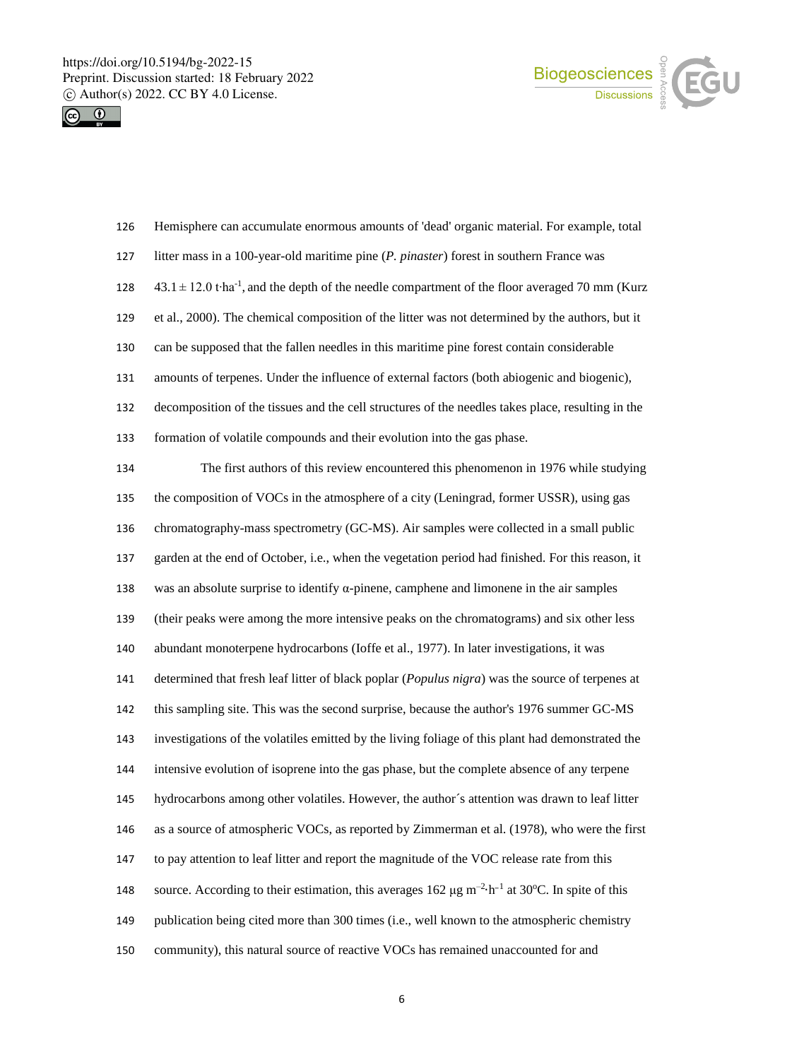Hemisphere can accumulate enormous amounts of 'dead' organic material. For example, total litter mass in a 100-year-old maritime pine (*P. pinaster*) forest in southern France was $43.1 \pm 12.0$ t·ha$^{-1}$, and the depth of the needle compartment of the floor averaged 70 mm (Kurz et al., 2000). The chemical composition of the litter was not determined by the authors, but it can be supposed that the fallen needles in this maritime pine forest contain considerable amounts of terpenes. Under the influence of external factors (both abiogenic and biogenic), decomposition of the tissues and the cell structures of the needles takes place, resulting in the formation of volatile compounds and their evolution into the gas phase.

The first authors of this review encountered this phenomenon in 1976 while studying the composition of VOCs in the atmosphere of a city (Leningrad, former USSR), using gas chromatography-mass spectrometry (GC-MS). Air samples were collected in a small public garden at the end of October, i.e., when the vegetation period had finished. For this reason, it was an absolute surprise to identify α-pinene, camphene and limonene in the air samples (their peaks were among the more intensive peaks on the chromatograms) and six other less abundant monoterpene hydrocarbons (Ioffe et al., 1977). In later investigations, it was determined that fresh leaf litter of black poplar (*Populus nigra*) was the source of terpenes at this sampling site. This was the second surprise, because the author's 1976 summer GC-MS investigations of the volatiles emitted by the living foliage of this plant had demonstrated the intensive evolution of isoprene into the gas phase, but the complete absence of any terpene hydrocarbons among other volatiles. However, the author´s attention was drawn to leaf litter as a source of atmospheric VOCs, as reported by Zimmerman et al. (1978), who were the first to pay attention to leaf litter and report the magnitude of the VOC release rate from this source. According to their estimation, this averages 162 μg m$^{-2}$·h$^{-1}$ at 30$^{o}$C. In spite of this publication being cited more than 300 times (i.e., well known to the atmospheric chemistry community), this natural source of reactive VOCs has remained unaccounted for and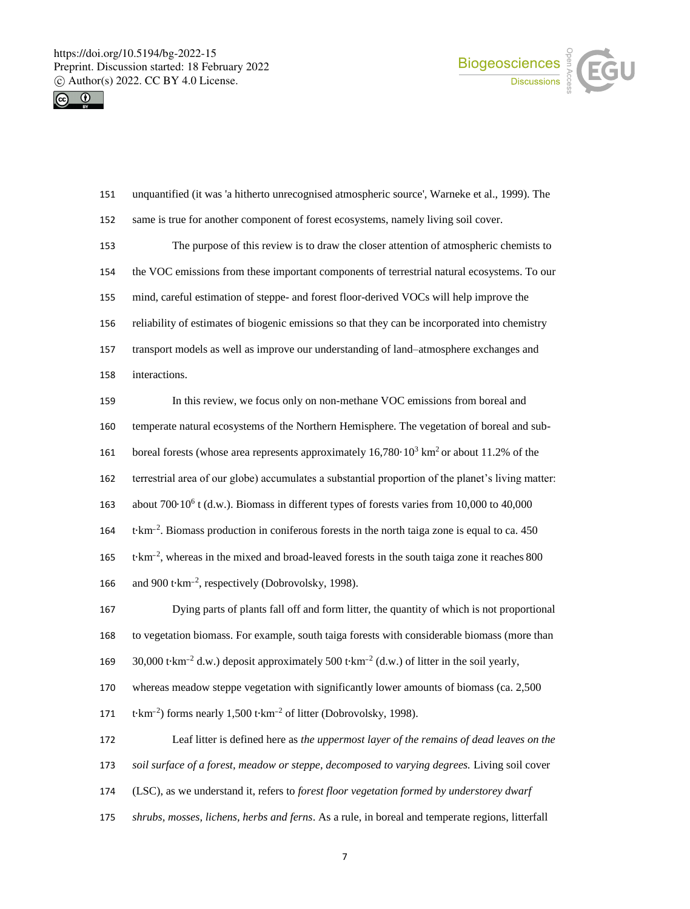unquantified (it was 'a hitherto unrecognised atmospheric source', Warneke et al., 1999). The same is true for another component of forest ecosystems, namely living soil cover.

The purpose of this review is to draw the closer attention of atmospheric chemists to the VOC emissions from these important components of terrestrial natural ecosystems. To our mind, careful estimation of steppe- and forest floor-derived VOCs will help improve the reliability of estimates of biogenic emissions so that they can be incorporated into chemistry transport models as well as improve our understanding of land–atmosphere exchanges and interactions.

In this review, we focus only on non-methane VOC emissions from boreal and temperate natural ecosystems of the Northern Hemisphere. The vegetation of boreal and sub-boreal forests (whose area represents approximately $16{,}780 \cdot 10^3$ km$^2$ or about 11.2% of the terrestrial area of our globe) accumulates a substantial proportion of the planet's living matter: about $700 \cdot 10^6$ t (d.w.). Biomass in different types of forests varies from 10,000 to 40,000 t·km$^{-2}$. Biomass production in coniferous forests in the north taiga zone is equal to ca. 450 t·km$^{-2}$, whereas in the mixed and broad-leaved forests in the south taiga zone it reaches 800 and 900 t·km$^{-2}$, respectively (Dobrovolsky, 1998).

Dying parts of plants fall off and form litter, the quantity of which is not proportional to vegetation biomass. For example, south taiga forests with considerable biomass (more than 30,000 t·km$^{-2}$ d.w.) deposit approximately 500 t·km$^{-2}$ (d.w.) of litter in the soil yearly, whereas meadow steppe vegetation with significantly lower amounts of biomass (ca. 2,500 t·km$^{-2}$) forms nearly 1,500 t·km$^{-2}$ of litter (Dobrovolsky, 1998).

Leaf litter is defined here as *the uppermost layer of the remains of dead leaves on the soil surface of a forest, meadow or steppe, decomposed to varying degrees.* Living soil cover (LSC), as we understand it, refers to *forest floor vegetation formed by understorey dwarf shrubs, mosses, lichens, herbs and ferns*. As a rule, in boreal and temperate regions, litterfall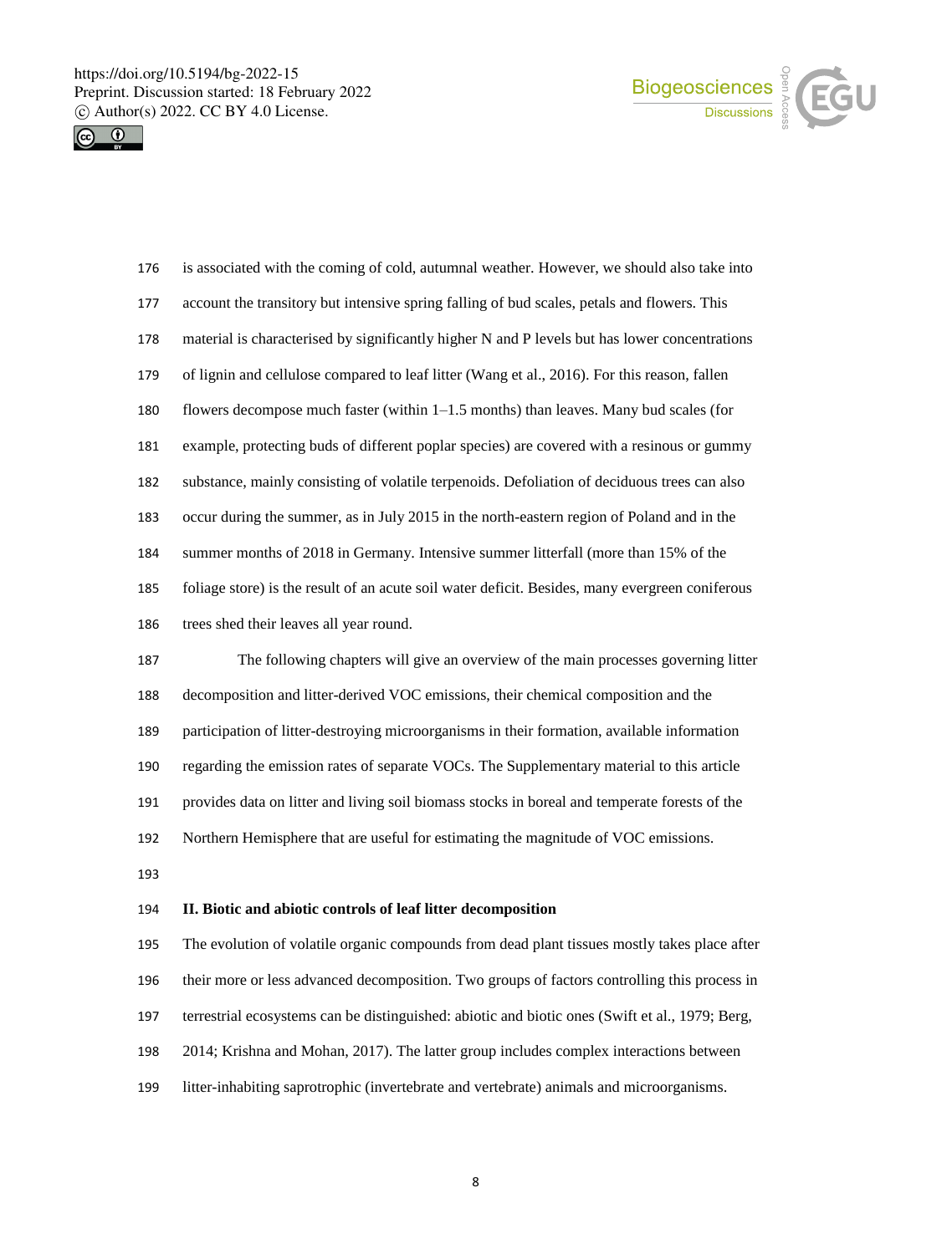is associated with the coming of cold, autumnal weather. However, we should also take into account the transitory but intensive spring falling of bud scales, petals and flowers. This material is characterised by significantly higher N and P levels but has lower concentrations of lignin and cellulose compared to leaf litter (Wang et al., 2016). For this reason, fallen flowers decompose much faster (within 1–1.5 months) than leaves. Many bud scales (for example, protecting buds of different poplar species) are covered with a resinous or gummy substance, mainly consisting of volatile terpenoids. Defoliation of deciduous trees can also occur during the summer, as in July 2015 in the north-eastern region of Poland and in the summer months of 2018 in Germany. Intensive summer litterfall (more than 15% of the foliage store) is the result of an acute soil water deficit. Besides, many evergreen coniferous trees shed their leaves all year round.

The following chapters will give an overview of the main processes governing litter decomposition and litter-derived VOC emissions, their chemical composition and the participation of litter-destroying microorganisms in their formation, available information regarding the emission rates of separate VOCs. The Supplementary material to this article provides data on litter and living soil biomass stocks in boreal and temperate forests of the Northern Hemisphere that are useful for estimating the magnitude of VOC emissions.

## II. Biotic and abiotic controls of leaf litter decomposition

The evolution of volatile organic compounds from dead plant tissues mostly takes place after their more or less advanced decomposition. Two groups of factors controlling this process in terrestrial ecosystems can be distinguished: abiotic and biotic ones (Swift et al., 1979; Berg, 2014; Krishna and Mohan, 2017). The latter group includes complex interactions between litter-inhabiting saprotrophic (invertebrate and vertebrate) animals and microorganisms.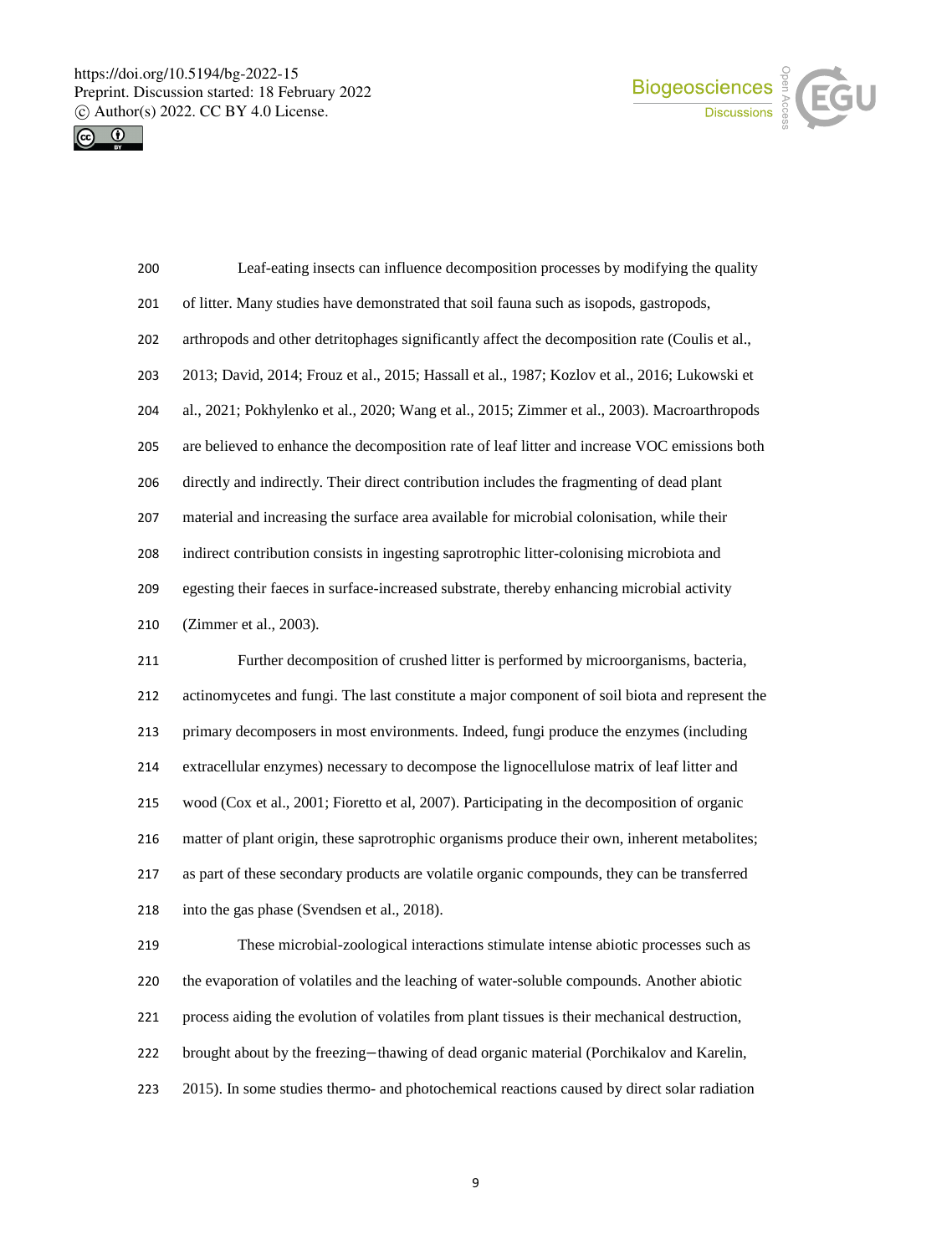Leaf-eating insects can influence decomposition processes by modifying the quality of litter. Many studies have demonstrated that soil fauna such as isopods, gastropods, arthropods and other detritophages significantly affect the decomposition rate (Coulis et al., 2013; David, 2014; Frouz et al., 2015; Hassall et al., 1987; Kozlov et al., 2016; Lukowski et al., 2021; Pokhylenko et al., 2020; Wang et al., 2015; Zimmer et al., 2003). Macroarthropods are believed to enhance the decomposition rate of leaf litter and increase VOC emissions both directly and indirectly. Their direct contribution includes the fragmenting of dead plant material and increasing the surface area available for microbial colonisation, while their indirect contribution consists in ingesting saprotrophic litter-colonising microbiota and egesting their faeces in surface-increased substrate, thereby enhancing microbial activity (Zimmer et al., 2003).

Further decomposition of crushed litter is performed by microorganisms, bacteria, actinomycetes and fungi. The last constitute a major component of soil biota and represent the primary decomposers in most environments. Indeed, fungi produce the enzymes (including extracellular enzymes) necessary to decompose the lignocellulose matrix of leaf litter and wood (Cox et al., 2001; Fioretto et al, 2007). Participating in the decomposition of organic matter of plant origin, these saprotrophic organisms produce their own, inherent metabolites; as part of these secondary products are volatile organic compounds, they can be transferred into the gas phase (Svendsen et al., 2018).

These microbial-zoological interactions stimulate intense abiotic processes such as the evaporation of volatiles and the leaching of water-soluble compounds. Another abiotic process aiding the evolution of volatiles from plant tissues is their mechanical destruction, brought about by the freezing–thawing of dead organic material (Porchikalov and Karelin, 2015). In some studies thermo- and photochemical reactions caused by direct solar radiation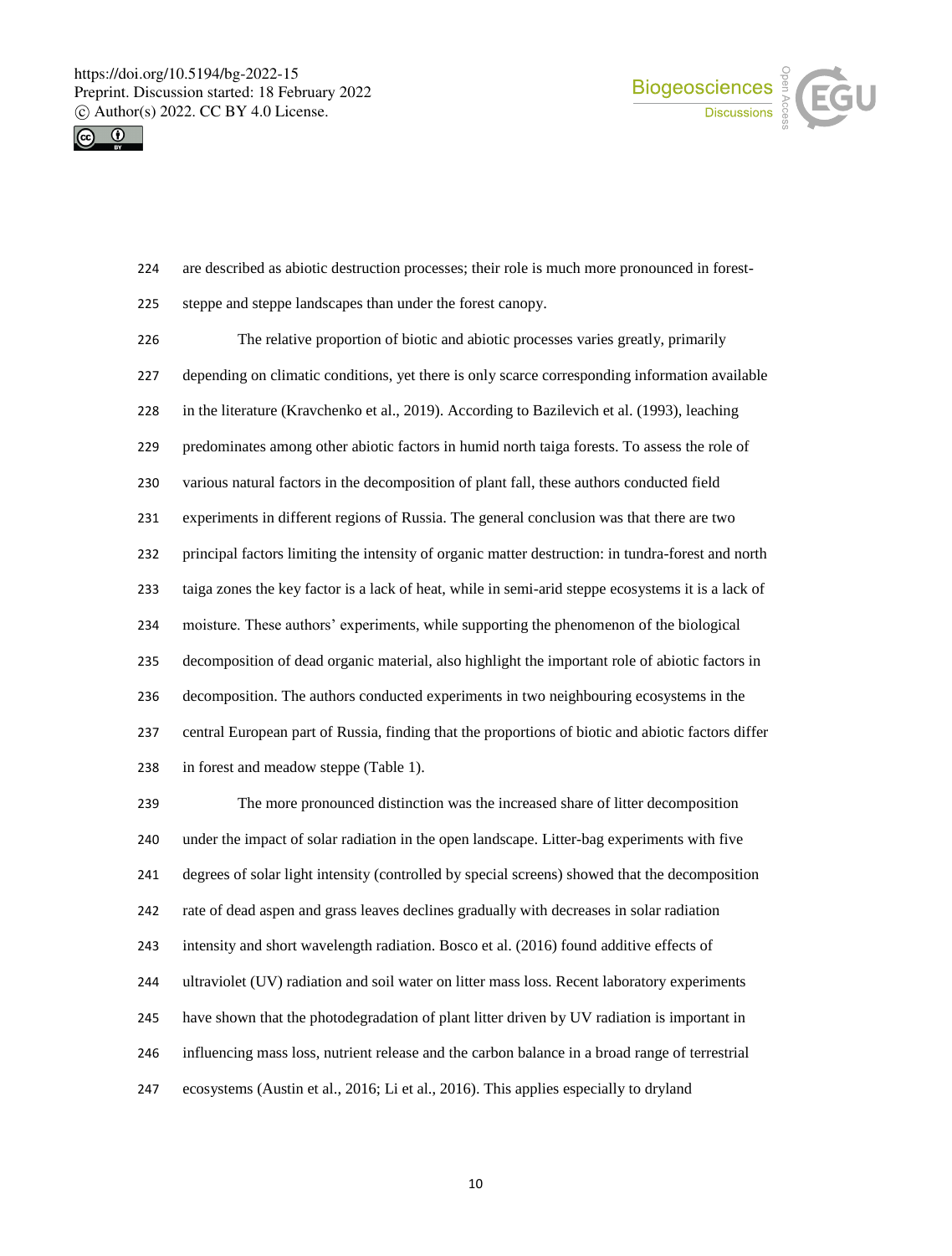are described as abiotic destruction processes; their role is much more pronounced in forest-steppe and steppe landscapes than under the forest canopy.

The relative proportion of biotic and abiotic processes varies greatly, primarily depending on climatic conditions, yet there is only scarce corresponding information available in the literature (Kravchenko et al., 2019). According to Bazilevich et al. (1993), leaching predominates among other abiotic factors in humid north taiga forests. To assess the role of various natural factors in the decomposition of plant fall, these authors conducted field experiments in different regions of Russia. The general conclusion was that there are two principal factors limiting the intensity of organic matter destruction: in tundra-forest and north taiga zones the key factor is a lack of heat, while semi-arid steppe ecosystems it is a lack of moisture. These authors' experiments, while supporting the phenomenon of the biological decomposition of dead organic material, also highlight the important role of abiotic factors in decomposition. The authors conducted experiments in two neighbouring ecosystems in the central European part of Russia, finding that the proportions of biotic and abiotic factors differ in forest and meadow steppe (Table 1).

The more pronounced distinction was the increased share of litter decomposition under the impact of solar radiation in the open landscape. Litter-bag experiments with five degrees of solar light intensity (controlled by special screens) showed that the decomposition rate of dead aspen and grass leaves declines gradually with decreases in solar radiation intensity and short wavelength radiation. Bosco et al. (2016) found additive effects of ultraviolet (UV) radiation and soil water on litter mass loss. Recent laboratory experiments have shown that the photodegradation of plant litter driven by UV radiation is important in influencing mass loss, nutrient release and the carbon balance in a broad range of terrestrial ecosystems (Austin et al., 2016; Li et al., 2016). This applies especially to dryland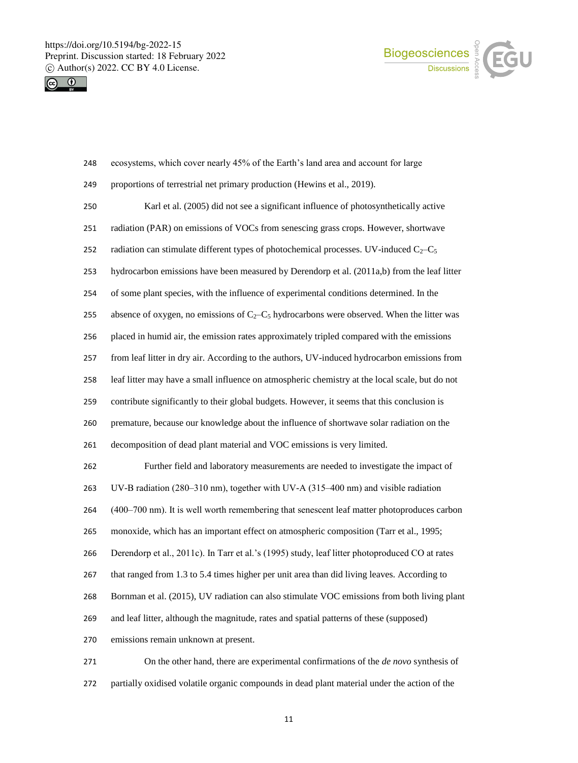ecosystems, which cover nearly 45% of the Earth's land area and account for large proportions of terrestrial net primary production (Hewins et al., 2019).

Karl et al. (2005) did not see a significant influence of photosynthetically active radiation (PAR) on emissions of VOCs from senescing grass crops. However, shortwave radiation can stimulate different types of photochemical processes. UV-induced $C_2$–$C_5$ hydrocarbon emissions have been measured by Derendorp et al. (2011a,b) from the leaf litter of some plant species, with the influence of experimental conditions determined. In the absence of oxygen, no emissions of $C_2$–$C_5$ hydrocarbons were observed. When the litter was placed in humid air, the emission rates approximately tripled compared with the emissions from leaf litter in dry air. According to the authors, UV-induced hydrocarbon emissions from leaf litter may have a small influence on atmospheric chemistry at the local scale, but do not contribute significantly to their global budgets. However, it seems that this conclusion is premature, because our knowledge about the influence of shortwave solar radiation on the decomposition of dead plant material and VOC emissions is very limited.

Further field and laboratory measurements are needed to investigate the impact of UV-B radiation (280–310 nm), together with UV-A (315–400 nm) and visible radiation (400–700 nm). It is well worth remembering that senescent leaf matter photoproduces carbon monoxide, which has an important effect on atmospheric composition (Tarr et al., 1995; Derendorp et al., 2011c). In Tarr et al.'s (1995) study, leaf litter photoproduced CO at rates that ranged from 1.3 to 5.4 times higher per unit area than did living leaves. According to Bornman et al. (2015), UV radiation can also stimulate VOC emissions from both living plant and leaf litter, although the magnitude, rates and spatial patterns of these (supposed) emissions remain unknown at present.

On the other hand, there are experimental confirmations of the *de novo* synthesis of partially oxidised volatile organic compounds in dead plant material under the action of the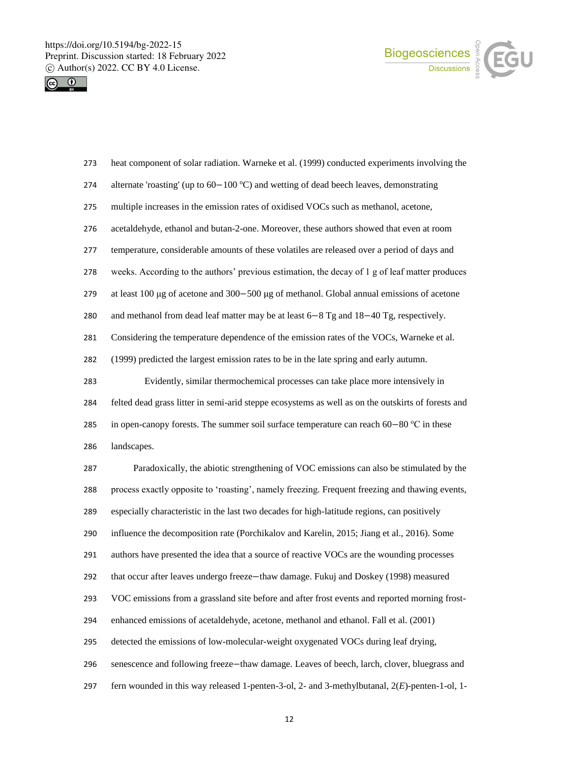heat component of solar radiation. Warneke et al. (1999) conducted experiments involving the alternate 'roasting' (up to 60−100 °C) and wetting of dead beech leaves, demonstrating multiple increases in the emission rates of oxidised VOCs such as methanol, acetone, acetaldehyde, ethanol and butan-2-one. Moreover, these authors showed that even at room temperature, considerable amounts of these volatiles are released over a period of days and weeks. According to the authors' previous estimation, the decay of 1 g of leaf matter produces at least 100 μg of acetone and 300−500 μg of methanol. Global annual emissions of acetone and methanol from dead leaf matter may be at least 6−8 Tg and 18−40 Tg, respectively. Considering the temperature dependence of the emission rates of the VOCs, Warneke et al. (1999) predicted the largest emission rates to be in the late spring and early autumn.

Evidently, similar thermochemical processes can take place more intensively in felted dead grass litter in semi-arid steppe ecosystems as well as on the outskirts of forests and in open-canopy forests. The summer soil surface temperature can reach 60−80 °C in these landscapes.

Paradoxically, the abiotic strengthening of VOC emissions can also be stimulated by the process exactly opposite to 'roasting', namely freezing. Frequent freezing and thawing events, especially characteristic in the last two decades for high-latitude regions, can positively influence the decomposition rate (Porchikalov and Karelin, 2015; Jiang et al., 2016). Some authors have presented the idea that a source of reactive VOCs are the wounding processes that occur after leaves undergo freeze−thaw damage. Fukuj and Doskey (1998) measured VOC emissions from a grassland site before and after frost events and reported morning frost-enhanced emissions of acetaldehyde, acetone, methanol and ethanol. Fall et al. (2001) detected the emissions of low-molecular-weight oxygenated VOCs during leaf drying, senescence and following freeze−thaw damage. Leaves of beech, larch, clover, bluegrass and fern wounded in this way released 1-penten-3-ol, 2- and 3-methylbutanal, 2(*E*)-penten-1-ol, 1-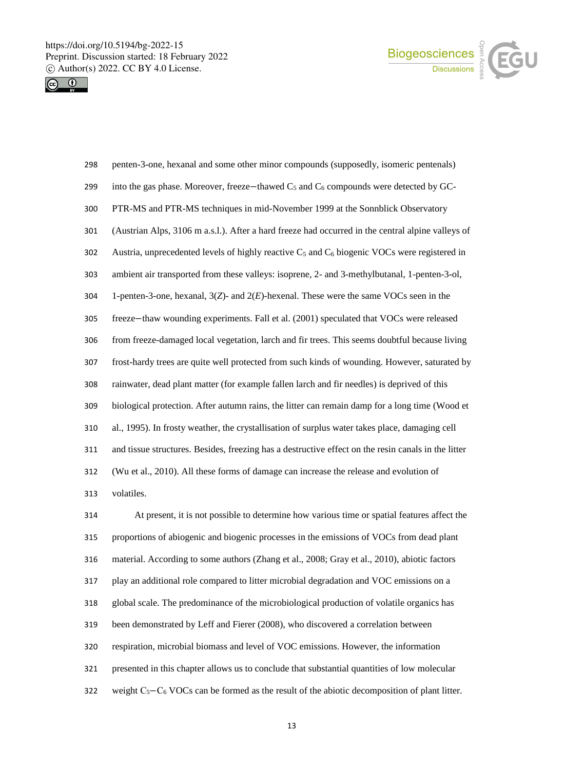penten-3-one, hexanal and some other minor compounds (supposedly, isomeric pentenals) into the gas phase. Moreover, freeze−thawed $C_5$ and $C_6$ compounds were detected by GC-PTR-MS and PTR-MS techniques in mid-November 1999 at the Sonnblick Observatory (Austrian Alps, 3106 m a.s.l.). After a hard freeze had occurred in the central alpine valleys of Austria, unprecedented levels of highly reactive $C_5$ and $C_6$ biogenic VOCs were registered in ambient air transported from these valleys: isoprene, 2- and 3-methylbutanal, 1-penten-3-ol, 1-penten-3-one, hexanal, 3(*Z*)- and 2(*E*)-hexenal. These were the same VOCs seen in the freeze−thaw wounding experiments. Fall et al. (2001) speculated that VOCs were released from freeze-damaged local vegetation, larch and fir trees. This seems doubtful because living frost-hardy trees are quite well protected from such kinds of wounding. However, saturated by rainwater, dead plant matter (for example fallen larch and fir needles) is deprived of this biological protection. After autumn rains, the litter can remain damp for a long time (Wood et al., 1995). In frosty weather, the crystallisation of surplus water takes place, damaging cell and tissue structures. Besides, freezing has a destructive effect on the resin canals in the litter (Wu et al., 2010). All these forms of damage can increase the release and evolution of volatiles.

At present, it is not possible to determine how various time or spatial features affect the proportions of abiogenic and biogenic processes in the emissions of VOCs from dead plant material. According to some authors (Zhang et al., 2008; Gray et al., 2010), abiotic factors play an additional role compared to litter microbial degradation and VOC emissions on a global scale. The predominance of the microbiological production of volatile organics has been demonstrated by Leff and Fierer (2008), who discovered a correlation between respiration, microbial biomass and level of VOC emissions. However, the information presented in this chapter allows us to conclude that substantial quantities of low molecular weight $C_5$−$C_6$ VOCs can be formed as the result of the abiotic decomposition of plant litter.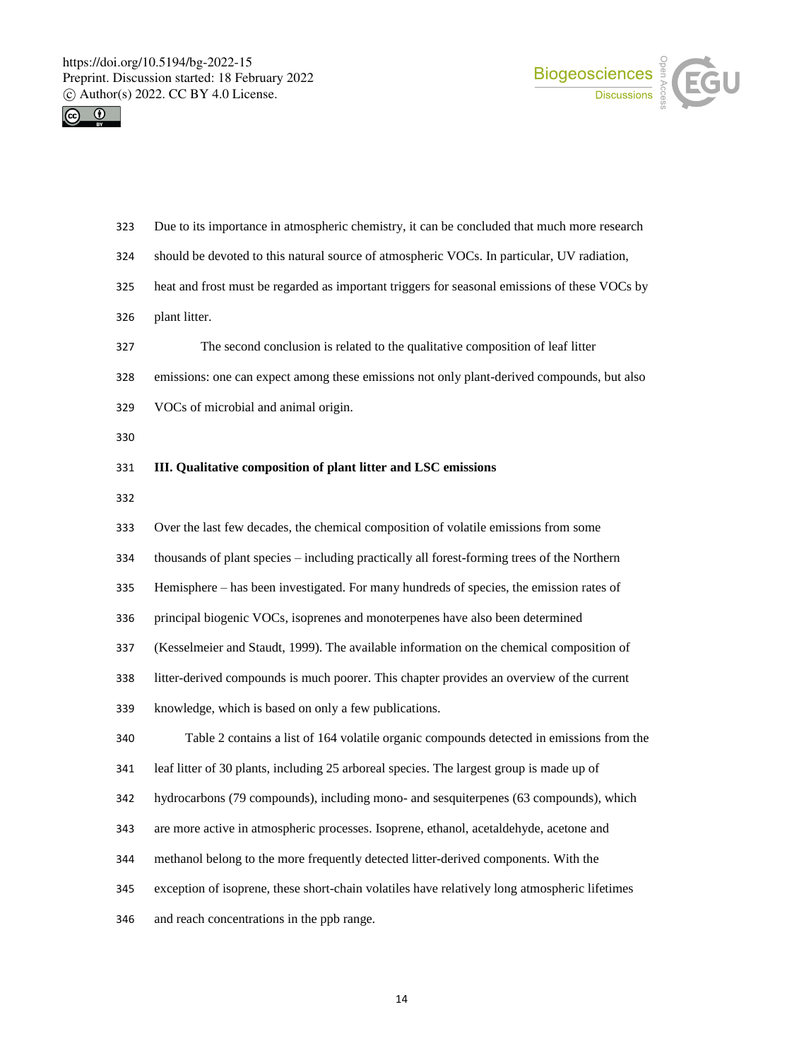Due to its importance in atmospheric chemistry, it can be concluded that much more research should be devoted to this natural source of atmospheric VOCs. In particular, UV radiation, heat and frost must be regarded as important triggers for seasonal emissions of these VOCs by plant litter.

The second conclusion is related to the qualitative composition of leaf litter emissions: one can expect among these emissions not only plant-derived compounds, but also VOCs of microbial and animal origin.

## III. Qualitative composition of plant litter and LSC emissions

Over the last few decades, the chemical composition of volatile emissions from some thousands of plant species – including practically all forest-forming trees of the Northern Hemisphere – has been investigated. For many hundreds of species, the emission rates of principal biogenic VOCs, isoprenes and monoterpenes have also been determined (Kesselmeier and Staudt, 1999). The available information on the chemical composition of litter-derived compounds is much poorer. This chapter provides an overview of the current knowledge, which is based on only a few publications.

Table 2 contains a list of 164 volatile organic compounds detected in emissions from the leaf litter of 30 plants, including 25 arboreal species. The largest group is made up of hydrocarbons (79 compounds), including mono- and sesquiterpenes (63 compounds), which are more active in atmospheric processes. Isoprene, ethanol, acetaldehyde, acetone and methanol belong to the more frequently detected litter-derived components. With the exception of isoprene, these short-chain volatiles have relatively long atmospheric lifetimes and reach concentrations in the ppb range.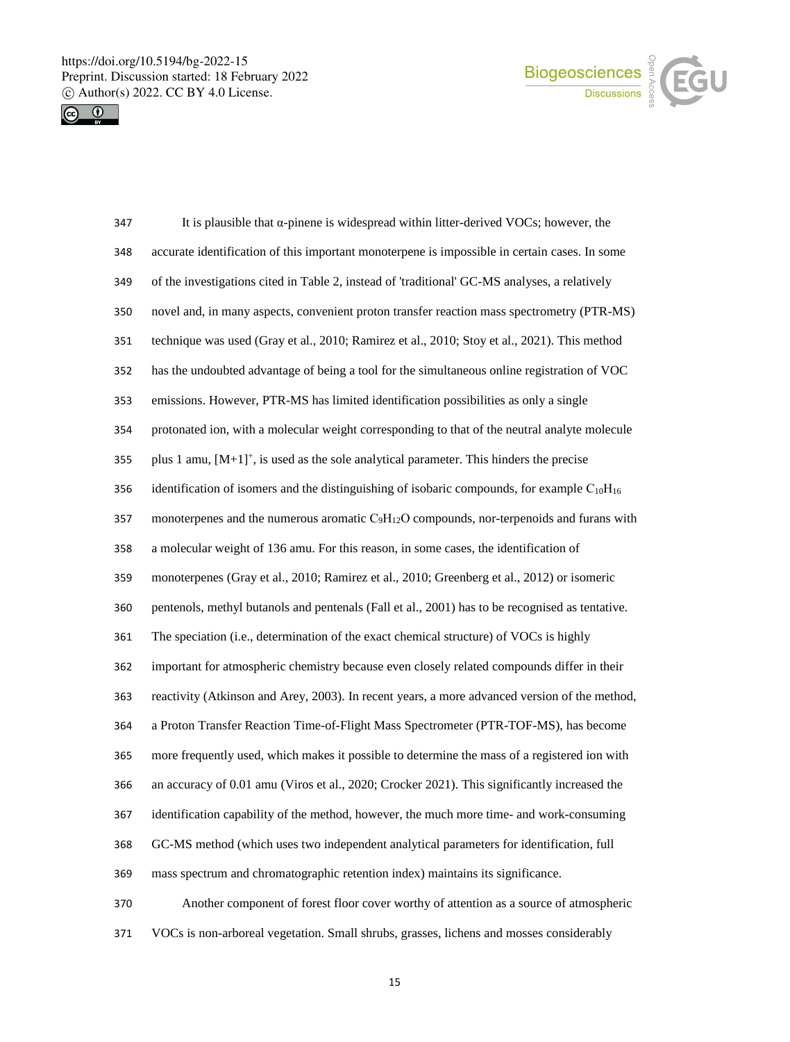It is plausible that α-pinene is widespread within litter-derived VOCs; however, the accurate identification of this important monoterpene is impossible in certain cases. In some of the investigations cited in Table 2, instead of 'traditional' GC-MS analyses, a relatively novel and, in many aspects, convenient proton transfer reaction mass spectrometry (PTR-MS) technique was used (Gray et al., 2010; Ramirez et al., 2010; Stoy et al., 2021). This method has the undoubted advantage of being a tool for the simultaneous online registration of VOC emissions. However, PTR-MS has limited identification possibilities as only a single protonated ion, with a molecular weight corresponding to that of the neutral analyte molecule plus 1 amu, $[M+1]^+$, is used as the sole analytical parameter. This hinders the precise identification of isomers and the distinguishing of isobaric compounds, for example $C_{10}H_{16}$ monoterpenes and the numerous aromatic $C_9H_{12}O$ compounds, nor-terpenoids and furans with a molecular weight of 136 amu. For this reason, in some cases, the identification of monoterpenes (Gray et al., 2010; Ramirez et al., 2010; Greenberg et al., 2012) or isomeric pentenols, methyl butanols and pentenals (Fall et al., 2001) has to be recognised as tentative. The speciation (i.e., determination of the exact chemical structure) of VOCs is highly important for atmospheric chemistry because even closely related compounds differ in their reactivity (Atkinson and Arey, 2003). In recent years, a more advanced version of the method, a Proton Transfer Reaction Time-of-Flight Mass Spectrometer (PTR-TOF-MS), has become more frequently used, which makes it possible to determine the mass of a registered ion with an accuracy of 0.01 amu (Viros et al., 2020; Crocker 2021). This significantly increased the identification capability of the method, however, the much more time- and work-consuming GC-MS method (which uses two independent analytical parameters for identification, full mass spectrum and chromatographic retention index) maintains its significance.

Another component of forest floor cover worthy of attention as a source of atmospheric VOCs is non-arboreal vegetation. Small shrubs, grasses, lichens and mosses considerably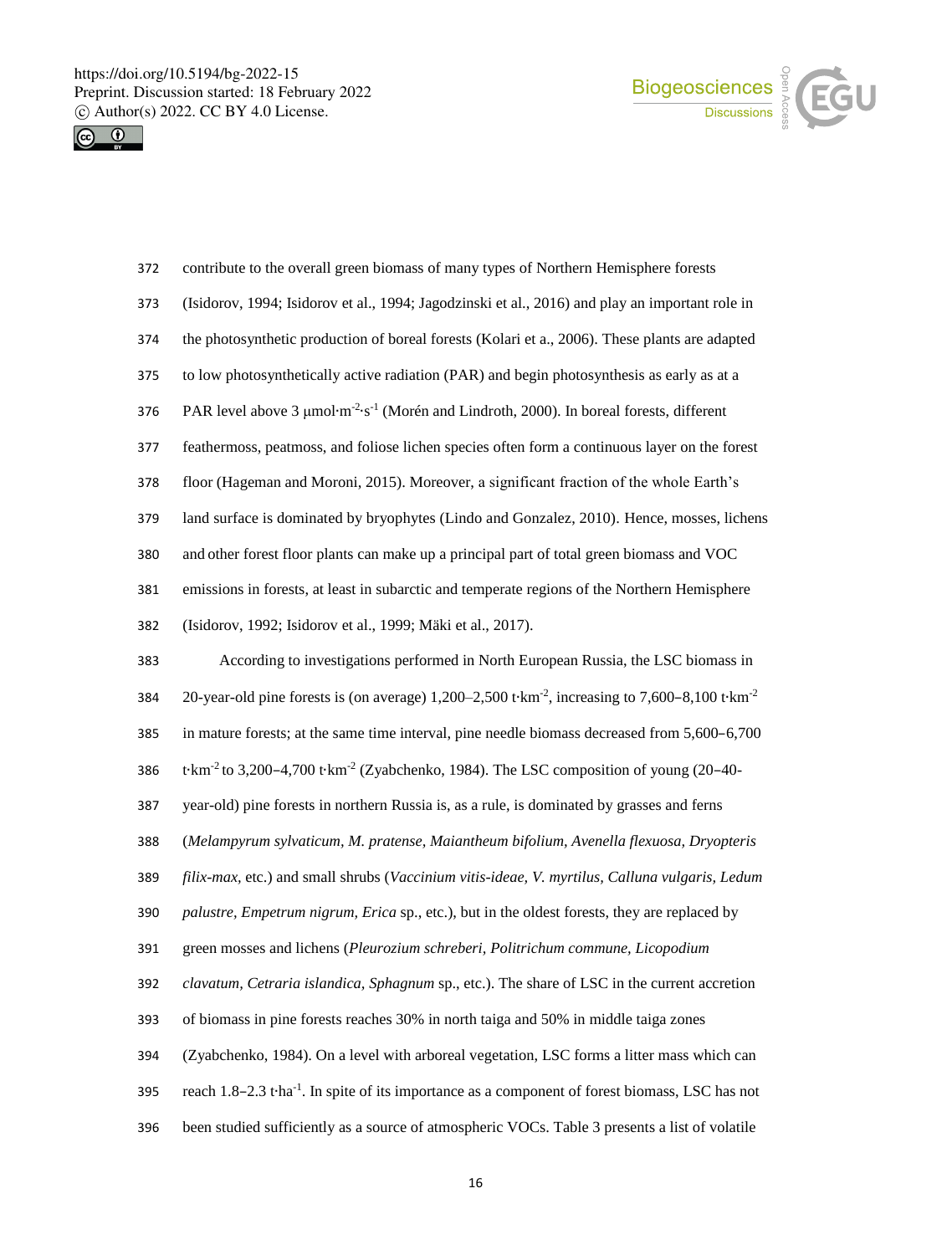contribute to the overall green biomass of many types of Northern Hemisphere forests (Isidorov, 1994; Isidorov et al., 1994; Jagodzinski et al., 2016) and play an important role in the photosynthetic production of boreal forests (Kolari et a., 2006). These plants are adapted to low photosynthetically active radiation (PAR) and begin photosynthesis as early as at a PAR level above 3 $\mu mol \cdot m^{-2} \cdot s^{-1}$ (Morén and Lindroth, 2000). In boreal forests, different feathermoss, peatmoss, and foliose lichen species often form a continuous layer on the forest floor (Hageman and Moroni, 2015). Moreover, a significant fraction of the whole Earth's land surface is dominated by bryophytes (Lindo and Gonzalez, 2010). Hence, mosses, lichens and other forest floor plants can make up a principal part of total green biomass and VOC emissions in forests, at least in subarctic and temperate regions of the Northern Hemisphere (Isidorov, 1992; Isidorov et al., 1999; Mäki et al., 2017).

According to investigations performed in North European Russia, the LSC biomass in 20-year-old pine forests is (on average) 1,200–2,500 $t \cdot km^{-2}$, increasing to 7,600–8,100 $t \cdot km^{-2}$ in mature forests; at the same time interval, pine needle biomass decreased from 5,600–6,700 $t \cdot km^{-2}$ to 3,200–4,700 $t \cdot km^{-2}$ (Zyabchenko, 1984). The LSC composition of young (20–40-year-old) pine forests in northern Russia is, as a rule, is dominated by grasses and ferns (*Melampyrum sylvaticum, M. pratense, Maiantheum bifolium, Avenella flexuosa, Dryopteris filix-max,* etc.) and small shrubs (*Vaccinium vitis-ideae, V. myrtilus, Calluna vulgaris, Ledum palustre, Empetrum nigrum, Erica* sp., etc.), but in the oldest forests, they are replaced by green mosses and lichens (*Pleurozium schreberi, Politrichum commune, Licopodium clavatum, Cetraria islandica, Sphagnum* sp., etc.). The share of LSC in the current accretion of biomass in pine forests reaches 30% in north taiga and 50% in middle taiga zones (Zyabchenko, 1984). On a level with arboreal vegetation, LSC forms a litter mass which can reach 1.8–2.3 $t \cdot ha^{-1}$. In spite of its importance as a component of forest biomass, LSC has not been studied sufficiently as a source of atmospheric VOCs. Table 3 presents a list of volatile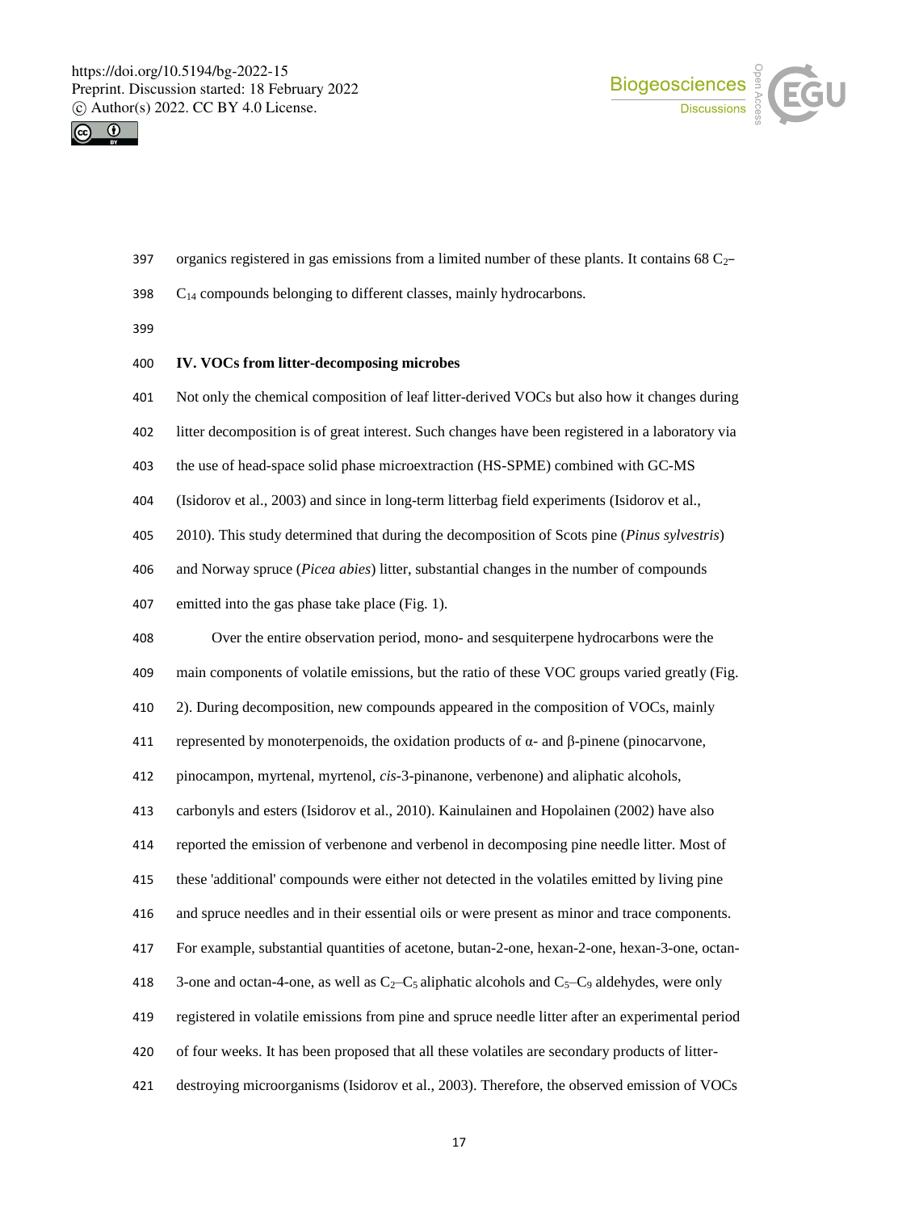organics registered in gas emissions from a limited number of these plants. It contains 68 $C_2$–$C_{14}$ compounds belonging to different classes, mainly hydrocarbons.

## IV. VOCs from litter-decomposing microbes

Not only the chemical composition of leaf litter-derived VOCs but also how it changes during litter decomposition is of great interest. Such changes have been registered in a laboratory via the use of head-space solid phase microextraction (HS-SPME) combined with GC-MS (Isidorov et al., 2003) and since in long-term litterbag field experiments (Isidorov et al., 2010). This study determined that during the decomposition of Scots pine (*Pinus sylvestris*) and Norway spruce (*Picea abies*) litter, substantial changes in the number of compounds emitted into the gas phase take place (Fig. 1).

Over the entire observation period, mono- and sesquiterpene hydrocarbons were the main components of volatile emissions, but the ratio of these VOC groups varied greatly (Fig. 2). During decomposition, new compounds appeared in the composition of VOCs, mainly represented by monoterpenoids, the oxidation products of α- and β-pinene (pinocarvone, pinocampon, myrtenal, myrtenol, *cis*-3-pinanone, verbenone) and aliphatic alcohols, carbonyls and esters (Isidorov et al., 2010). Kainulainen and Hopolainen (2002) have also reported the emission of verbenone and verbenol in decomposing pine needle litter. Most of these 'additional' compounds were either not detected in the volatiles emitted by living pine and spruce needles and in their essential oils or were present as minor and trace components. For example, substantial quantities of acetone, butan-2-one, hexan-2-one, hexan-3-one, octan-3-one and octan-4-one, as well as $C_2$–$C_5$ aliphatic alcohols and $C_5$–$C_9$ aldehydes, were only registered in volatile emissions from pine and spruce needle litter after an experimental period of four weeks. It has been proposed that all these volatiles are secondary products of litter-destroying microorganisms (Isidorov et al., 2003). Therefore, the observed emission of VOCs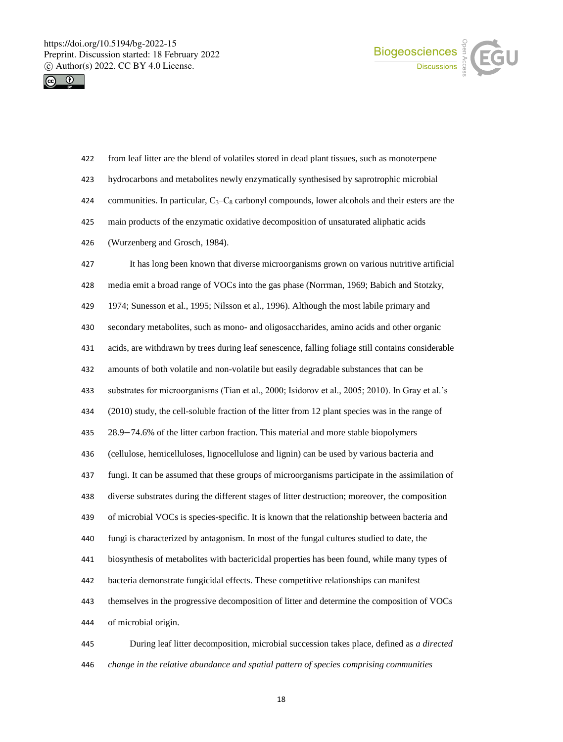from leaf litter are the blend of volatiles stored in dead plant tissues, such as monoterpene hydrocarbons and metabolites newly enzymatically synthesised by saprotrophic microbial communities. In particular, $C_3$–$C_8$ carbonyl compounds, lower alcohols and their esters are the main products of the enzymatic oxidative decomposition of unsaturated aliphatic acids (Wurzenberg and Grosch, 1984).

It has long been known that diverse microorganisms grown on various nutritive artificial media emit a broad range of VOCs into the gas phase (Norrman, 1969; Babich and Stotzky, 1974; Sunesson et al., 1995; Nilsson et al., 1996). Although the most labile primary and secondary metabolites, such as mono- and oligosaccharides, amino acids and other organic acids, are withdrawn by trees during leaf senescence, falling foliage still contains considerable amounts of both volatile and non-volatile but easily degradable substances that can be substrates for microorganisms (Tian et al., 2000; Isidorov et al., 2005; 2010). In Gray et al.'s (2010) study, the cell-soluble fraction of the litter from 12 plant species was in the range of 28.9−74.6% of the litter carbon fraction. This material and more stable biopolymers (cellulose, hemicelluloses, lignocellulose and lignin) can be used by various bacteria and fungi. It can be assumed that these groups of microorganisms participate in the assimilation of diverse substrates during the different stages of litter destruction; moreover, the composition of microbial VOCs is species-specific. It is known that the relationship between bacteria and fungi is characterized by antagonism. In most of the fungal cultures studied to date, the biosynthesis of metabolites with bactericidal properties has been found, while many types of bacteria demonstrate fungicidal effects. These competitive relationships can manifest themselves in the progressive decomposition of litter and determine the composition of VOCs of microbial origin.

During leaf litter decomposition, microbial succession takes place, defined as *a directed change in the relative abundance and spatial pattern of species comprising communities*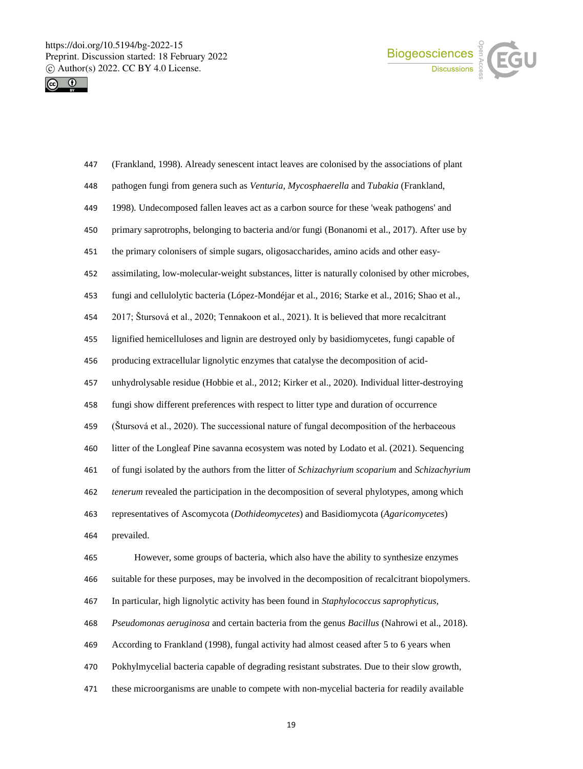(Frankland, 1998). Already senescent intact leaves are colonised by the associations of plant pathogen fungi from genera such as *Venturia*, *Mycosphaerella* and *Tubakia* (Frankland, 1998). Undecomposed fallen leaves act as a carbon source for these 'weak pathogens' and primary saprotrophs, belonging to bacteria and/or fungi (Bonanomi et al., 2017). After use by the primary colonisers of simple sugars, oligosaccharides, amino acids and other easy-assimilating, low-molecular-weight substances, litter is naturally colonised by other microbes, fungi and cellulolytic bacteria (López-Mondéjar et al., 2016; Starke et al., 2016; Shao et al., 2017; Štursová et al., 2020; Tennakoon et al., 2021). It is believed that more recalcitrant lignified hemicelluloses and lignin are destroyed only by basidiomycetes, fungi capable of producing extracellular lignolytic enzymes that catalyse the decomposition of acid-unhydrolysable residue (Hobbie et al., 2012; Kirker et al., 2020). Individual litter-destroying fungi show different preferences with respect to litter type and duration of occurrence (Štursová et al., 2020). The successional nature of fungal decomposition of the herbaceous litter of the Longleaf Pine savanna ecosystem was noted by Lodato et al. (2021). Sequencing of fungi isolated by the authors from the litter of *Schizachyrium scoparium* and *Schizachyrium tenerum* revealed the participation in the decomposition of several phylotypes, among which representatives of Ascomycota (*Dothideomycetes*) and Basidiomycota (*Agaricomycetes*) prevailed.

However, some groups of bacteria, which also have the ability to synthesize enzymes suitable for these purposes, may be involved in the decomposition of recalcitrant biopolymers. In particular, high lignolytic activity has been found in *Staphylococcus saprophyticus*, *Pseudomonas aeruginosa* and certain bacteria from the genus *Bacillus* (Nahrowi et al., 2018). According to Frankland (1998), fungal activity had almost ceased after 5 to 6 years when Pokhylmycelial bacteria capable of degrading resistant substrates. Due to their slow growth, these microorganisms are unable to compete with non-mycelial bacteria for readily available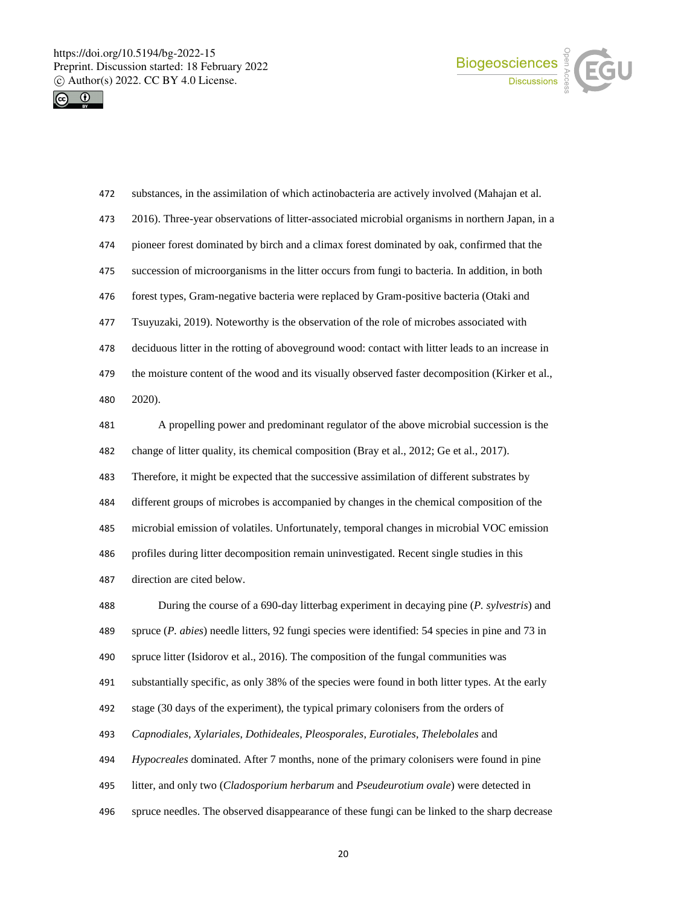substances, in the assimilation of which actinobacteria are actively involved (Mahajan et al. 2016). Three-year observations of litter-associated microbial organisms in northern Japan, in a pioneer forest dominated by birch and a climax forest dominated by oak, confirmed that the succession of microorganisms in the litter occurs from fungi to bacteria. In addition, in both forest types, Gram-negative bacteria were replaced by Gram-positive bacteria (Otaki and Tsuyuzaki, 2019). Noteworthy is the observation of the role of microbes associated with deciduous litter in the rotting of aboveground wood: contact with litter leads to an increase in the moisture content of the wood and its visually observed faster decomposition (Kirker et al., 2020).

A propelling power and predominant regulator of the above microbial succession is the change of litter quality, its chemical composition (Bray et al., 2012; Ge et al., 2017). Therefore, it might be expected that the successive assimilation of different substrates by different groups of microbes is accompanied by changes in the chemical composition of the microbial emission of volatiles. Unfortunately, temporal changes in microbial VOC emission profiles during litter decomposition remain uninvestigated. Recent single studies in this direction are cited below.

During the course of a 690-day litterbag experiment in decaying pine (*P. sylvestris*) and spruce (*P. abies*) needle litters, 92 fungi species were identified: 54 species in pine and 73 in spruce litter (Isidorov et al., 2016). The composition of the fungal communities was substantially specific, as only 38% of the species were found in both litter types. At the early stage (30 days of the experiment), the typical primary colonisers from the orders of *Capnodiales*, *Xylariales*, *Dothideales*, *Pleosporales*, *Eurotiales*, *Thelebolales* and *Hypocreales* dominated. After 7 months, none of the primary colonisers were found in pine litter, and only two (*Cladosporium herbarum* and *Pseudeurotium ovale*) were detected in spruce needles. The observed disappearance of these fungi can be linked to the sharp decrease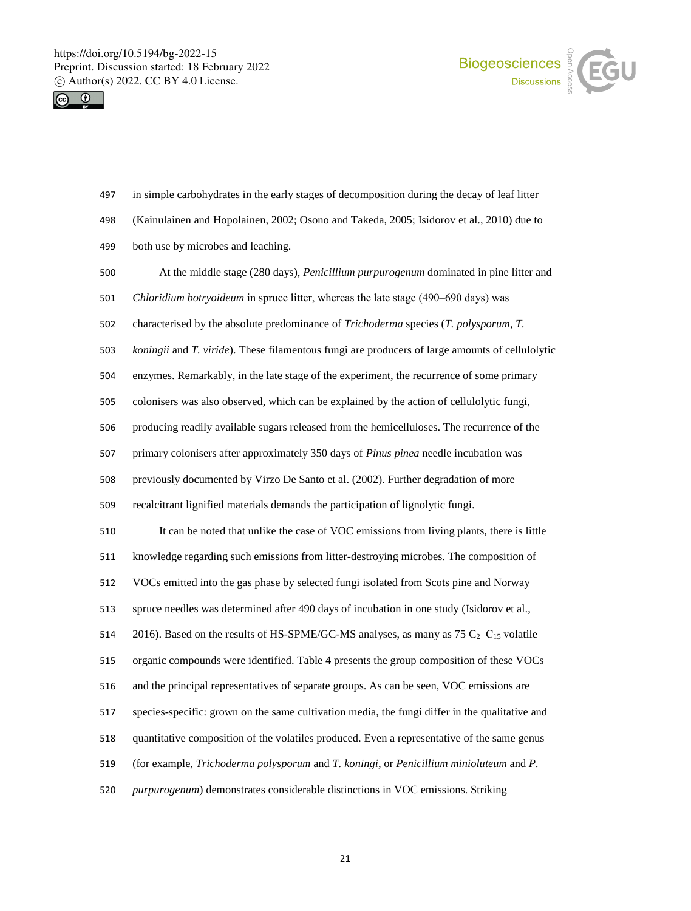in simple carbohydrates in the early stages of decomposition during the decay of leaf litter (Kainulainen and Hopolainen, 2002; Osono and Takeda, 2005; Isidorov et al., 2010) due to both use by microbes and leaching.

At the middle stage (280 days), *Penicillium purpurogenum* dominated in pine litter and *Chloridium botryoideum* in spruce litter, whereas the late stage (490–690 days) was characterised by the absolute predominance of *Trichoderma* species (*T. polysporum*, *T. koningii* and *T. viride*). These filamentous fungi are producers of large amounts of cellulolytic enzymes. Remarkably, in the late stage of the experiment, the recurrence of some primary colonisers was also observed, which can be explained by the action of cellulolytic fungi, producing readily available sugars released from the hemicelluloses. The recurrence of the primary colonisers after approximately 350 days of *Pinus pinea* needle incubation was previously documented by Virzo De Santo et al. (2002). Further degradation of more recalcitrant lignified materials demands the participation of lignolytic fungi.

It can be noted that unlike the case of VOC emissions from living plants, there is little knowledge regarding such emissions from litter-destroying microbes. The composition of VOCs emitted into the gas phase by selected fungi isolated from Scots pine and Norway spruce needles was determined after 490 days of incubation in one study (Isidorov et al., 2016). Based on the results of HS-SPME/GC-MS analyses, as many as 75 $C_2$–$C_{15}$ volatile organic compounds were identified. Table 4 presents the group composition of these VOCs and the principal representatives of separate groups. As can be seen, VOC emissions are species-specific: grown on the same cultivation media, the fungi differ in the qualitative and quantitative composition of the volatiles produced. Even a representative of the same genus (for example, *Trichoderma polysporum* and *T. koningi*, or *Penicillium minioluteum* and *P. purpurogenum*) demonstrates considerable distinctions in VOC emissions. Striking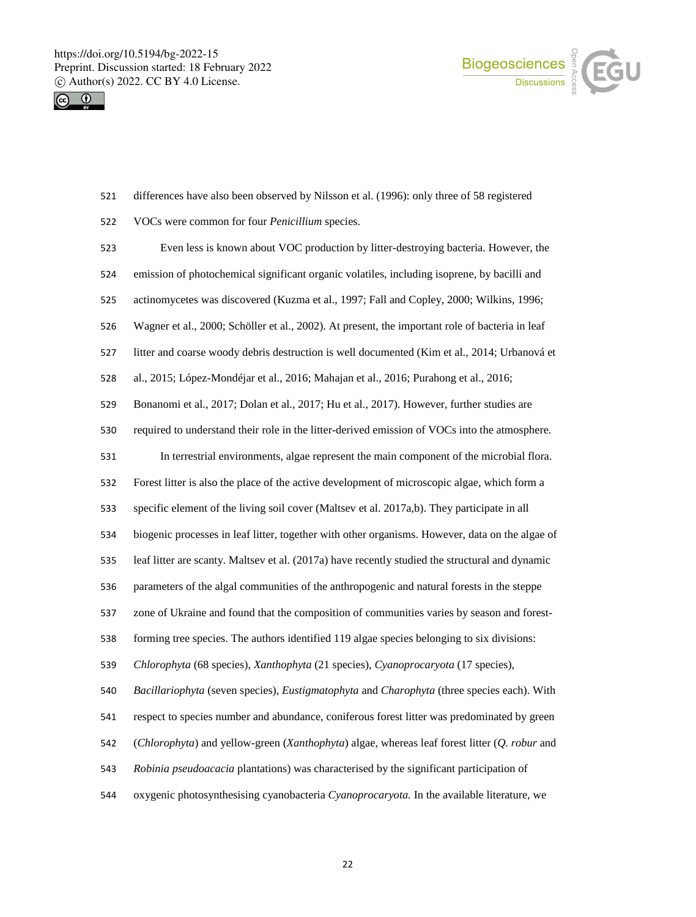differences have also been observed by Nilsson et al. (1996): only three of 58 registered VOCs were common for four *Penicillium* species.

Even less is known about VOC production by litter-destroying bacteria. However, the emission of photochemical significant organic volatiles, including isoprene, by bacilli and actinomycetes was discovered (Kuzma et al., 1997; Fall and Copley, 2000; Wilkins, 1996; Wagner et al., 2000; Schöller et al., 2002). At present, the important role of bacteria in leaf litter and coarse woody debris destruction is well documented (Kim et al., 2014; Urbanová et al., 2015; López-Mondéjar et al., 2016; Mahajan et al., 2016; Purahong et al., 2016; Bonanomi et al., 2017; Dolan et al., 2017; Hu et al., 2017). However, further studies are required to understand their role in the litter-derived emission of VOCs into the atmosphere.

In terrestrial environments, algae represent the main component of the microbial flora. Forest litter is also the place of the active development of microscopic algae, which form a specific element of the living soil cover (Maltsev et al. 2017a,b). They participate in all biogenic processes in leaf litter, together with other organisms. However, data on the algae of leaf litter are scanty. Maltsev et al. (2017a) have recently studied the structural and dynamic parameters of the algal communities of the anthropogenic and natural forests in the steppe zone of Ukraine and found that the composition of communities varies by season and forest-forming tree species. The authors identified 119 algae species belonging to six divisions: *Chlorophyta* (68 species), *Xanthophyta* (21 species), *Cyanoprocaryota* (17 species), *Bacillariophyta* (seven species), *Eustigmatophyta* and *Charophyta* (three species each). With respect to species number and abundance, coniferous forest litter was predominated by green (*Chlorophyta*) and yellow-green (*Xanthophyta*) algae, whereas leaf forest litter (*Q. robur* and *Robinia pseudoacacia* plantations) was characterised by the significant participation of oxygenic photosynthesising cyanobacteria *Cyanoprocaryota.* In the available literature, we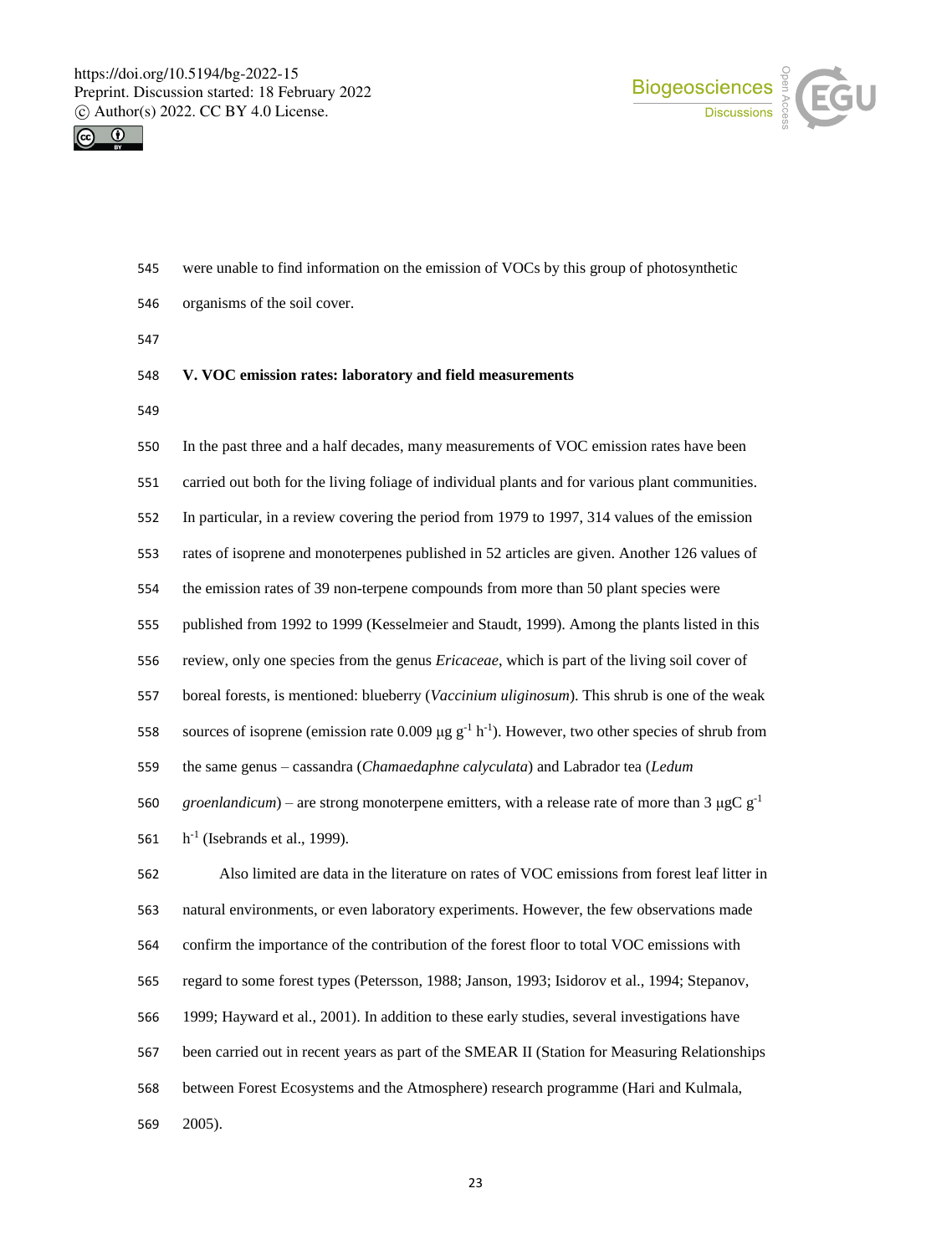were unable to find information on the emission of VOCs by this group of photosynthetic organisms of the soil cover.

## V. VOC emission rates: laboratory and field measurements

In the past three and a half decades, many measurements of VOC emission rates have been carried out both for the living foliage of individual plants and for various plant communities. In particular, in a review covering the period from 1979 to 1997, 314 values of the emission rates of isoprene and monoterpenes published in 52 articles are given. Another 126 values of the emission rates of 39 non-terpene compounds from more than 50 plant species were published from 1992 to 1999 (Kesselmeier and Staudt, 1999). Among the plants listed in this review, only one species from the genus *Ericaceae*, which is part of the living soil cover of boreal forests, is mentioned: blueberry (*Vaccinium uliginosum*). This shrub is one of the weak sources of isoprene (emission rate 0.009 μg $g^{-1}$ $h^{-1}$). However, two other species of shrub from the same genus – cassandra (*Chamaedaphne calyculata*) and Labrador tea (*Ledum groenlandicum*) – are strong monoterpene emitters, with a release rate of more than 3 μgC $g^{-1}$ $h^{-1}$ (Isebrands et al., 1999).

Also limited are data in the literature on rates of VOC emissions from forest leaf litter in natural environments, or even laboratory experiments. However, the few observations made confirm the importance of the contribution of the forest floor to total VOC emissions with regard to some forest types (Petersson, 1988; Janson, 1993; Isidorov et al., 1994; Stepanov, 1999; Hayward et al., 2001). In addition to these early studies, several investigations have been carried out in recent years as part of the SMEAR II (Station for Measuring Relationships between Forest Ecosystems and the Atmosphere) research programme (Hari and Kulmala, 2005).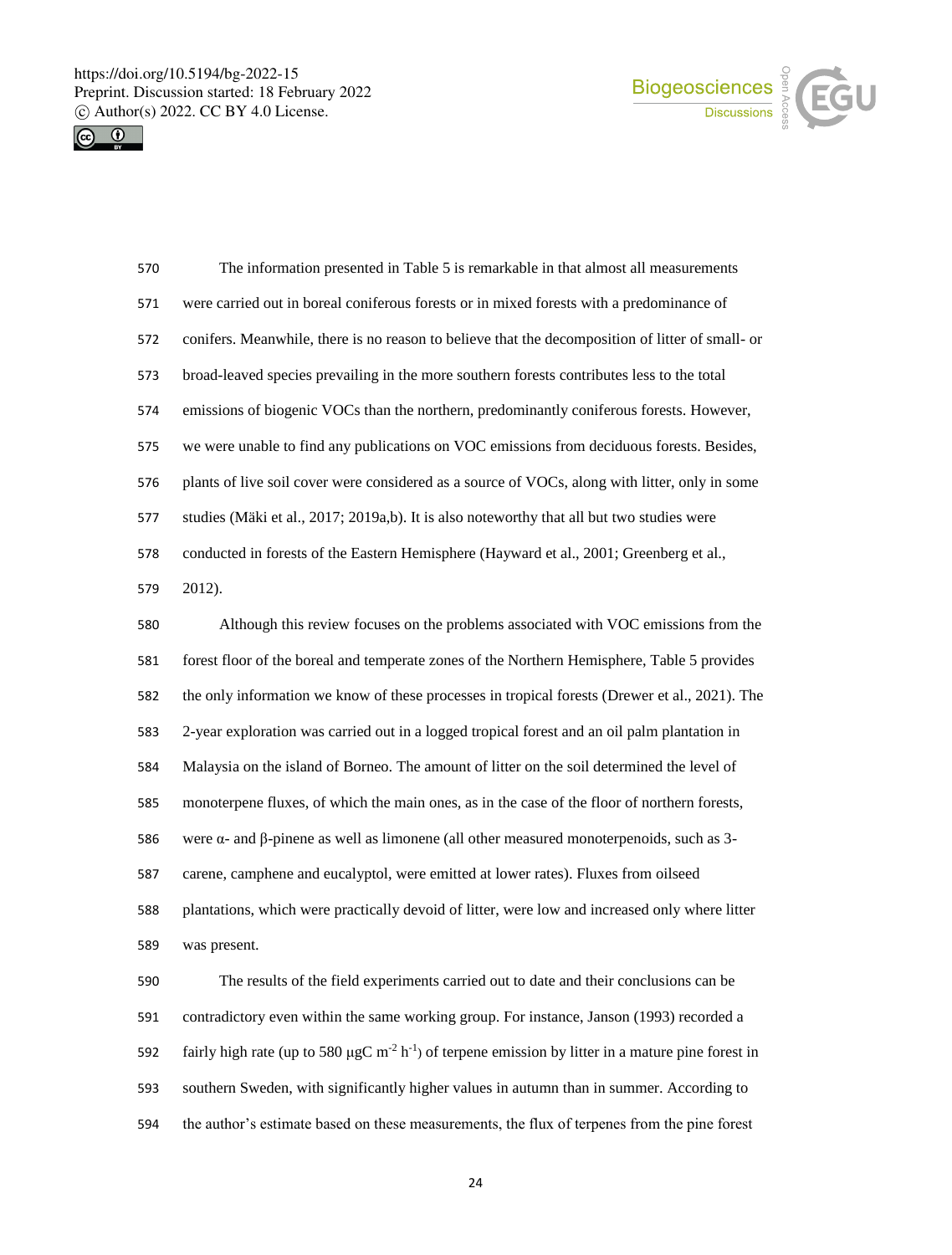The information presented in Table 5 is remarkable in that almost all measurements were carried out in boreal coniferous forests or in mixed forests with a predominance of conifers. Meanwhile, there is no reason to believe that the decomposition of litter of small- or broad-leaved species prevailing in the more southern forests contributes less to the total emissions of biogenic VOCs than the northern, predominantly coniferous forests. However, we were unable to find any publications on VOC emissions from deciduous forests. Besides, plants of live soil cover were considered as a source of VOCs, along with litter, only in some studies (Mäki et al., 2017; 2019a,b). It is also noteworthy that all but two studies were conducted in forests of the Eastern Hemisphere (Hayward et al., 2001; Greenberg et al., 2012).

Although this review focuses on the problems associated with VOC emissions from the forest floor of the boreal and temperate zones of the Northern Hemisphere, Table 5 provides the only information we know of these processes in tropical forests (Drewer et al., 2021). The 2-year exploration was carried out in a logged tropical forest and an oil palm plantation in Malaysia on the island of Borneo. The amount of litter on the soil determined the level of monoterpene fluxes, of which the main ones, as in the case of the floor of northern forests, were α- and β-pinene as well as limonene (all other measured monoterpenoids, such as 3-carene, camphene and eucalyptol, were emitted at lower rates). Fluxes from oilseed plantations, which were practically devoid of litter, were low and increased only where litter was present.

The results of the field experiments carried out to date and their conclusions can be contradictory even within the same working group. For instance, Janson (1993) recorded a fairly high rate (up to 580 μgC $m^{-2}$ $h^{-1}$) of terpene emission by litter in a mature pine forest in southern Sweden, with significantly higher values in autumn than in summer. According to the author's estimate based on these measurements, the flux of terpenes from the pine forest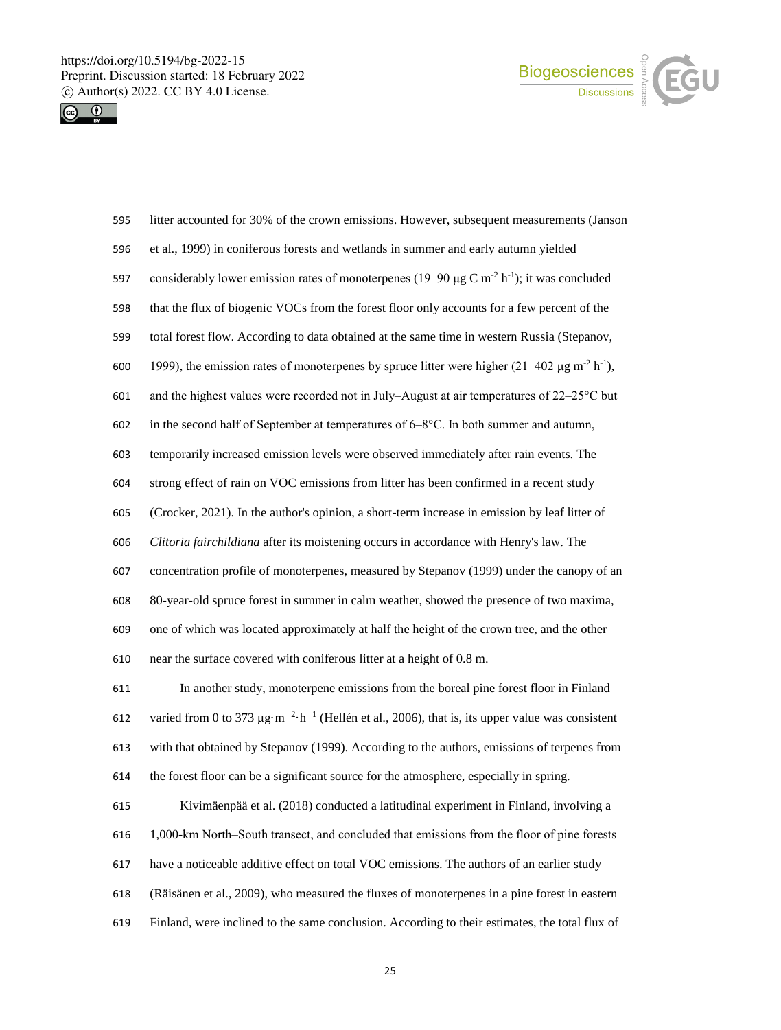litter accounted for 30% of the crown emissions. However, subsequent measurements (Janson et al., 1999) in coniferous forests and wetlands in summer and early autumn yielded considerably lower emission rates of monoterpenes (19–90 μg C $m^{-2}$ $h^{-1}$); it was concluded that the flux of biogenic VOCs from the forest floor only accounts for a few percent of the total forest flow. According to data obtained at the same time in western Russia (Stepanov, 1999), the emission rates of monoterpenes by spruce litter were higher (21–402 μg $m^{-2}$ $h^{-1}$), and the highest values were recorded not in July–August at air temperatures of 22–25°C but in the second half of September at temperatures of 6–8°C. In both summer and autumn, temporarily increased emission levels were observed immediately after rain events. The strong effect of rain on VOC emissions from litter has been confirmed in a recent study (Crocker, 2021). In the author's opinion, a short-term increase in emission by leaf litter of *Clitoria fairchildiana* after its moistening occurs in accordance with Henry's law. The concentration profile of monoterpenes, measured by Stepanov (1999) under the canopy of an 80-year-old spruce forest in summer in calm weather, showed the presence of two maxima, one of which was located approximately at half the height of the crown tree, and the other near the surface covered with coniferous litter at a height of 0.8 m.

In another study, monoterpene emissions from the boreal pine forest floor in Finland varied from 0 to 373 μg·$m^{-2}$·$h^{-1}$ (Hellén et al., 2006), that is, its upper value was consistent with that obtained by Stepanov (1999). According to the authors, emissions of terpenes from the forest floor can be a significant source for the atmosphere, especially in spring.

Kivimäenpää et al. (2018) conducted a latitudinal experiment in Finland, involving a 1,000-km North–South transect, and concluded that emissions from the floor of pine forests have a noticeable additive effect on total VOC emissions. The authors of an earlier study (Räisänen et al., 2009), who measured the fluxes of monoterpenes in a pine forest in eastern Finland, were inclined to the same conclusion. According to their estimates, the total flux of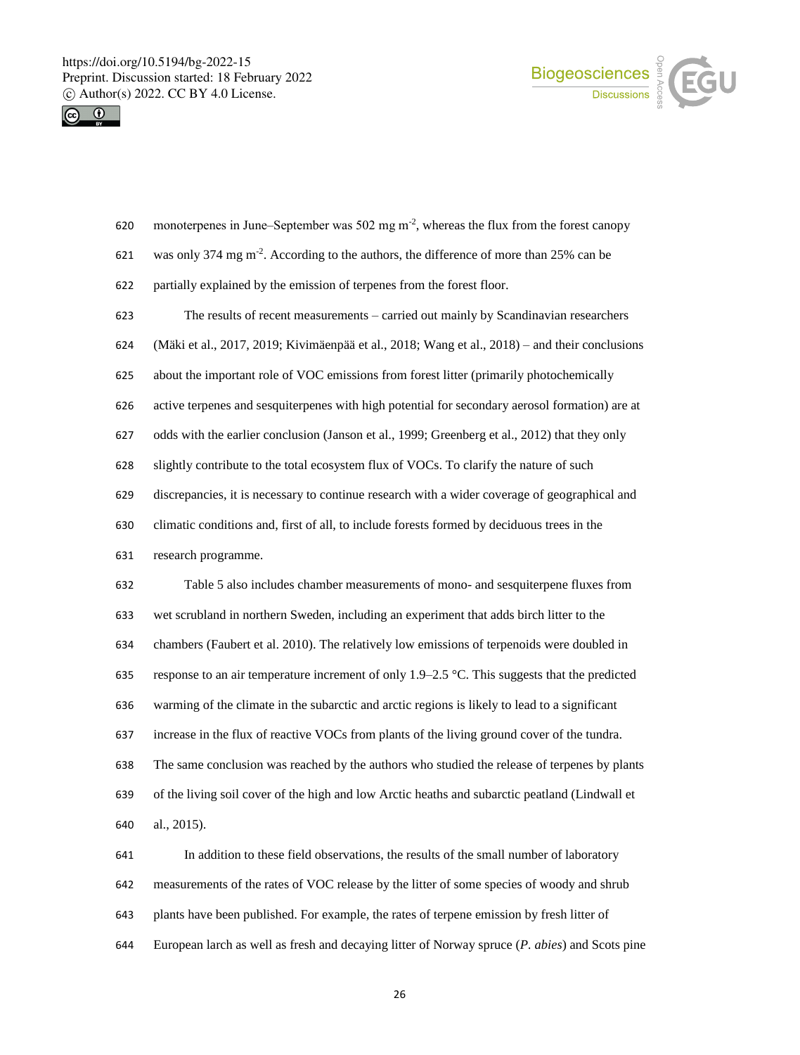monoterpenes in June–September was 502 mg $m^{-2}$, whereas the flux from the forest canopy was only 374 mg $m^{-2}$. According to the authors, the difference of more than 25% can be partially explained by the emission of terpenes from the forest floor.

The results of recent measurements – carried out mainly by Scandinavian researchers (Mäki et al., 2017, 2019; Kivimäenpää et al., 2018; Wang et al., 2018) – and their conclusions about the important role of VOC emissions from forest litter (primarily photochemically active terpenes and sesquiterpenes with high potential for secondary aerosol formation) are at odds with the earlier conclusion (Janson et al., 1999; Greenberg et al., 2012) that they only slightly contribute to the total ecosystem flux of VOCs. To clarify the nature of such discrepancies, it is necessary to continue research with a wider coverage of geographical and climatic conditions and, first of all, to include forests formed by deciduous trees in the research programme.

Table 5 also includes chamber measurements of mono- and sesquiterpene fluxes from wet scrubland in northern Sweden, including an experiment that adds birch litter to the chambers (Faubert et al. 2010). The relatively low emissions of terpenoids were doubled in response to an air temperature increment of only 1.9–2.5 °C. This suggests that the predicted warming of the climate in the subarctic and arctic regions is likely to lead to a significant increase in the flux of reactive VOCs from plants of the living ground cover of the tundra. The same conclusion was reached by the authors who studied the release of terpenes by plants of the living soil cover of the high and low Arctic heaths and subarctic peatland (Lindwall et al., 2015).

In addition to these field observations, the results of the small number of laboratory measurements of the rates of VOC release by the litter of some species of woody and shrub plants have been published. For example, the rates of terpene emission by fresh litter of European larch as well as fresh and decaying litter of Norway spruce (*P. abies*) and Scots pine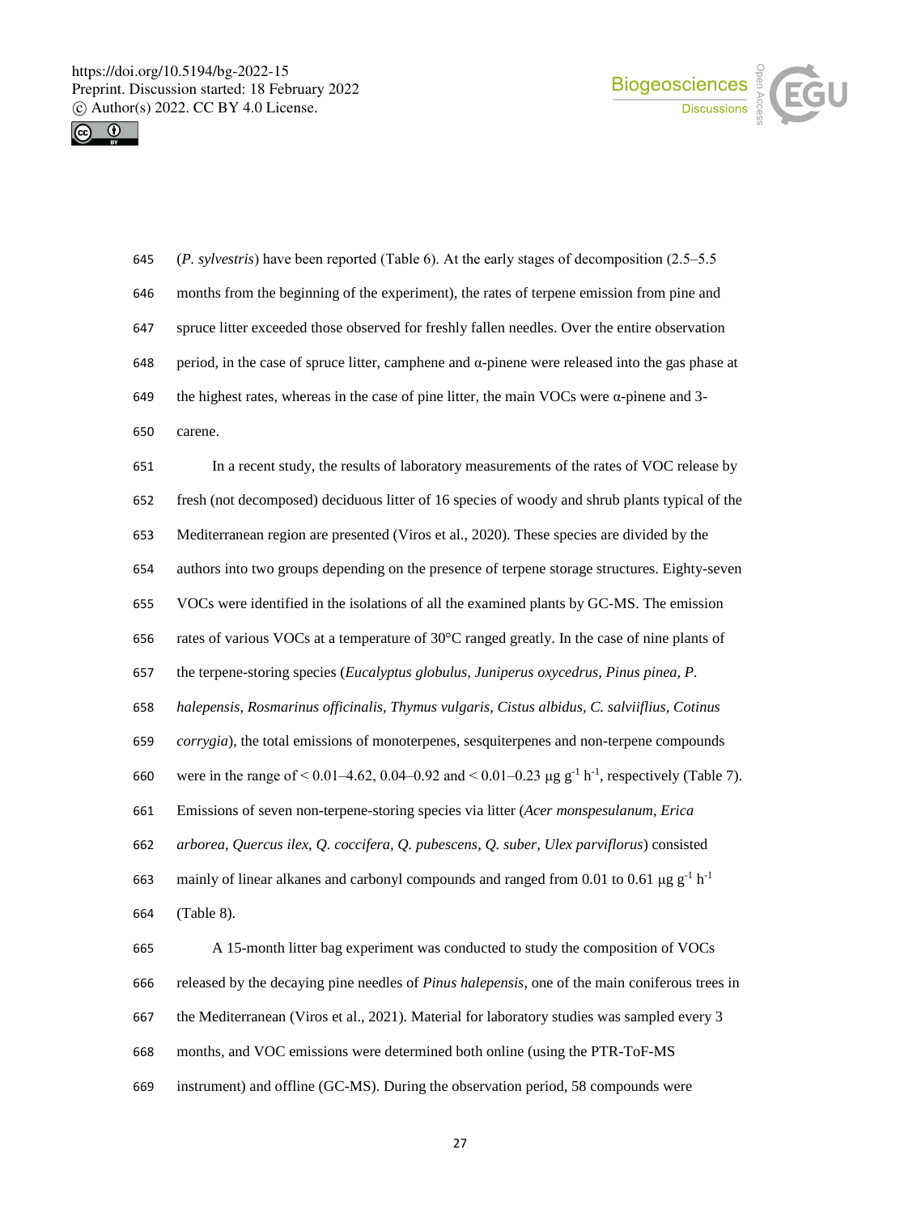(*P. sylvestris*) have been reported (Table 6). At the early stages of decomposition (2.5–5.5 months from the beginning of the experiment), the rates of terpene emission from pine and spruce litter exceeded those observed for freshly fallen needles. Over the entire observation period, in the case of spruce litter, camphene and α-pinene were released into the gas phase at the highest rates, whereas in the case of pine litter, the main VOCs were α-pinene and 3-carene.

In a recent study, the results of laboratory measurements of the rates of VOC release by fresh (not decomposed) deciduous litter of 16 species of woody and shrub plants typical of the Mediterranean region are presented (Viros et al., 2020). These species are divided by the authors into two groups depending on the presence of terpene storage structures. Eighty-seven VOCs were identified in the isolations of all the examined plants by GC-MS. The emission rates of various VOCs at a temperature of 30°C ranged greatly. In the case of nine plants of the terpene-storing species (*Eucalyptus globulus, Juniperus oxycedrus, Pinus pinea, P. halepensis, Rosmarinus officinalis, Thymus vulgaris, Cistus albidus, C. salviiflius, Cotinus corrygia*), the total emissions of monoterpenes, sesquiterpenes and non-terpene compounds were in the range of < 0.01–4.62, 0.04–0.92 and < 0.01–0.23 μg $g^{-1}$ $h^{-1}$, respectively (Table 7). Emissions of seven non-terpene-storing species via litter (*Acer monspesulanum, Erica arborea, Quercus ilex, Q. coccifera, Q. pubescens, Q. suber, Ulex parviflorus*) consisted mainly of linear alkanes and carbonyl compounds and ranged from 0.01 to 0.61 μg $g^{-1}$ $h^{-1}$ (Table 8).

A 15-month litter bag experiment was conducted to study the composition of VOCs released by the decaying pine needles of *Pinus halepensis*, one of the main coniferous trees in the Mediterranean (Viros et al., 2021). Material for laboratory studies was sampled every 3 months, and VOC emissions were determined both online (using the PTR-ToF-MS instrument) and offline (GC-MS). During the observation period, 58 compounds were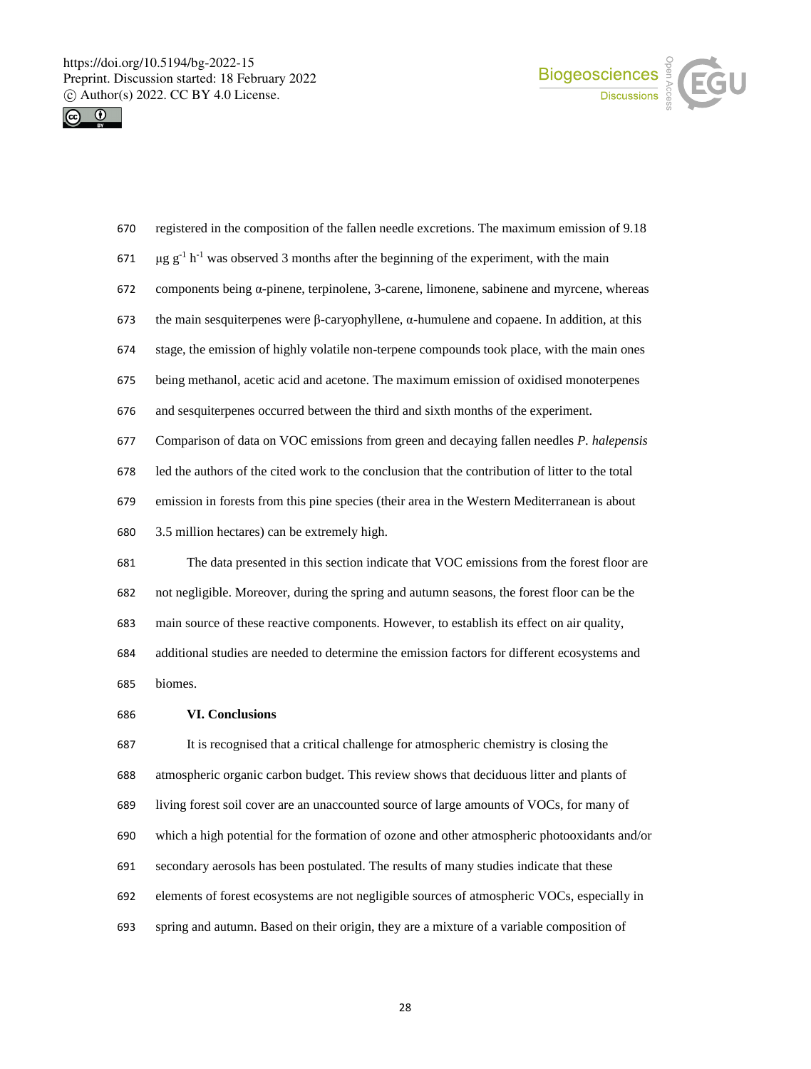registered in the composition of the fallen needle excretions. The maximum emission of 9.18 μg $g^{-1}$ $h^{-1}$ was observed 3 months after the beginning of the experiment, with the main components being α-pinene, terpinolene, 3-carene, limonene, sabinene and myrcene, whereas the main sesquiterpenes were β-caryophyllene, α-humulene and copaene. In addition, at this stage, the emission of highly volatile non-terpene compounds took place, with the main ones being methanol, acetic acid and acetone. The maximum emission of oxidised monoterpenes and sesquiterpenes occurred between the third and sixth months of the experiment. Comparison of data on VOC emissions from green and decaying fallen needles *P. halepensis* led the authors of the cited work to the conclusion that the contribution of litter to the total emission in forests from this pine species (their area in the Western Mediterranean is about 3.5 million hectares) can be extremely high.

The data presented in this section indicate that VOC emissions from the forest floor are not negligible. Moreover, during the spring and autumn seasons, the forest floor can be the main source of these reactive components. However, to establish its effect on air quality, additional studies are needed to determine the emission factors for different ecosystems and biomes.

## VI. Conclusions

It is recognised that a critical challenge for atmospheric chemistry is closing the atmospheric organic carbon budget. This review shows that deciduous litter and plants of living forest soil cover are an unaccounted source of large amounts of VOCs, for many of which a high potential for the formation of ozone and other atmospheric photooxidants and/or secondary aerosols has been postulated. The results of many studies indicate that these elements of forest ecosystems are not negligible sources of atmospheric VOCs, especially in spring and autumn. Based on their origin, they are a mixture of a variable composition of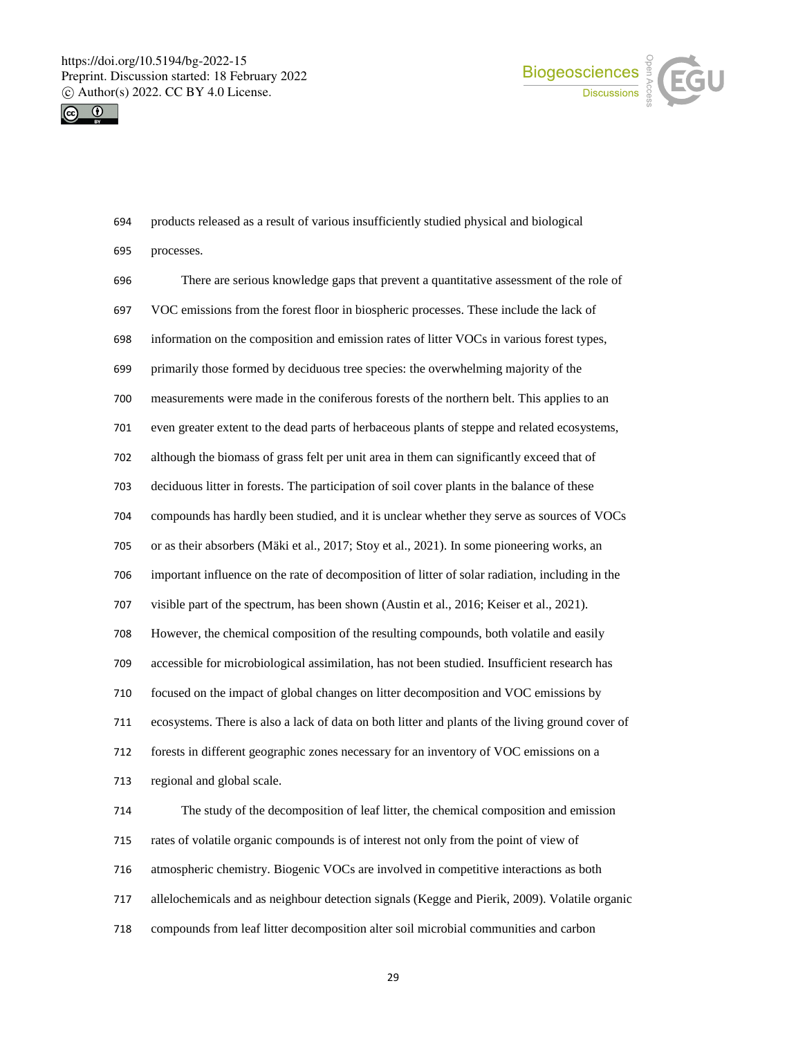products released as a result of various insufficiently studied physical and biological processes.

There are serious knowledge gaps that prevent a quantitative assessment of the role of VOC emissions from the forest floor in biospheric processes. These include the lack of information on the composition and emission rates of litter VOCs in various forest types, primarily those formed by deciduous tree species: the overwhelming majority of the measurements were made in the coniferous forests of the northern belt. This applies to an even greater extent to the dead parts of herbaceous plants of steppe and related ecosystems, although the biomass of grass felt per unit area in them can significantly exceed that of deciduous litter in forests. The participation of soil cover plants in the balance of these compounds has hardly been studied, and it is unclear whether they serve as sources of VOCs or as their absorbers (Mäki et al., 2017; Stoy et al., 2021). In some pioneering works, an important influence on the rate of decomposition of litter of solar radiation, including in the visible part of the spectrum, has been shown (Austin et al., 2016; Keiser et al., 2021). However, the chemical composition of the resulting compounds, both volatile and easily accessible for microbiological assimilation, has not been studied. Insufficient research has focused on the impact of global changes on litter decomposition and VOC emissions by ecosystems. There is also a lack of data on both litter and plants of the living ground cover of forests in different geographic zones necessary for an inventory of VOC emissions on a regional and global scale.

The study of the decomposition of leaf litter, the chemical composition and emission rates of volatile organic compounds is of interest not only from the point of view of atmospheric chemistry. Biogenic VOCs are involved in competitive interactions as both allelochemicals and as neighbour detection signals (Kegge and Pierik, 2009). Volatile organic compounds from leaf litter decomposition alter soil microbial communities and carbon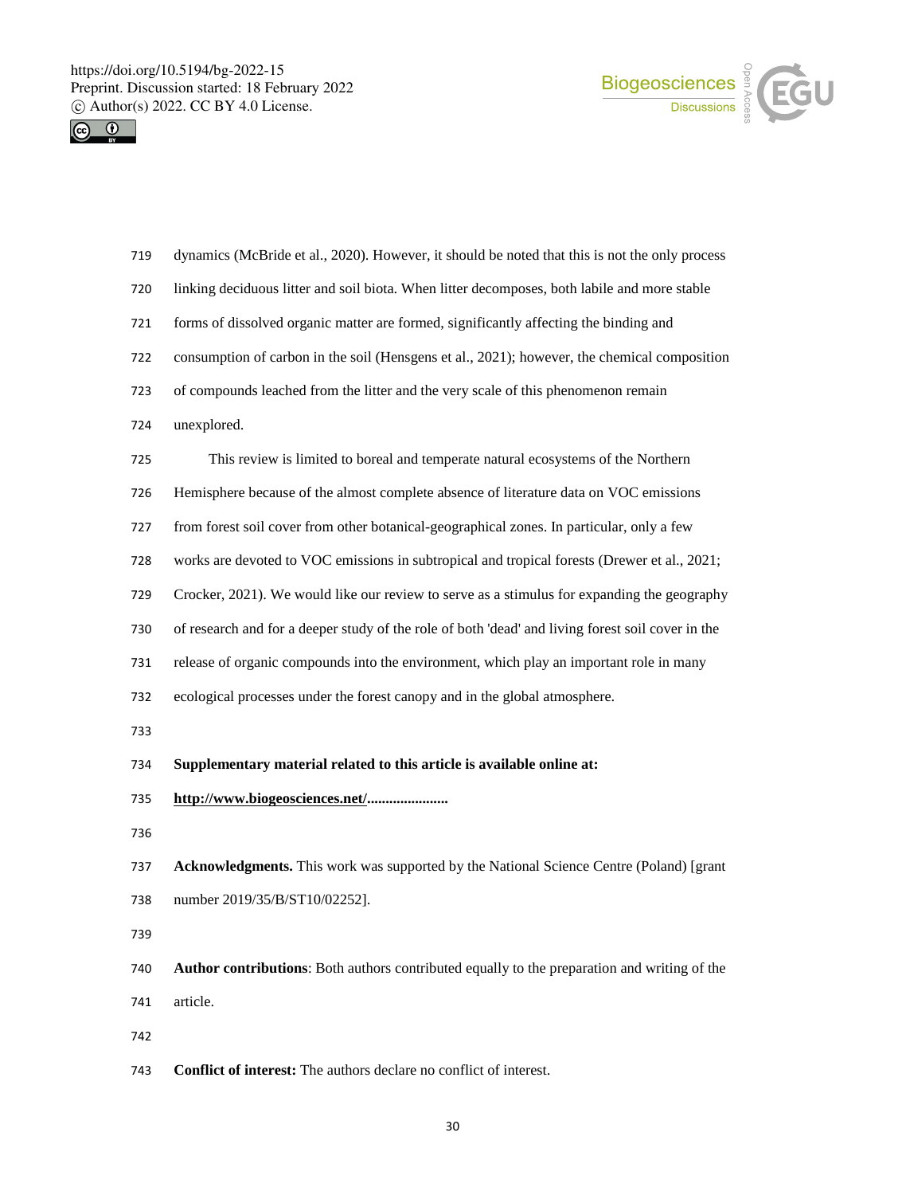dynamics (McBride et al., 2020). However, it should be noted that this is not the only process linking deciduous litter and soil biota. When litter decomposes, both labile and more stable forms of dissolved organic matter are formed, significantly affecting the binding and consumption of carbon in the soil (Hensgens et al., 2021); however, the chemical composition of compounds leached from the litter and the very scale of this phenomenon remain unexplored.

This review is limited to boreal and temperate natural ecosystems of the Northern Hemisphere because of the almost complete absence of literature data on VOC emissions from forest soil cover from other botanical-geographical zones. In particular, only a few works are devoted to VOC emissions in subtropical and tropical forests (Drewer et al., 2021; Crocker, 2021). We would like our review to serve as a stimulus for expanding the geography of research and for a deeper study of the role of both 'dead' and living forest soil cover in the release of organic compounds into the environment, which play an important role in many ecological processes under the forest canopy and in the global atmosphere.

**Supplementary material related to this article is available online at:**

**http://www.biogeosciences.net/.....................**

**Acknowledgments.** This work was supported by the National Science Centre (Poland) [grant number 2019/35/B/ST10/02252].

**Author contributions**: Both authors contributed equally to the preparation and writing of the article.

**Conflict of interest:** The authors declare no conflict of interest.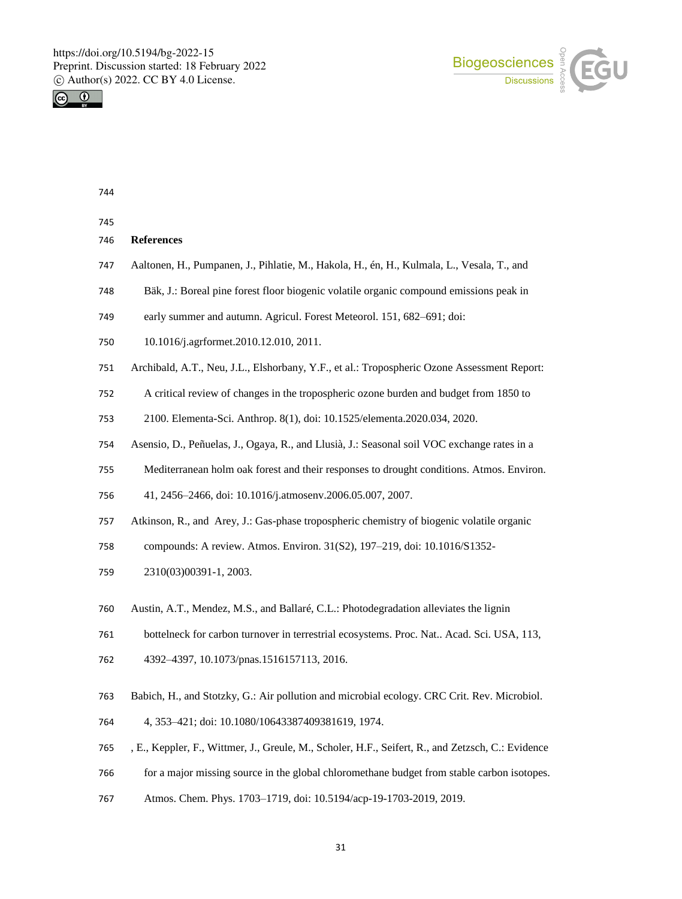## References

Aaltonen, H., Pumpanen, J., Pihlatie, M., Hakola, H., én, H., Kulmala, L., Vesala, T., and Bäk, J.: Boreal pine forest floor biogenic volatile organic compound emissions peak in early summer and autumn. Agricul. Forest Meteorol. 151, 682–691; doi: 10.1016/j.agrformet.2010.12.010, 2011.

Archibald, A.T., Neu, J.L., Elshorbany, Y.F., et al.: Tropospheric Ozone Assessment Report: A critical review of changes in the tropospheric ozone burden and budget from 1850 to 2100. Elementa-Sci. Anthrop. 8(1), doi: 10.1525/elementa.2020.034, 2020.

Asensio, D., Peñuelas, J., Ogaya, R., and Llusià, J.: Seasonal soil VOC exchange rates in a Mediterranean holm oak forest and their responses to drought conditions. Atmos. Environ. 41, 2456–2466, doi: 10.1016/j.atmosenv.2006.05.007, 2007.

Atkinson, R., and Arey, J.: Gas-phase tropospheric chemistry of biogenic volatile organic compounds: A review. Atmos. Environ. 31(S2), 197–219, doi: 10.1016/S1352-2310(03)00391-1, 2003.

Austin, A.T., Mendez, M.S., and Ballaré, C.L.: Photodegradation alleviates the lignin bottelneck for carbon turnover in terrestrial ecosystems. Proc. Nat.. Acad. Sci. USA, 113, 4392–4397, 10.1073/pnas.1516157113, 2016.

Babich, H., and Stotzky, G.: Air pollution and microbial ecology. CRC Crit. Rev. Microbiol. 4, 353–421; doi: 10.1080/10643387409381619, 1974.

, E., Keppler, F., Wittmer, J., Greule, M., Scholer, H.F., Seifert, R., and Zetzsch, C.: Evidence for a major missing source in the global chloromethane budget from stable carbon isotopes. Atmos. Chem. Phys. 1703–1719, doi: 10.5194/acp-19-1703-2019, 2019.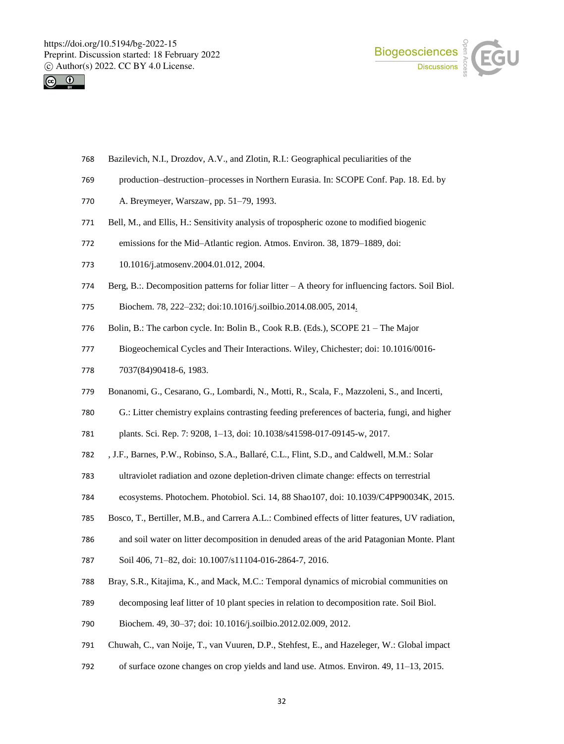Bazilevich, N.I., Drozdov, A.V., and Zlotin, R.I.: Geographical peculiarities of the production–destruction–processes in Northern Eurasia. In: SCOPE Conf. Pap. 18. Ed. by A. Breymeyer, Warszaw, pp. 51–79, 1993.

Bell, M., and Ellis, H.: Sensitivity analysis of tropospheric ozone to modified biogenic emissions for the Mid–Atlantic region. Atmos. Environ. 38, 1879–1889, doi: 10.1016/j.atmosenv.2004.01.012, 2004.

Berg, B.:. Decomposition patterns for foliar litter – A theory for influencing factors. Soil Biol. Biochem. 78, 222–232; doi:10.1016/j.soilbio.2014.08.005, 2014.

Bolin, B.: The carbon cycle. In: Bolin B., Cook R.B. (Eds.), SCOPE 21 – The Major Biogeochemical Cycles and Their Interactions. Wiley, Chichester; doi: 10.1016/0016-7037(84)90418-6, 1983.

Bonanomi, G., Cesarano, G., Lombardi, N., Motti, R., Scala, F., Mazzoleni, S., and Incerti, G.: Litter chemistry explains contrasting feeding preferences of bacteria, fungi, and higher plants. Sci. Rep. 7: 9208, 1–13, doi: 10.1038/s41598-017-09145-w, 2017.

, J.F., Barnes, P.W., Robinso, S.A., Ballaré, C.L., Flint, S.D., and Caldwell, M.M.: Solar ultraviolet radiation and ozone depletion-driven climate change: effects on terrestrial ecosystems. Photochem. Photobiol. Sci. 14, 88 Shao107, doi: 10.1039/C4PP90034K, 2015.

Bosco, T., Bertiller, M.B., and Carrera A.L.: Combined effects of litter features, UV radiation, and soil water on litter decomposition in denuded areas of the arid Patagonian Monte. Plant Soil 406, 71–82, doi: 10.1007/s11104-016-2864-7, 2016.

Bray, S.R., Kitajima, K., and Mack, M.C.: Temporal dynamics of microbial communities on decomposing leaf litter of 10 plant species in relation to decomposition rate. Soil Biol. Biochem. 49, 30–37; doi: 10.1016/j.soilbio.2012.02.009, 2012.

Chuwah, C., van Noije, T., van Vuuren, D.P., Stehfest, E., and Hazeleger, W.: Global impact of surface ozone changes on crop yields and land use. Atmos. Environ. 49, 11–13, 2015.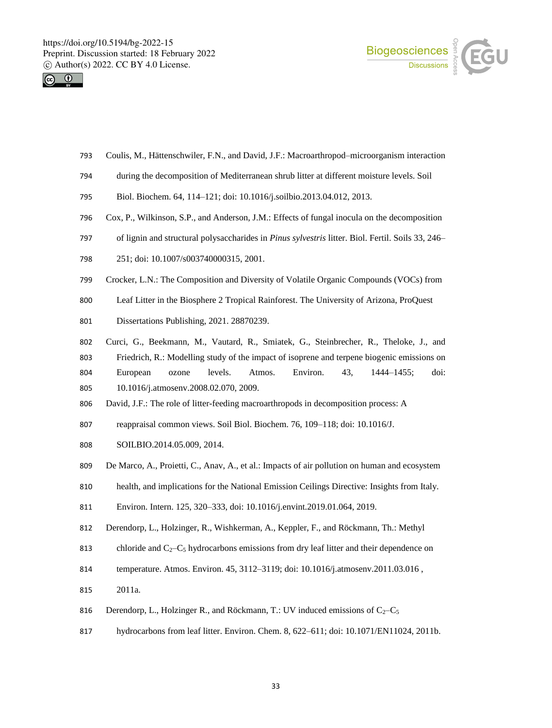Coulis, M., Hättenschwiler, F.N., and David, J.F.: Macroarthropod–microorganism interaction during the decomposition of Mediterranean shrub litter at different moisture levels. Soil Biol. Biochem. 64, 114–121; doi: 10.1016/j.soilbio.2013.04.012, 2013.

Cox, P., Wilkinson, S.P., and Anderson, J.M.: Effects of fungal inocula on the decomposition of lignin and structural polysaccharides in *Pinus sylvestris* litter. Biol. Fertil. Soils 33, 246–251; doi: 10.1007/s003740000315, 2001.

Crocker, L.N.: The Composition and Diversity of Volatile Organic Compounds (VOCs) from Leaf Litter in the Biosphere 2 Tropical Rainforest. The University of Arizona, ProQuest Dissertations Publishing, 2021. 28870239.

Curci, G., Beekmann, M., Vautard, R., Smiatek, G., Steinbrecher, R., Theloke, J., and Friedrich, R.: Modelling study of the impact of isoprene and terpene biogenic emissions on European ozone levels. Atmos. Environ. 43, 1444–1455; doi: 10.1016/j.atmosenv.2008.02.070, 2009.

David, J.F.: The role of litter-feeding macroarthropods in decomposition process: A reappraisal common views. Soil Biol. Biochem. 76, 109–118; doi: 10.1016/J.SOILBIO.2014.05.009, 2014.

De Marco, A., Proietti, C., Anav, A., et al.: Impacts of air pollution on human and ecosystem health, and implications for the National Emission Ceilings Directive: Insights from Italy. Environ. Intern. 125, 320–333, doi: 10.1016/j.envint.2019.01.064, 2019.

Derendorp, L., Holzinger, R., Wishkerman, A., Keppler, F., and Röckmann, Th.: Methyl chloride and $C_2$–$C_5$ hydrocarbons emissions from dry leaf litter and their dependence on temperature. Atmos. Environ. 45, 3112–3119; doi: 10.1016/j.atmosenv.2011.03.016 , 2011a.

Derendorp, L., Holzinger R., and Röckmann, T.: UV induced emissions of $C_2$–$C_5$ hydrocarbons from leaf litter. Environ. Chem. 8, 622–611; doi: 10.1071/EN11024, 2011b.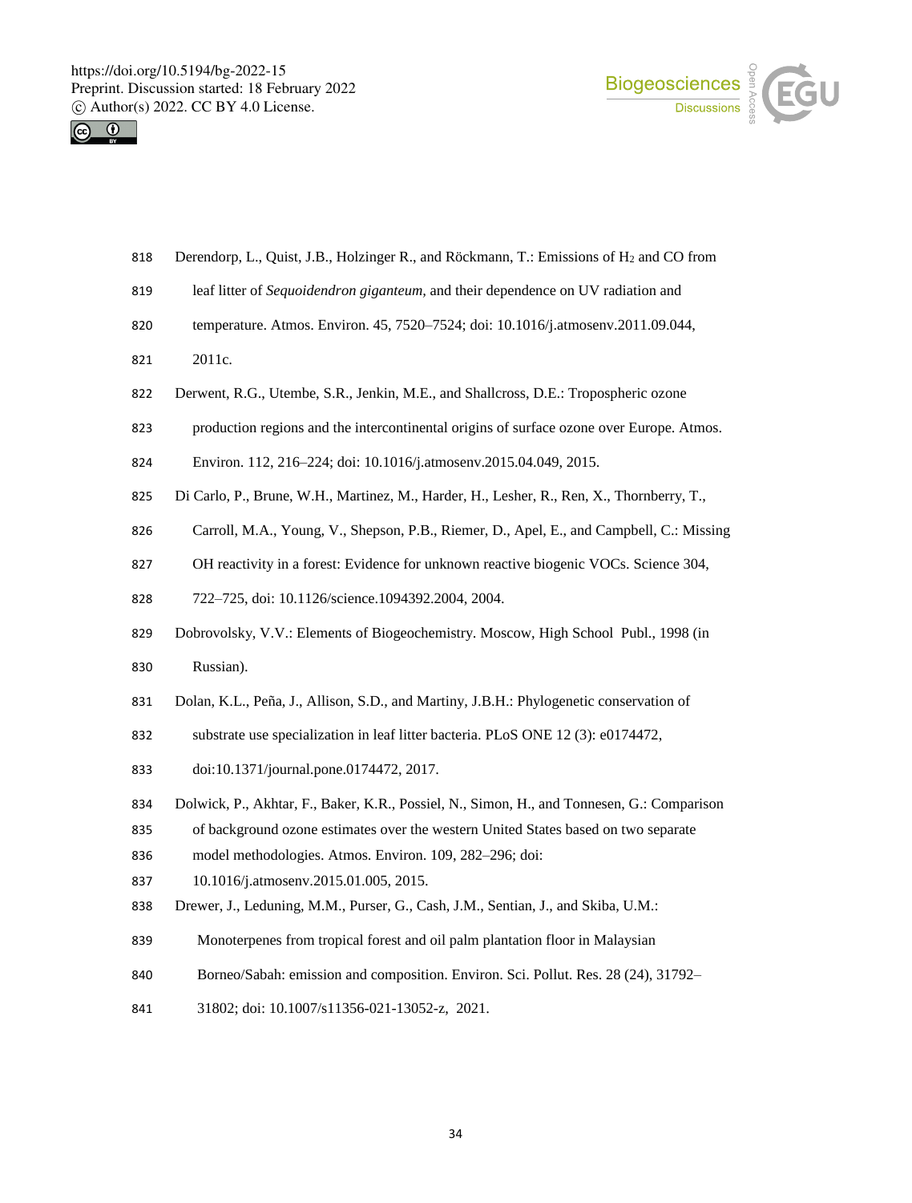Derendorp, L., Quist, J.B., Holzinger R., and Röckmann, T.: Emissions of $H_2$ and CO from leaf litter of *Sequoidendron giganteum,* and their dependence on UV radiation and temperature. Atmos. Environ. 45, 7520–7524; doi: 10.1016/j.atmosenv.2011.09.044, 2011c.

Derwent, R.G., Utembe, S.R., Jenkin, M.E., and Shallcross, D.E.: Tropospheric ozone production regions and the intercontinental origins of surface ozone over Europe. Atmos. Environ. 112, 216–224; doi: 10.1016/j.atmosenv.2015.04.049, 2015.

Di Carlo, P., Brune, W.H., Martinez, M., Harder, H., Lesher, R., Ren, X., Thornberry, T., Carroll, M.A., Young, V., Shepson, P.B., Riemer, D., Apel, E., and Campbell, C.: Missing OH reactivity in a forest: Evidence for unknown reactive biogenic VOCs. Science 304, 722–725, doi: 10.1126/science.1094392.2004, 2004.

Dobrovolsky, V.V.: Elements of Biogeochemistry. Moscow, High School Publ., 1998 (in Russian).

Dolan, K.L., Peña, J., Allison, S.D., and Martiny, J.B.H.: Phylogenetic conservation of substrate use specialization in leaf litter bacteria. PLoS ONE 12 (3): e0174472, doi:10.1371/journal.pone.0174472, 2017.

Dolwick, P., Akhtar, F., Baker, K.R., Possiel, N., Simon, H., and Tonnesen, G.: Comparison of background ozone estimates over the western United States based on two separate model methodologies. Atmos. Environ. 109, 282–296; doi: 10.1016/j.atmosenv.2015.01.005, 2015.

Drewer, J., Leduning, M.M., Purser, G., Cash, J.M., Sentian, J., and Skiba, U.M.: Monoterpenes from tropical forest and oil palm plantation floor in Malaysian Borneo/Sabah: emission and composition. Environ. Sci. Pollut. Res. 28 (24), 31792–31802; doi: 10.1007/s11356-021-13052-z, 2021.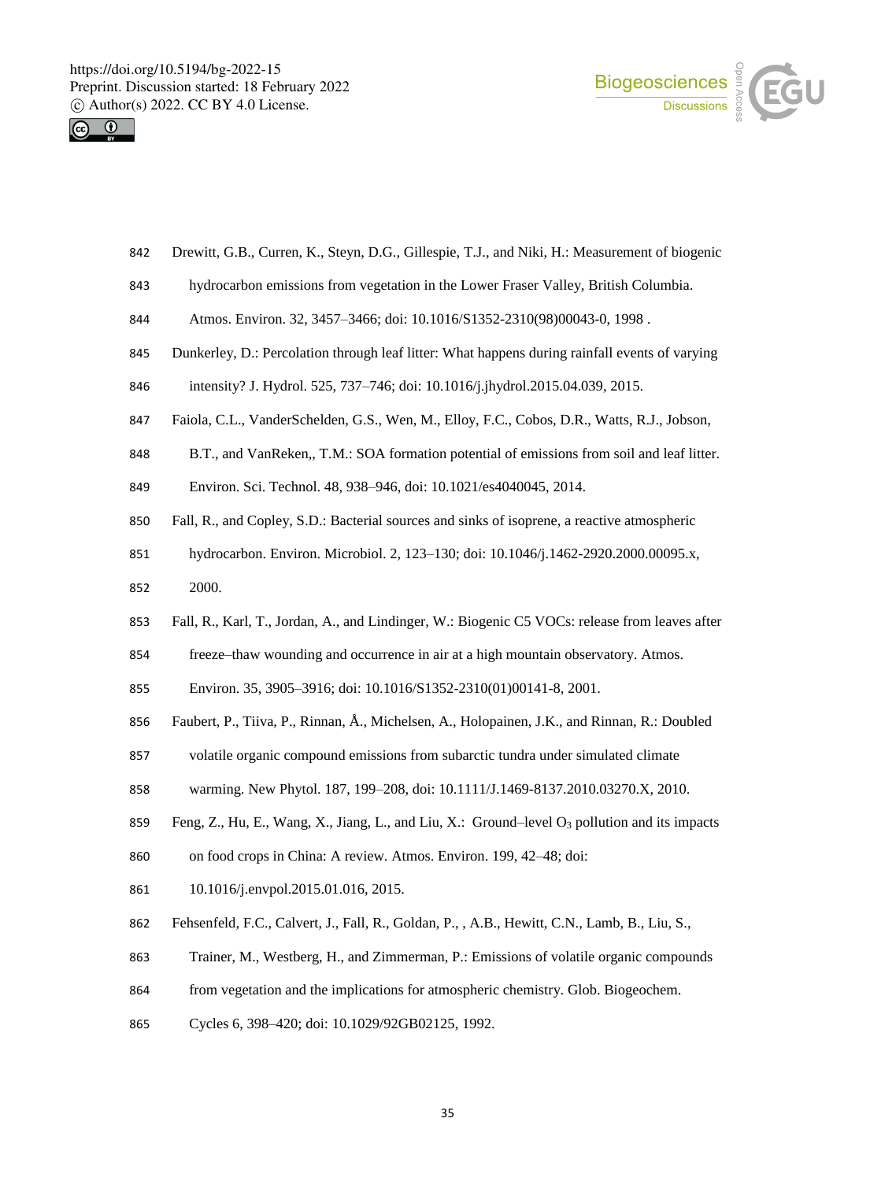Drewitt, G.B., Curren, K., Steyn, D.G., Gillespie, T.J., and Niki, H.: Measurement of biogenic hydrocarbon emissions from vegetation in the Lower Fraser Valley, British Columbia. Atmos. Environ. 32, 3457–3466; doi: 10.1016/S1352-2310(98)00043-0, 1998 .

Dunkerley, D.: Percolation through leaf litter: What happens during rainfall events of varying intensity? J. Hydrol. 525, 737–746; doi: 10.1016/j.jhydrol.2015.04.039, 2015.

Faiola, C.L., VanderSchelden, G.S., Wen, M., Elloy, F.C., Cobos, D.R., Watts, R.J., Jobson, B.T., and VanReken,, T.M.: SOA formation potential of emissions from soil and leaf litter. Environ. Sci. Technol. 48, 938–946, doi: 10.1021/es4040045, 2014.

Fall, R., and Copley, S.D.: Bacterial sources and sinks of isoprene, a reactive atmospheric hydrocarbon. Environ. Microbiol. 2, 123–130; doi: 10.1046/j.1462-2920.2000.00095.x, 2000.

Fall, R., Karl, T., Jordan, A., and Lindinger, W.: Biogenic C5 VOCs: release from leaves after freeze–thaw wounding and occurrence in air at a high mountain observatory. Atmos. Environ. 35, 3905–3916; doi: 10.1016/S1352-2310(01)00141-8, 2001.

Faubert, P., Tiiva, P., Rinnan, Å., Michelsen, A., Holopainen, J.K., and Rinnan, R.: Doubled volatile organic compound emissions from subarctic tundra under simulated climate warming. New Phytol. 187, 199–208, doi: 10.1111/J.1469-8137.2010.03270.X, 2010.

Feng, Z., Hu, E., Wang, X., Jiang, L., and Liu, X.: Ground–level $O_3$ pollution and its impacts on food crops in China: A review. Atmos. Environ. 199, 42–48; doi: 10.1016/j.envpol.2015.01.016, 2015.

Fehsenfeld, F.C., Calvert, J., Fall, R., Goldan, P., , A.B., Hewitt, C.N., Lamb, B., Liu, S., Trainer, M., Westberg, H., and Zimmerman, P.: Emissions of volatile organic compounds from vegetation and the implications for atmospheric chemistry. Glob. Biogeochem. Cycles 6, 398–420; doi: 10.1029/92GB02125, 1992.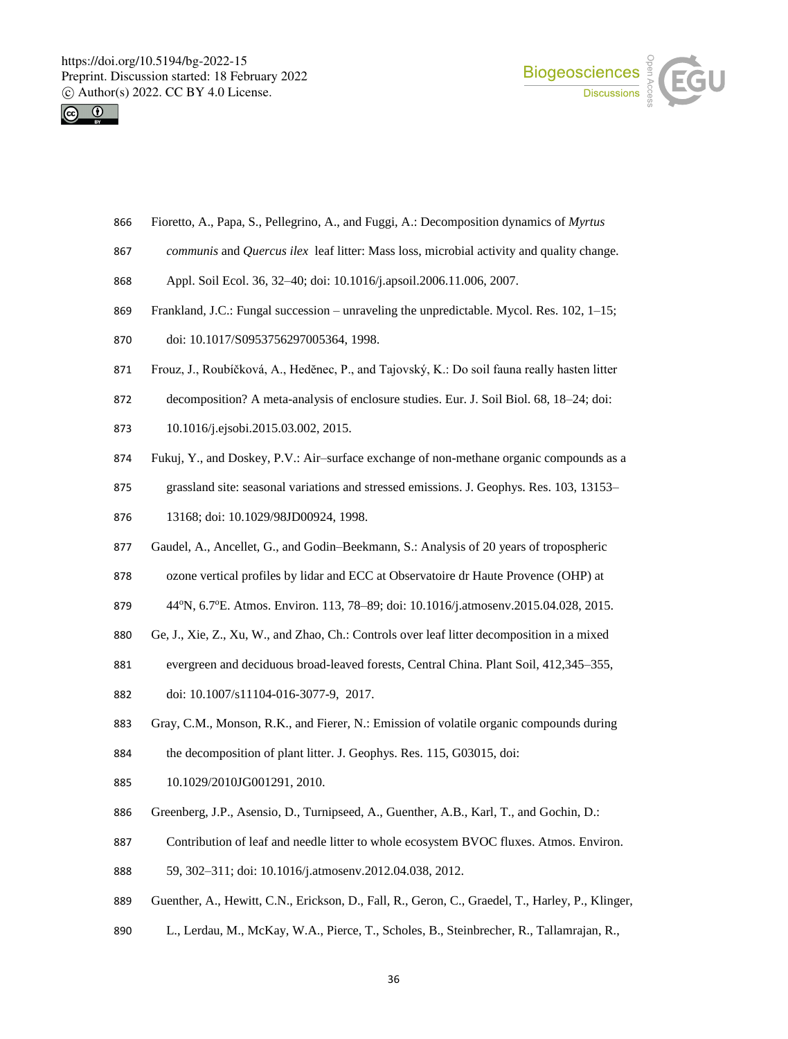Fioretto, A., Papa, S., Pellegrino, A., and Fuggi, A.: Decomposition dynamics of *Myrtus communis* and *Quercus ilex* leaf litter: Mass loss, microbial activity and quality change. Appl. Soil Ecol. 36, 32–40; doi: 10.1016/j.apsoil.2006.11.006, 2007.

Frankland, J.C.: Fungal succession – unraveling the unpredictable. Mycol. Res. 102, 1–15; doi: 10.1017/S0953756297005364, 1998.

Frouz, J., Roubíčková, A., Heděnec, P., and Tajovský, K.: Do soil fauna really hasten litter decomposition? A meta-analysis of enclosure studies. Eur. J. Soil Biol. 68, 18–24; doi: 10.1016/j.ejsobi.2015.03.002, 2015.

Fukuj, Y., and Doskey, P.V.: Air–surface exchange of non-methane organic compounds as a grassland site: seasonal variations and stressed emissions. J. Geophys. Res. 103, 13153–13168; doi: 10.1029/98JD00924, 1998.

Gaudel, A., Ancellet, G., and Godin–Beekmann, S.: Analysis of 20 years of tropospheric ozone vertical profiles by lidar and ECC at Observatoire dr Haute Provence (OHP) at 44°N, 6.7°E. Atmos. Environ. 113, 78–89; doi: 10.1016/j.atmosenv.2015.04.028, 2015.

Ge, J., Xie, Z., Xu, W., and Zhao, Ch.: Controls over leaf litter decomposition in a mixed evergreen and deciduous broad-leaved forests, Central China. Plant Soil, 412,345–355, doi: 10.1007/s11104-016-3077-9, 2017.

Gray, C.M., Monson, R.K., and Fierer, N.: Emission of volatile organic compounds during the decomposition of plant litter. J. Geophys. Res. 115, G03015, doi: 10.1029/2010JG001291, 2010.

Greenberg, J.P., Asensio, D., Turnipseed, A., Guenther, A.B., Karl, T., and Gochin, D.: Contribution of leaf and needle litter to whole ecosystem BVOC fluxes. Atmos. Environ. 59, 302–311; doi: 10.1016/j.atmosenv.2012.04.038, 2012.

Guenther, A., Hewitt, C.N., Erickson, D., Fall, R., Geron, C., Graedel, T., Harley, P., Klinger, L., Lerdau, M., McKay, W.A., Pierce, T., Scholes, B., Steinbrecher, R., Tallamrajan, R.,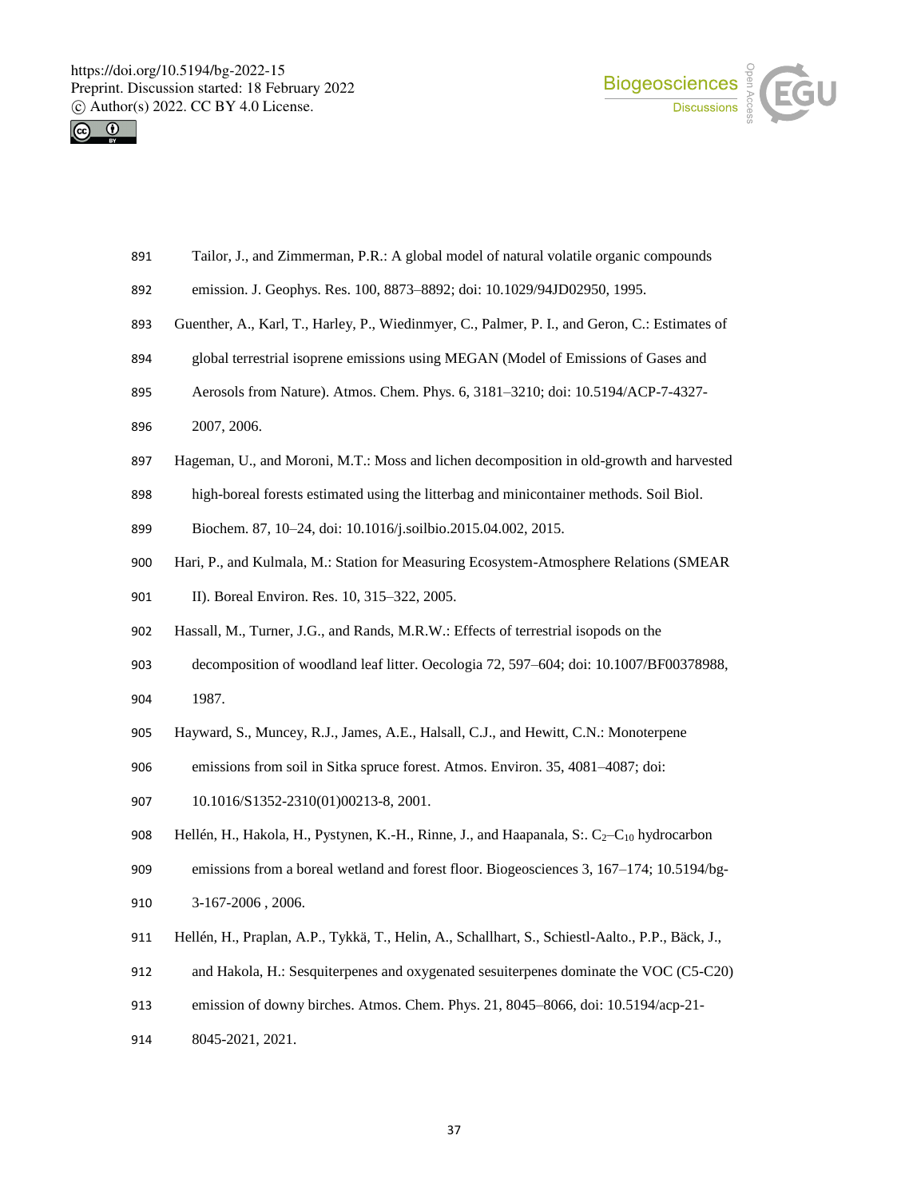Tailor, J., and Zimmerman, P.R.: A global model of natural volatile organic compounds emission. J. Geophys. Res. 100, 8873–8892; doi: 10.1029/94JD02950, 1995.

Guenther, A., Karl, T., Harley, P., Wiedinmyer, C., Palmer, P. I., and Geron, C.: Estimates of global terrestrial isoprene emissions using MEGAN (Model of Emissions of Gases and Aerosols from Nature). Atmos. Chem. Phys. 6, 3181–3210; doi: 10.5194/ACP-7-4327-2007, 2006.

Hageman, U., and Moroni, M.T.: Moss and lichen decomposition in old-growth and harvested high-boreal forests estimated using the litterbag and minicontainer methods. Soil Biol. Biochem. 87, 10–24, doi: 10.1016/j.soilbio.2015.04.002, 2015.

Hari, P., and Kulmala, M.: Station for Measuring Ecosystem-Atmosphere Relations (SMEAR II). Boreal Environ. Res. 10, 315–322, 2005.

Hassall, M., Turner, J.G., and Rands, M.R.W.: Effects of terrestrial isopods on the decomposition of woodland leaf litter. Oecologia 72, 597–604; doi: 10.1007/BF00378988, 1987.

Hayward, S., Muncey, R.J., James, A.E., Halsall, C.J., and Hewitt, C.N.: Monoterpene emissions from soil in Sitka spruce forest. Atmos. Environ. 35, 4081–4087; doi: 10.1016/S1352-2310(01)00213-8, 2001.

Hellén, H., Hakola, H., Pystynen, K.-H., Rinne, J., and Haapanala, S:. $C_2$–$C_{10}$ hydrocarbon emissions from a boreal wetland and forest floor. Biogeosciences 3, 167–174; 10.5194/bg-3-167-2006 , 2006.

Hellén, H., Praplan, A.P., Tykkä, T., Helin, A., Schallhart, S., Schiestl-Aalto., P.P., Bäck, J., and Hakola, H.: Sesquiterpenes and oxygenated sesuiterpenes dominate the VOC (C5-C20) emission of downy birches. Atmos. Chem. Phys. 21, 8045–8066, doi: 10.5194/acp-21-8045-2021, 2021.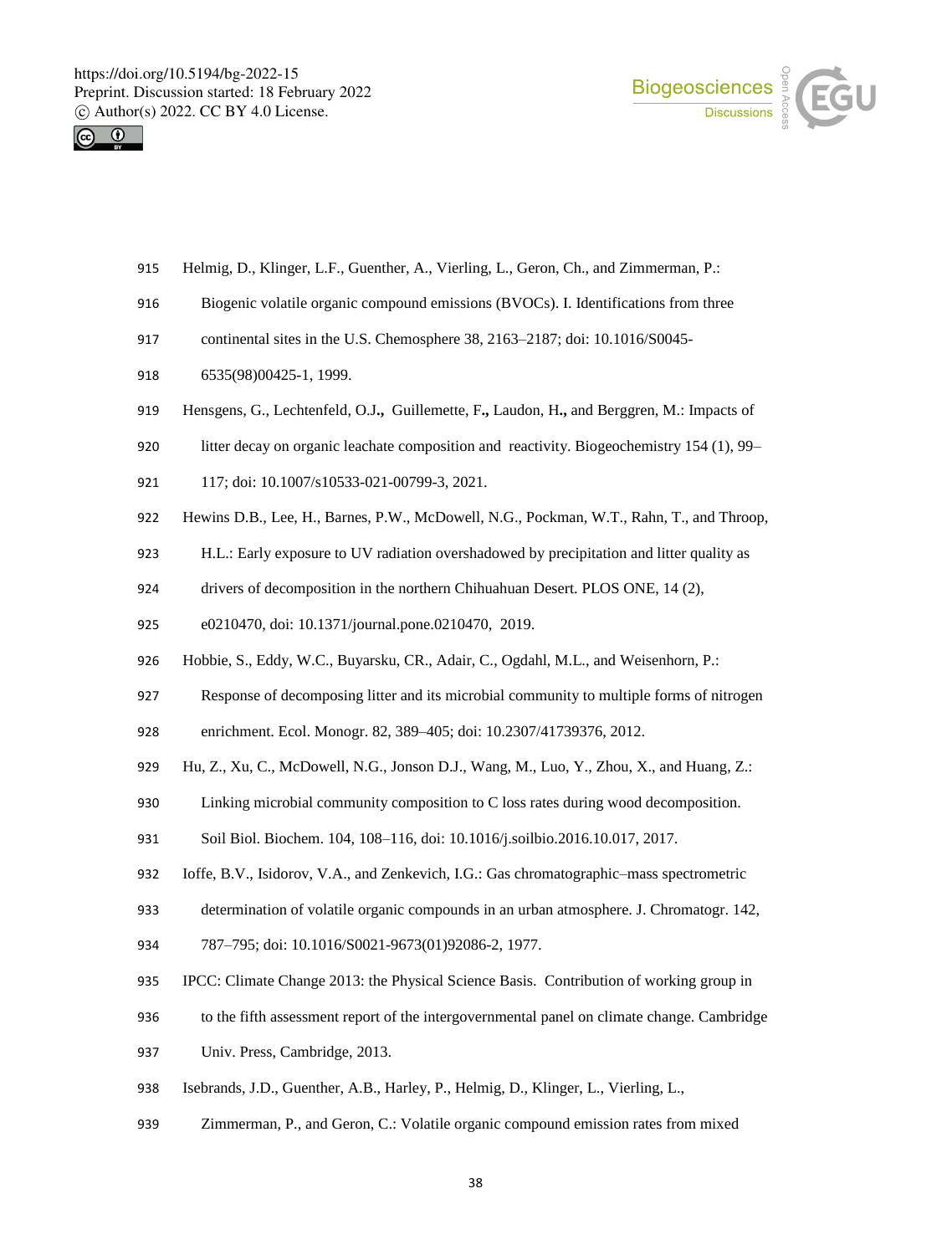Helmig, D., Klinger, L.F., Guenther, A., Vierling, L., Geron, Ch., and Zimmerman, P.: Biogenic volatile organic compound emissions (BVOCs). I. Identifications from three continental sites in the U.S. Chemosphere 38, 2163–2187; doi: 10.1016/S0045-6535(98)00425-1, 1999.

Hensgens, G., Lechtenfeld, O.J., Guillemette, F., Laudon, H., and Berggren, M.: Impacts of litter decay on organic leachate composition and reactivity. Biogeochemistry 154 (1), 99–117; doi: 10.1007/s10533-021-00799-3, 2021.

Hewins D.B., Lee, H., Barnes, P.W., McDowell, N.G., Pockman, W.T., Rahn, T., and Throop, H.L.: Early exposure to UV radiation overshadowed by precipitation and litter quality as drivers of decomposition in the northern Chihuahuan Desert. PLOS ONE, 14 (2), e0210470, doi: 10.1371/journal.pone.0210470, 2019.

Hobbie, S., Eddy, W.C., Buyarsku, CR., Adair, C., Ogdahl, M.L., and Weisenhorn, P.: Response of decomposing litter and its microbial community to multiple forms of nitrogen enrichment. Ecol. Monogr. 82, 389–405; doi: 10.2307/41739376, 2012.

Hu, Z., Xu, C., McDowell, N.G., Jonson D.J., Wang, M., Luo, Y., Zhou, X., and Huang, Z.: Linking microbial community composition to C loss rates during wood decomposition. Soil Biol. Biochem. 104, 108–116, doi: 10.1016/j.soilbio.2016.10.017, 2017.

Ioffe, B.V., Isidorov, V.A., and Zenkevich, I.G.: Gas chromatographic–mass spectrometric determination of volatile organic compounds in an urban atmosphere. J. Chromatogr. 142, 787–795; doi: 10.1016/S0021-9673(01)92086-2, 1977.

IPCC: Climate Change 2013: the Physical Science Basis. Contribution of working group in to the fifth assessment report of the intergovernmental panel on climate change. Cambridge Univ. Press, Cambridge, 2013.

Isebrands, J.D., Guenther, A.B., Harley, P., Helmig, D., Klinger, L., Vierling, L., Zimmerman, P., and Geron, C.: Volatile organic compound emission rates from mixed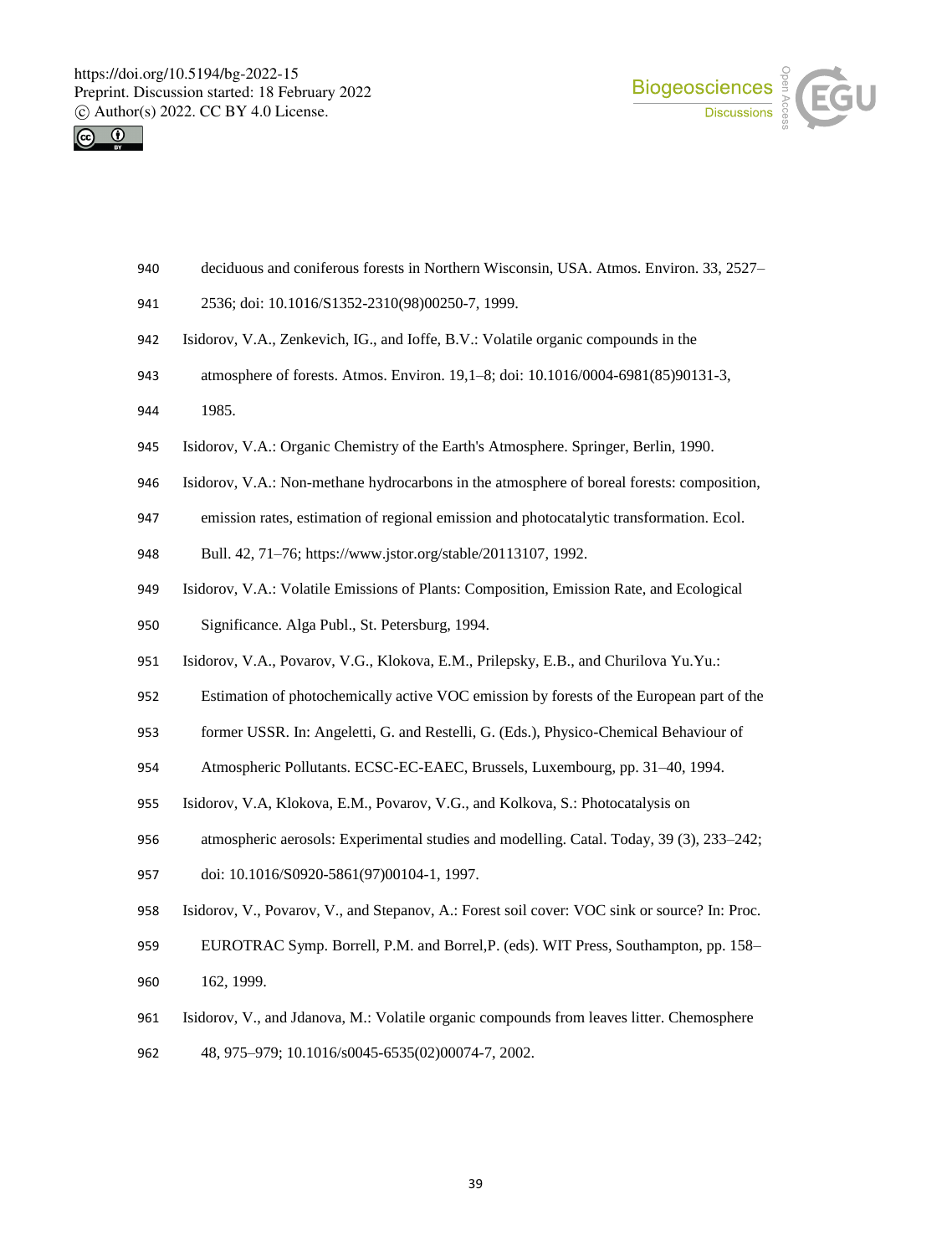deciduous and coniferous forests in Northern Wisconsin, USA. Atmos. Environ. 33, 2527–2536; doi: 10.1016/S1352-2310(98)00250-7, 1999.

Isidorov, V.A., Zenkevich, IG., and Ioffe, B.V.: Volatile organic compounds in the atmosphere of forests. Atmos. Environ. 19,1–8; doi: 10.1016/0004-6981(85)90131-3, 1985.

Isidorov, V.A.: Organic Chemistry of the Earth's Atmosphere. Springer, Berlin, 1990.

Isidorov, V.A.: Non-methane hydrocarbons in the atmosphere of boreal forests: composition, emission rates, estimation of regional emission and photocatalytic transformation. Ecol. Bull. 42, 71–76; https://www.jstor.org/stable/20113107, 1992.

Isidorov, V.A.: Volatile Emissions of Plants: Composition, Emission Rate, and Ecological Significance. Alga Publ., St. Petersburg, 1994.

Isidorov, V.A., Povarov, V.G., Klokova, E.M., Prilepsky, E.B., and Churilova Yu.Yu.: Estimation of photochemically active VOC emission by forests of the European part of the former USSR. In: Angeletti, G. and Restelli, G. (Eds.), Physico-Chemical Behaviour of Atmospheric Pollutants. ECSC-EC-EAEC, Brussels, Luxembourg, pp. 31–40, 1994.

Isidorov, V.A, Klokova, E.M., Povarov, V.G., and Kolkova, S.: Photocatalysis on atmospheric aerosols: Experimental studies and modelling. Catal. Today, 39 (3), 233–242; doi: 10.1016/S0920-5861(97)00104-1, 1997.

Isidorov, V., Povarov, V., and Stepanov, A.: Forest soil cover: VOC sink or source? In: Proc. EUROTRAC Symp. Borrell, P.M. and Borrel,P. (eds). WIT Press, Southampton, pp. 158–162, 1999.

Isidorov, V., and Jdanova, M.: Volatile organic compounds from leaves litter. Chemosphere 48, 975–979; 10.1016/s0045-6535(02)00074-7, 2002.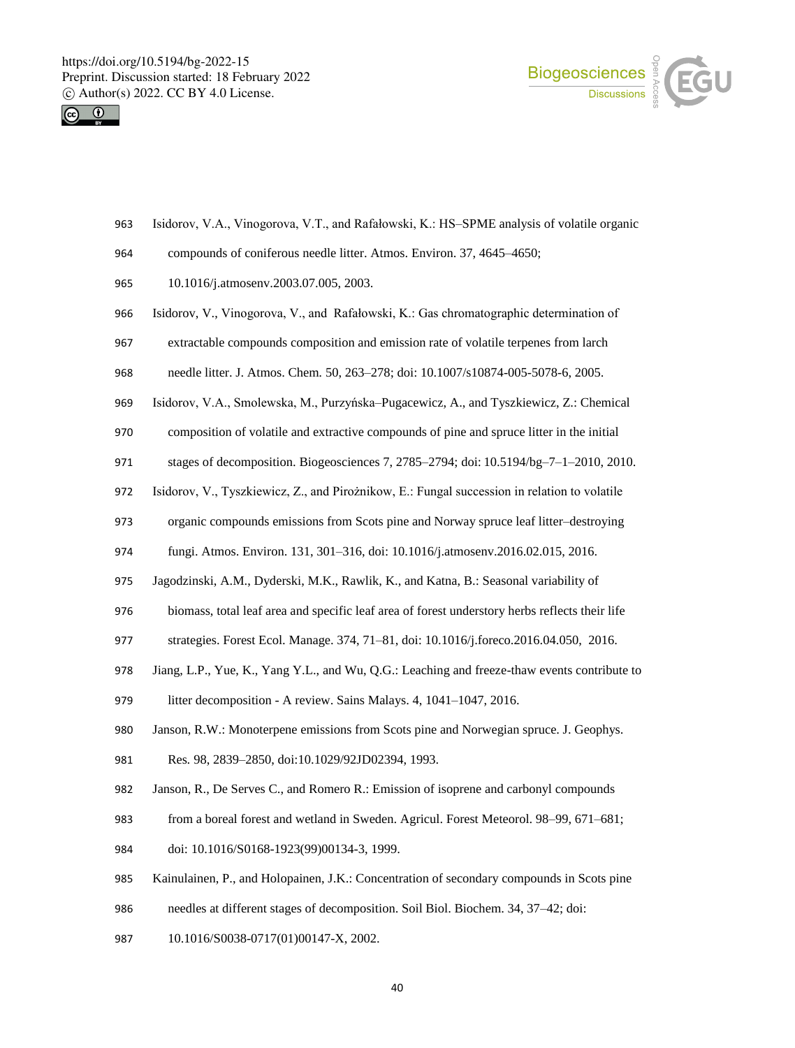Isidorov, V.A., Vinogorova, V.T., and Rafałowski, K.: HS–SPME analysis of volatile organic compounds of coniferous needle litter. Atmos. Environ. 37, 4645–4650; 10.1016/j.atmosenv.2003.07.005, 2003.

Isidorov, V., Vinogorova, V., and Rafałowski, K.: Gas chromatographic determination of extractable compounds composition and emission rate of volatile terpenes from larch needle litter. J. Atmos. Chem. 50, 263–278; doi: 10.1007/s10874-005-5078-6, 2005.

Isidorov, V.A., Smolewska, M., Purzyńska–Pugacewicz, A., and Tyszkiewicz, Z.: Chemical composition of volatile and extractive compounds of pine and spruce litter in the initial stages of decomposition. Biogeosciences 7, 2785–2794; doi: 10.5194/bg–7–1–2010, 2010.

Isidorov, V., Tyszkiewicz, Z., and Pirożnikow, E.: Fungal succession in relation to volatile organic compounds emissions from Scots pine and Norway spruce leaf litter–destroying fungi. Atmos. Environ. 131, 301–316, doi: 10.1016/j.atmosenv.2016.02.015, 2016.

Jagodzinski, A.M., Dyderski, M.K., Rawlik, K., and Katna, B.: Seasonal variability of biomass, total leaf area and specific leaf area of forest understory herbs reflects their life strategies. Forest Ecol. Manage. 374, 71–81, doi: 10.1016/j.foreco.2016.04.050, 2016.

Jiang, L.P., Yue, K., Yang Y.L., and Wu, Q.G.: Leaching and freeze-thaw events contribute to litter decomposition - A review. Sains Malays. 4, 1041–1047, 2016.

Janson, R.W.: Monoterpene emissions from Scots pine and Norwegian spruce. J. Geophys. Res. 98, 2839–2850, doi:10.1029/92JD02394, 1993.

Janson, R., De Serves C., and Romero R.: Emission of isoprene and carbonyl compounds from a boreal forest and wetland in Sweden. Agricul. Forest Meteorol. 98–99, 671–681; doi: 10.1016/S0168-1923(99)00134-3, 1999.

Kainulainen, P., and Holopainen, J.K.: Concentration of secondary compounds in Scots pine needles at different stages of decomposition. Soil Biol. Biochem. 34, 37–42; doi: 10.1016/S0038-0717(01)00147-X, 2002.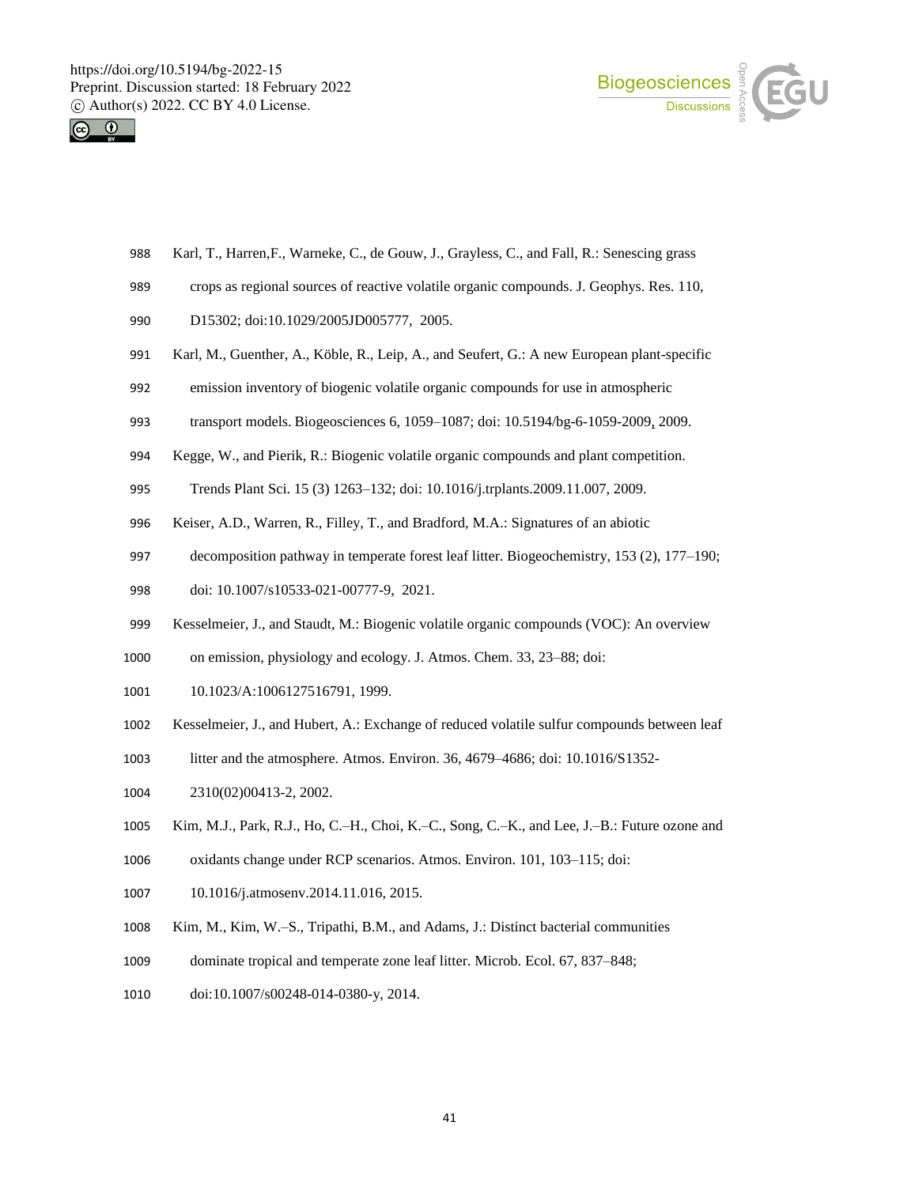Karl, T., Harren,F., Warneke, C., de Gouw, J., Grayless, C., and Fall, R.: Senescing grass crops as regional sources of reactive volatile organic compounds. J. Geophys. Res. 110, D15302; doi:10.1029/2005JD005777, 2005.

Karl, M., Guenther, A., Köble, R., Leip, A., and Seufert, G.: A new European plant-specific emission inventory of biogenic volatile organic compounds for use in atmospheric transport models. Biogeosciences 6, 1059–1087; doi: 10.5194/bg-6-1059-2009, 2009.

Kegge, W., and Pierik, R.: Biogenic volatile organic compounds and plant competition. Trends Plant Sci. 15 (3) 1263–132; doi: 10.1016/j.trplants.2009.11.007, 2009.

Keiser, A.D., Warren, R., Filley, T., and Bradford, M.A.: Signatures of an abiotic decomposition pathway in temperate forest leaf litter. Biogeochemistry, 153 (2), 177–190; doi: 10.1007/s10533-021-00777-9, 2021.

Kesselmeier, J., and Staudt, M.: Biogenic volatile organic compounds (VOC): An overview on emission, physiology and ecology. J. Atmos. Chem. 33, 23–88; doi: 10.1023/A:1006127516791, 1999.

Kesselmeier, J., and Hubert, A.: Exchange of reduced volatile sulfur compounds between leaf litter and the atmosphere. Atmos. Environ. 36, 4679–4686; doi: 10.1016/S1352-2310(02)00413-2, 2002.

Kim, M.J., Park, R.J., Ho, C.–H., Choi, K.–C., Song, C.–K., and Lee, J.–B.: Future ozone and oxidants change under RCP scenarios. Atmos. Environ. 101, 103–115; doi: 10.1016/j.atmosenv.2014.11.016, 2015.

Kim, M., Kim, W.–S., Tripathi, B.M., and Adams, J.: Distinct bacterial communities dominate tropical and temperate zone leaf litter. Microb. Ecol. 67, 837–848; doi:10.1007/s00248-014-0380-y, 2014.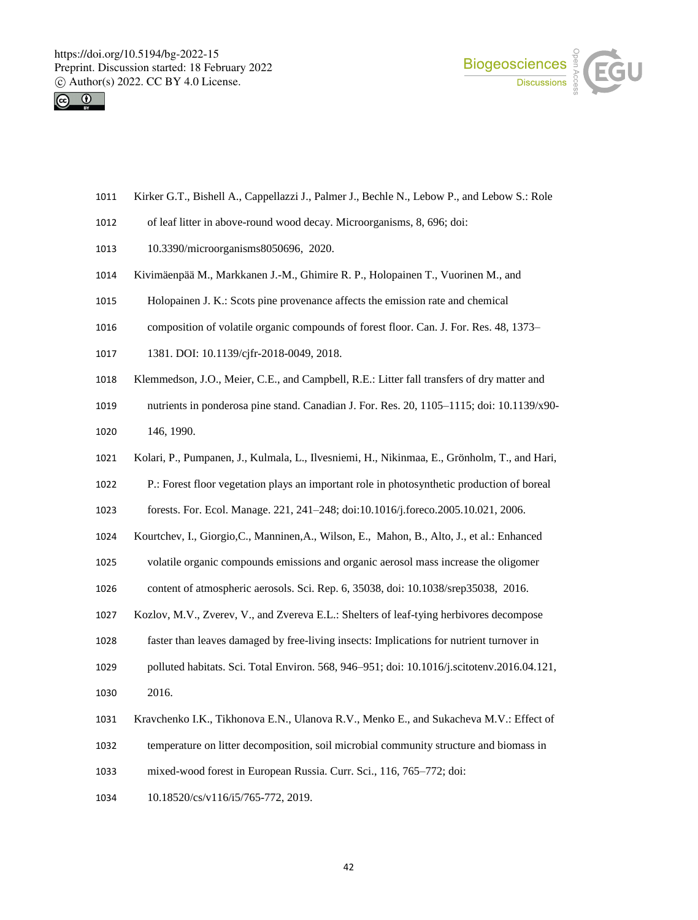Kirker G.T., Bishell A., Cappellazzi J., Palmer J., Bechle N., Lebow P., and Lebow S.: Role of leaf litter in above-round wood decay. Microorganisms, 8, 696; doi: 10.3390/microorganisms8050696, 2020.

Kivimäenpää M., Markkanen J.-M., Ghimire R. P., Holopainen T., Vuorinen M., and Holopainen J. K.: Scots pine provenance affects the emission rate and chemical composition of volatile organic compounds of forest floor. Can. J. For. Res. 48, 1373–1381. DOI: 10.1139/cjfr-2018-0049, 2018.

Klemmedson, J.O., Meier, C.E., and Campbell, R.E.: Litter fall transfers of dry matter and nutrients in ponderosa pine stand. Canadian J. For. Res. 20, 1105–1115; doi: 10.1139/x90-146, 1990.

Kolari, P., Pumpanen, J., Kulmala, L., Ilvesniemi, H., Nikinmaa, E., Grönholm, T., and Hari, P.: Forest floor vegetation plays an important role in photosynthetic production of boreal forests. For. Ecol. Manage. 221, 241–248; doi:10.1016/j.foreco.2005.10.021, 2006.

Kourtchev, I., Giorgio,C., Manninen,A., Wilson, E., Mahon, B., Alto, J., et al.: Enhanced volatile organic compounds emissions and organic aerosol mass increase the oligomer content of atmospheric aerosols. Sci. Rep. 6, 35038, doi: 10.1038/srep35038, 2016.

Kozlov, M.V., Zverev, V., and Zvereva E.L.: Shelters of leaf-tying herbivores decompose faster than leaves damaged by free-living insects: Implications for nutrient turnover in polluted habitats. Sci. Total Environ. 568, 946–951; doi: 10.1016/j.scitotenv.2016.04.121, 2016.

Kravchenko I.K., Tikhonova E.N., Ulanova R.V., Menko E., and Sukacheva M.V.: Effect of temperature on litter decomposition, soil microbial community structure and biomass in mixed-wood forest in European Russia. Curr. Sci., 116, 765–772; doi: 10.18520/cs/v116/i5/765-772, 2019.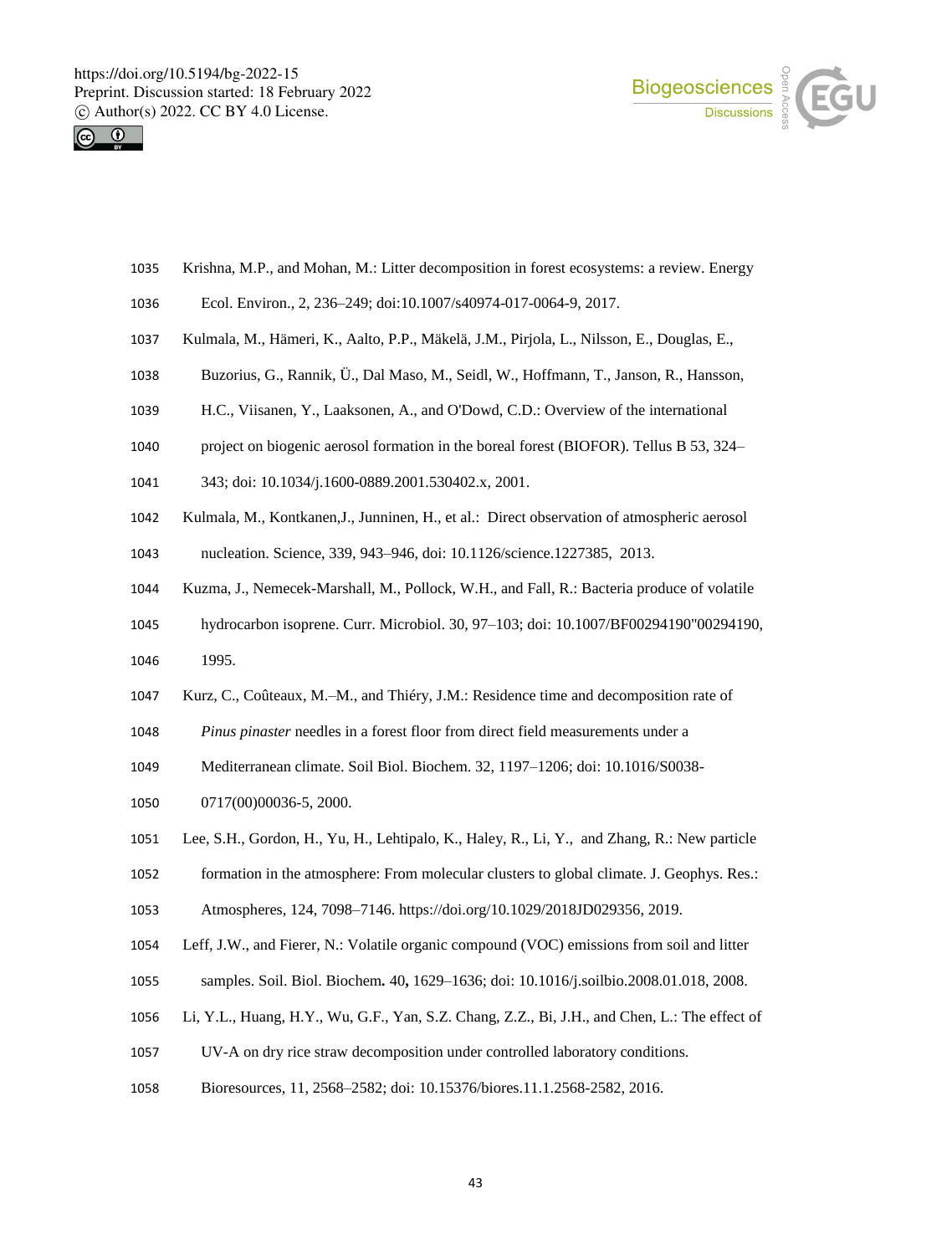Krishna, M.P., and Mohan, M.: Litter decomposition in forest ecosystems: a review. Energy Ecol. Environ., 2, 236–249; doi:10.1007/s40974-017-0064-9, 2017.

Kulmala, M., Hämeri, K., Aalto, P.P., Mäkelä, J.M., Pirjola, L., Nilsson, E., Douglas, E., Buzorius, G., Rannik, Ü., Dal Maso, M., Seidl, W., Hoffmann, T., Janson, R., Hansson, H.C., Viisanen, Y., Laaksonen, A., and O'Dowd, C.D.: Overview of the international project on biogenic aerosol formation in the boreal forest (BIOFOR). Tellus B 53, 324–343; doi: 10.1034/j.1600-0889.2001.530402.x, 2001.

Kulmala, M., Kontkanen,J., Junninen, H., et al.: Direct observation of atmospheric aerosol nucleation. Science, 339, 943–946, doi: 10.1126/science.1227385, 2013.

Kuzma, J., Nemecek-Marshall, M., Pollock, W.H., and Fall, R.: Bacteria produce of volatile hydrocarbon isoprene. Curr. Microbiol. 30, 97–103; doi: 10.1007/BF00294190"00294190, 1995.

Kurz, C., Coûteaux, M.–M., and Thiéry, J.M.: Residence time and decomposition rate of *Pinus pinaster* needles in a forest floor from direct field measurements under a Mediterranean climate. Soil Biol. Biochem. 32, 1197–1206; doi: 10.1016/S0038-0717(00)00036-5, 2000.

Lee, S.H., Gordon, H., Yu, H., Lehtipalo, K., Haley, R., Li, Y., and Zhang, R.: New particle formation in the atmosphere: From molecular clusters to global climate. J. Geophys. Res.: Atmospheres, 124, 7098–7146. https://doi.org/10.1029/2018JD029356, 2019.

Leff, J.W., and Fierer, N.: Volatile organic compound (VOC) emissions from soil and litter samples. Soil. Biol. Biochem**.** 40**,** 1629–1636; doi: 10.1016/j.soilbio.2008.01.018, 2008.

Li, Y.L., Huang, H.Y., Wu, G.F., Yan, S.Z. Chang, Z.Z., Bi, J.H., and Chen, L.: The effect of UV-A on dry rice straw decomposition under controlled laboratory conditions. Bioresources, 11, 2568–2582; doi: 10.15376/biores.11.1.2568-2582, 2016.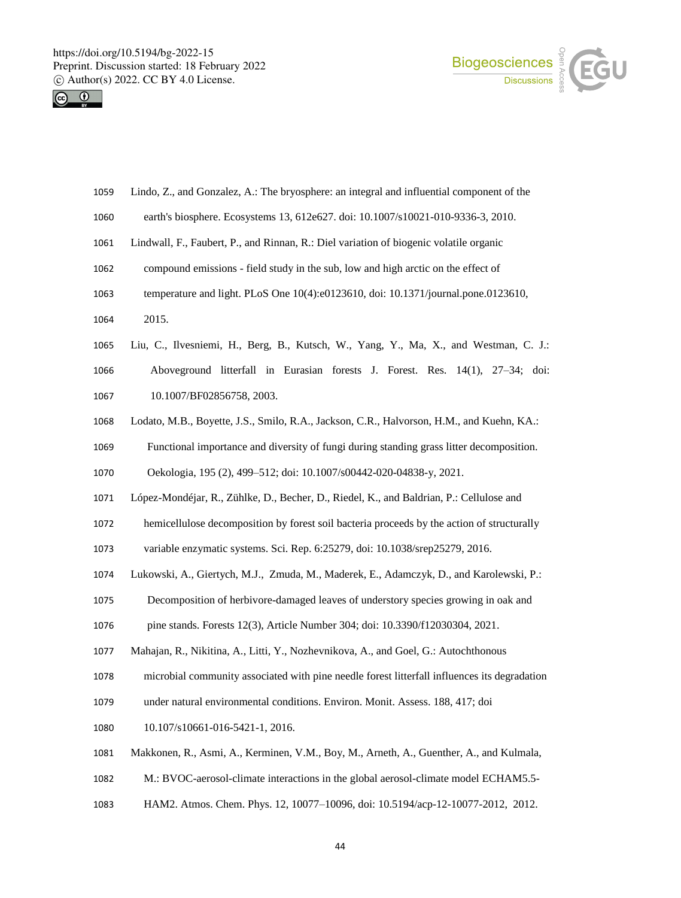Lindo, Z., and Gonzalez, A.: The bryosphere: an integral and influential component of the earth's biosphere. Ecosystems 13, 612e627. doi: 10.1007/s10021-010-9336-3, 2010.

Lindwall, F., Faubert, P., and Rinnan, R.: Diel variation of biogenic volatile organic compound emissions - field study in the sub, low and high arctic on the effect of temperature and light. PLoS One 10(4):e0123610, doi: 10.1371/journal.pone.0123610, 2015.

Liu, C., Ilvesniemi, H., Berg, B., Kutsch, W., Yang, Y., Ma, X., and Westman, C. J.: Aboveground litterfall in Eurasian forests J. Forest. Res. 14(1), 27–34; doi: 10.1007/BF02856758, 2003.

Lodato, M.B., Boyette, J.S., Smilo, R.A., Jackson, C.R., Halvorson, H.M., and Kuehn, KA.: Functional importance and diversity of fungi during standing grass litter decomposition. Oekologia, 195 (2), 499–512; doi: 10.1007/s00442-020-04838-y, 2021.

López-Mondéjar, R., Zühlke, D., Becher, D., Riedel, K., and Baldrian, P.: Cellulose and hemicellulose decomposition by forest soil bacteria proceeds by the action of structurally variable enzymatic systems. Sci. Rep. 6:25279, doi: 10.1038/srep25279, 2016.

Lukowski, A., Giertych, M.J., Zmuda, M., Maderek, E., Adamczyk, D., and Karolewski, P.: Decomposition of herbivore-damaged leaves of understory species growing in oak and pine stands. Forests 12(3), Article Number 304; doi: 10.3390/f12030304, 2021.

Mahajan, R., Nikitina, A., Litti, Y., Nozhevnikova, A., and Goel, G.: Autochthonous microbial community associated with pine needle forest litterfall influences its degradation under natural environmental conditions. Environ. Monit. Assess. 188, 417; doi 10.107/s10661-016-5421-1, 2016.

Makkonen, R., Asmi, A., Kerminen, V.M., Boy, M., Arneth, A., Guenther, A., and Kulmala, M.: BVOC-aerosol-climate interactions in the global aerosol-climate model ECHAM5.5-HAM2. Atmos. Chem. Phys. 12, 10077–10096, doi: 10.5194/acp-12-10077-2012, 2012.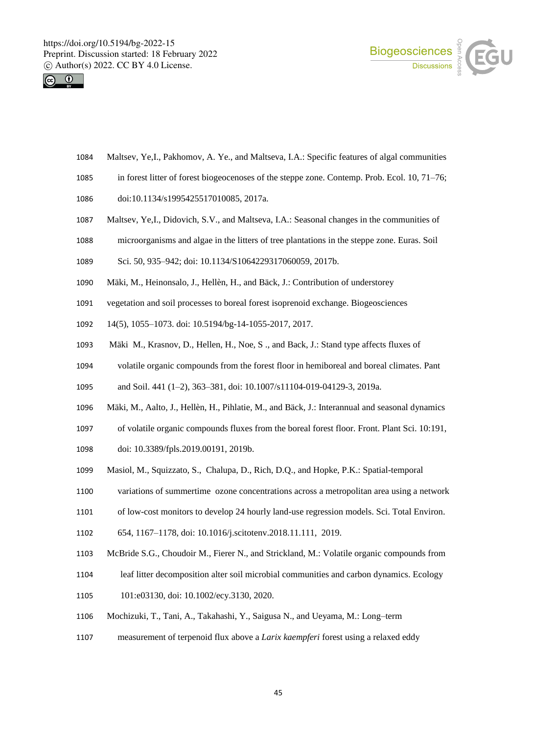Maltsev, Ye,I., Pakhomov, A. Ye., and Maltseva, I.A.: Specific features of algal communities in forest litter of forest biogeocenoses of the steppe zone. Contemp. Prob. Ecol. 10, 71–76; doi:10.1134/s1995425517010085, 2017a.

Maltsev, Ye,I., Didovich, S.V., and Maltseva, I.A.: Seasonal changes in the communities of microorganisms and algae in the litters of tree plantations in the steppe zone. Euras. Soil Sci. 50, 935–942; doi: 10.1134/S1064229317060059, 2017b.

Mäki, M., Heinonsalo, J., Hellèn, H., and Bäck, J.: Contribution of understorey vegetation and soil processes to boreal forest isoprenoid exchange. Biogeosciences 14(5), 1055–1073. doi: 10.5194/bg-14-1055-2017, 2017.

Mäki M., Krasnov, D., Hellen, H., Noe, S ., and Back, J.: Stand type affects fluxes of volatile organic compounds from the forest floor in hemiboreal and boreal climates. Pant and Soil. 441 (1–2), 363–381, doi: 10.1007/s11104-019-04129-3, 2019a.

Mäki, M., Aalto, J., Hellèn, H., Pihlatie, M., and Bäck, J.: Interannual and seasonal dynamics of volatile organic compounds fluxes from the boreal forest floor. Front. Plant Sci. 10:191, doi: 10.3389/fpls.2019.00191, 2019b.

Masiol, M., Squizzato, S., Chalupa, D., Rich, D.Q., and Hopke, P.K.: Spatial-temporal variations of summertime ozone concentrations across a metropolitan area using a network of low-cost monitors to develop 24 hourly land-use regression models. Sci. Total Environ. 654, 1167–1178, doi: 10.1016/j.scitotenv.2018.11.111, 2019.

McBride S.G., Choudoir M., Fierer N., and Strickland, M.: Volatile organic compounds from leaf litter decomposition alter soil microbial communities and carbon dynamics. Ecology 101:e03130, doi: 10.1002/ecy.3130, 2020.

Mochizuki, T., Tani, A., Takahashi, Y., Saigusa N., and Ueyama, M.: Long–term measurement of terpenoid flux above a *Larix kaempferi* forest using a relaxed eddy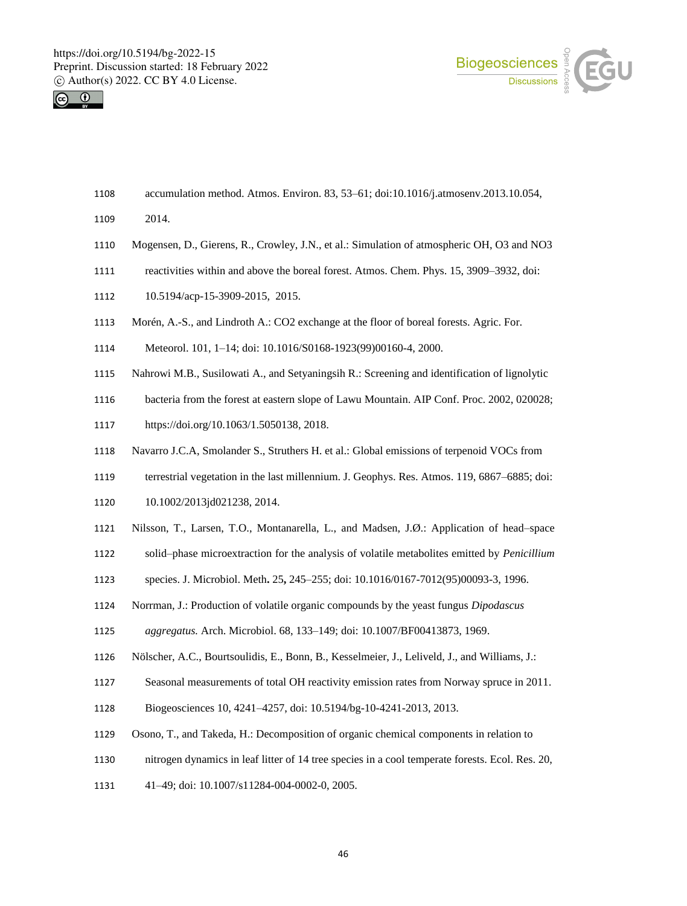accumulation method. Atmos. Environ. 83, 53–61; doi:10.1016/j.atmosenv.2013.10.054, 2014.

Mogensen, D., Gierens, R., Crowley, J.N., et al.: Simulation of atmospheric OH, O3 and NO3 reactivities within and above the boreal forest. Atmos. Chem. Phys. 15, 3909–3932, doi: 10.5194/acp-15-3909-2015, 2015.

Morén, A.-S., and Lindroth A.: CO2 exchange at the floor of boreal forests. Agric. For. Meteorol. 101, 1–14; doi: 10.1016/S0168-1923(99)00160-4, 2000.

Nahrowi M.B., Susilowati A., and Setyaningsih R.: Screening and identification of lignolytic bacteria from the forest at eastern slope of Lawu Mountain. AIP Conf. Proc. 2002, 020028; https://doi.org/10.1063/1.5050138, 2018.

Navarro J.C.A, Smolander S., Struthers H. et al.: Global emissions of terpenoid VOCs from terrestrial vegetation in the last millennium. J. Geophys. Res. Atmos. 119, 6867–6885; doi: 10.1002/2013jd021238, 2014.

Nilsson, T., Larsen, T.O., Montanarella, L., and Madsen, J.Ø.: Application of head–space solid–phase microextraction for the analysis of volatile metabolites emitted by *Penicillium* species. J. Microbiol. Meth. 25, 245–255; doi: 10.1016/0167-7012(95)00093-3, 1996.

Norrman, J.: Production of volatile organic compounds by the yeast fungus *Dipodascus aggregatus.* Arch. Microbiol. 68, 133–149; doi: 10.1007/BF00413873, 1969.

Nölscher, A.C., Bourtsoulidis, E., Bonn, B., Kesselmeier, J., Leliveld, J., and Williams, J.: Seasonal measurements of total OH reactivity emission rates from Norway spruce in 2011. Biogeosciences 10, 4241–4257, doi: 10.5194/bg-10-4241-2013, 2013.

Osono, T., and Takeda, H.: Decomposition of organic chemical components in relation to nitrogen dynamics in leaf litter of 14 tree species in a cool temperate forests. Ecol. Res. 20, 41–49; doi: 10.1007/s11284-004-0002-0, 2005.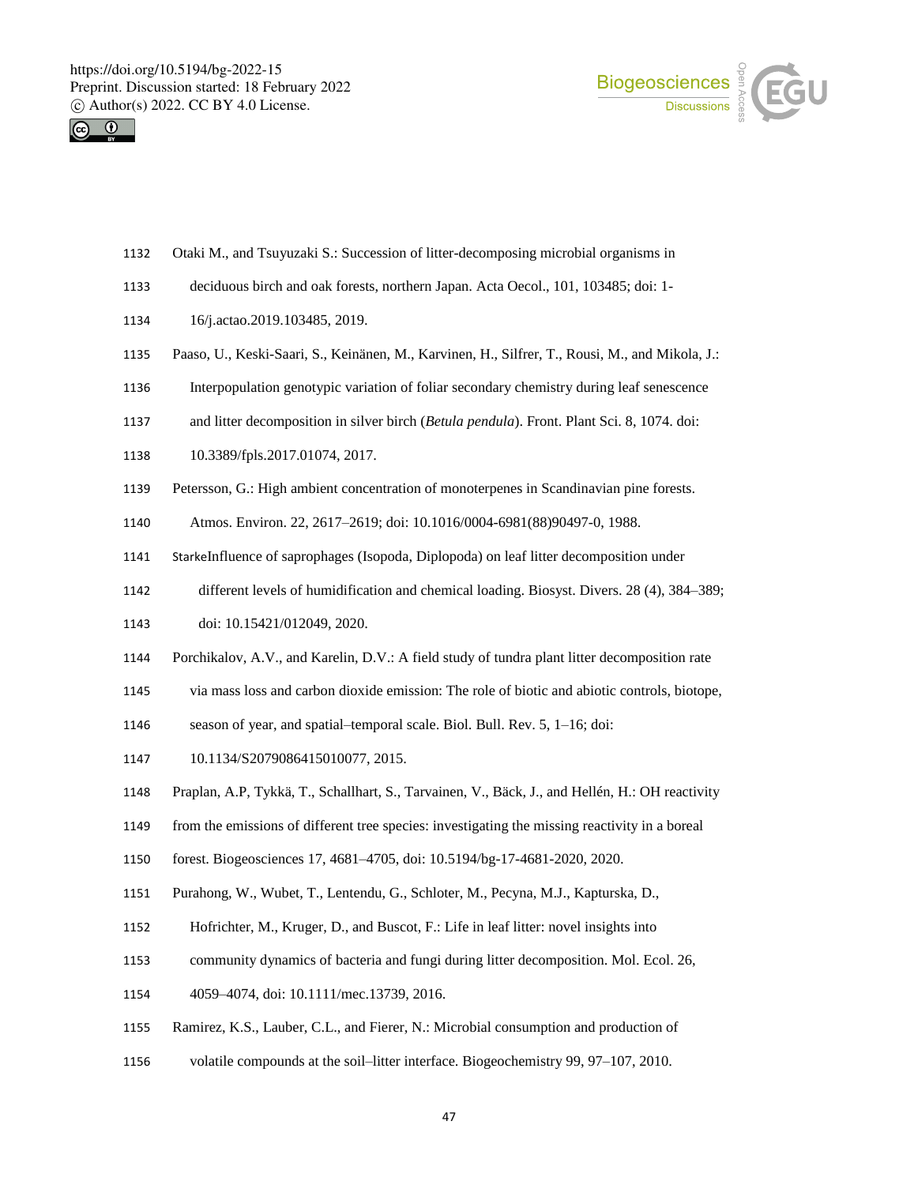Otaki M., and Tsuyuzaki S.: Succession of litter-decomposing microbial organisms in deciduous birch and oak forests, northern Japan. Acta Oecol., 101, 103485; doi: 1-16/j.actao.2019.103485, 2019.

Paaso, U., Keski-Saari, S., Keinänen, M., Karvinen, H., Silfrer, T., Rousi, M., and Mikola, J.: Interpopulation genotypic variation of foliar secondary chemistry during leaf senescence and litter decomposition in silver birch (*Betula pendula*). Front. Plant Sci. 8, 1074. doi: 10.3389/fpls.2017.01074, 2017.

Petersson, G.: High ambient concentration of monoterpenes in Scandinavian pine forests. Atmos. Environ. 22, 2617–2619; doi: 10.1016/0004-6981(88)90497-0, 1988.

StarkeInfluence of saprophages (Isopoda, Diplopoda) on leaf litter decomposition under different levels of humidification and chemical loading. Biosyst. Divers. 28 (4), 384–389; doi: 10.15421/012049, 2020.

Porchikalov, A.V., and Karelin, D.V.: A field study of tundra plant litter decomposition rate via mass loss and carbon dioxide emission: The role of biotic and abiotic controls, biotope, season of year, and spatial–temporal scale. Biol. Bull. Rev. 5, 1–16; doi: 10.1134/S2079086415010077, 2015.

Praplan, A.P, Tykkä, T., Schallhart, S., Tarvainen, V., Bäck, J., and Hellén, H.: OH reactivity from the emissions of different tree species: investigating the missing reactivity in a boreal forest. Biogeosciences 17, 4681–4705, doi: 10.5194/bg-17-4681-2020, 2020.

Purahong, W., Wubet, T., Lentendu, G., Schloter, M., Pecyna, M.J., Kapturska, D., Hofrichter, M., Kruger, D., and Buscot, F.: Life in leaf litter: novel insights into community dynamics of bacteria and fungi during litter decomposition. Mol. Ecol. 26, 4059–4074, doi: 10.1111/mec.13739, 2016.

Ramirez, K.S., Lauber, C.L., and Fierer, N.: Microbial consumption and production of volatile compounds at the soil–litter interface. Biogeochemistry 99, 97–107, 2010.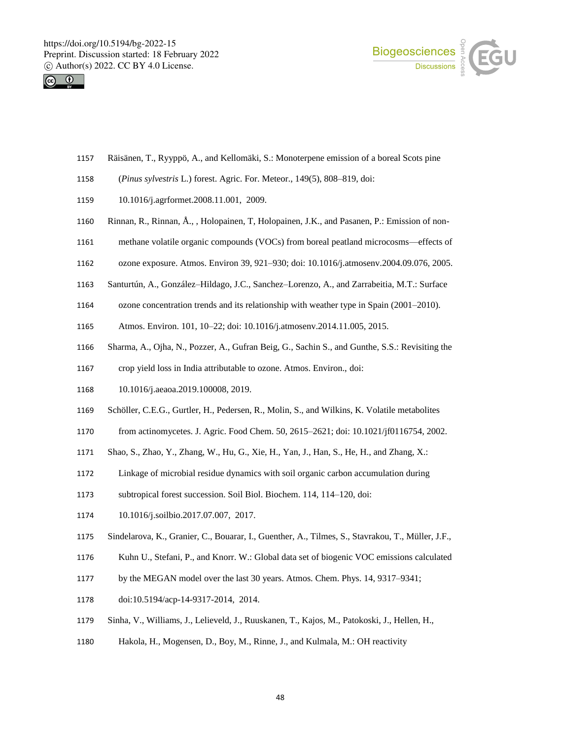Räisänen, T., Ryyppö, A., and Kellomäki, S.: Monoterpene emission of a boreal Scots pine (*Pinus sylvestris* L.) forest. Agric. For. Meteor., 149(5), 808–819, doi: 10.1016/j.agrformet.2008.11.001, 2009.

Rinnan, R., Rinnan, Å., , Holopainen, T, Holopainen, J.K., and Pasanen, P.: Emission of non-methane volatile organic compounds (VOCs) from boreal peatland microcosms—effects of ozone exposure. Atmos. Environ 39, 921–930; doi: 10.1016/j.atmosenv.2004.09.076, 2005.

Santurtún, A., González–Hildago, J.C., Sanchez–Lorenzo, A., and Zarrabeitia, M.T.: Surface ozone concentration trends and its relationship with weather type in Spain (2001–2010). Atmos. Environ. 101, 10–22; doi: 10.1016/j.atmosenv.2014.11.005, 2015.

Sharma, A., Ojha, N., Pozzer, A., Gufran Beig, G., Sachin S., and Gunthe, S.S.: Revisiting the crop yield loss in India attributable to ozone. Atmos. Environ., doi: 10.1016/j.aeaoa.2019.100008, 2019.

Schöller, C.E.G., Gurtler, H., Pedersen, R., Molin, S., and Wilkins, K. Volatile metabolites from actinomycetes. J. Agric. Food Chem. 50, 2615–2621; doi: 10.1021/jf0116754, 2002.

Shao, S., Zhao, Y., Zhang, W., Hu, G., Xie, H., Yan, J., Han, S., He, H., and Zhang, X.: Linkage of microbial residue dynamics with soil organic carbon accumulation during subtropical forest succession. Soil Biol. Biochem. 114, 114–120, doi: 10.1016/j.soilbio.2017.07.007, 2017.

Sindelarova, K., Granier, C., Bouarar, I., Guenther, A., Tilmes, S., Stavrakou, T., Müller, J.F., Kuhn U., Stefani, P., and Knorr. W.: Global data set of biogenic VOC emissions calculated by the MEGAN model over the last 30 years. Atmos. Chem. Phys. 14, 9317–9341; doi:10.5194/acp-14-9317-2014, 2014.

Sinha, V., Williams, J., Lelieveld, J., Ruuskanen, T., Kajos, M., Patokoski, J., Hellen, H., Hakola, H., Mogensen, D., Boy, M., Rinne, J., and Kulmala, M.: OH reactivity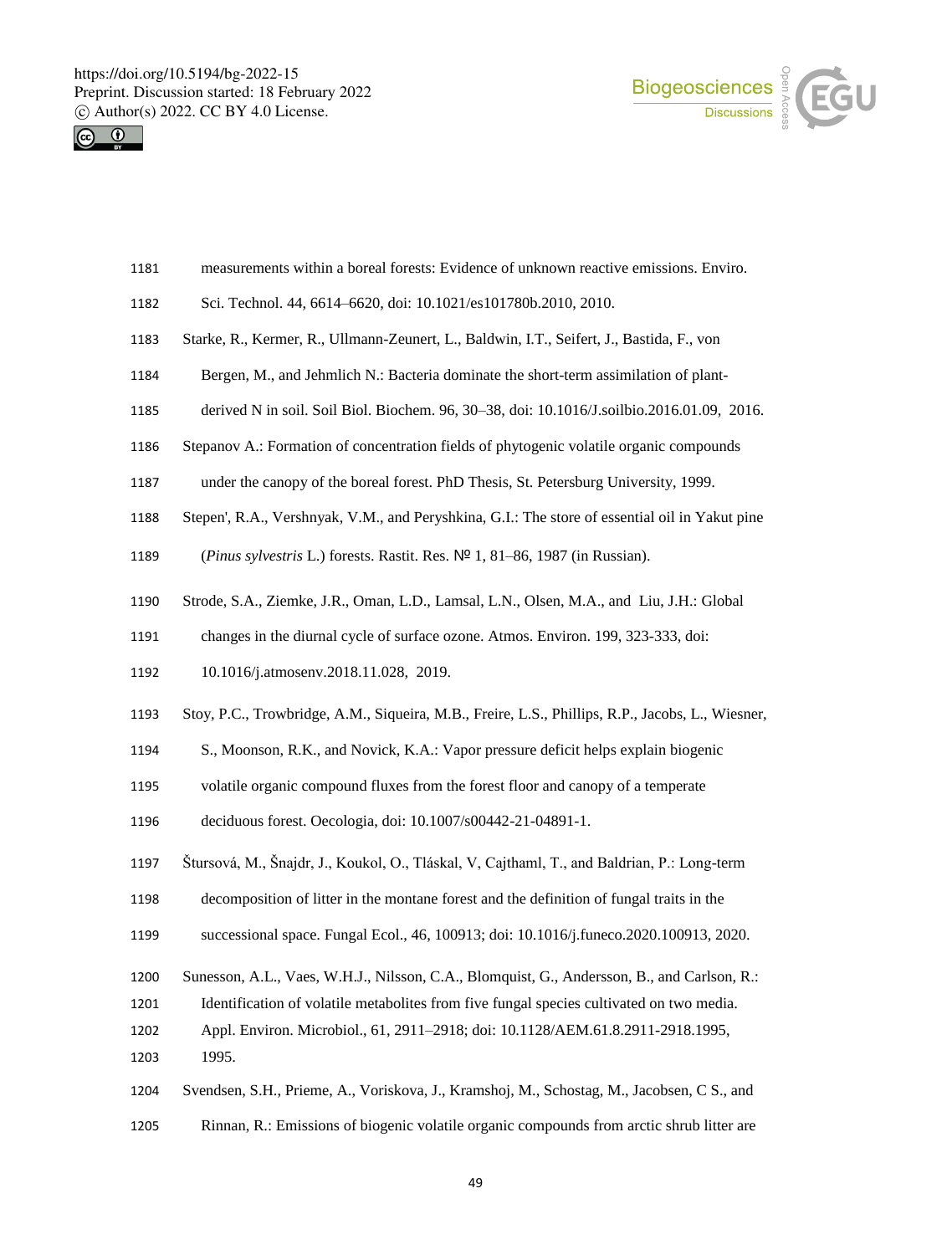measurements within a boreal forests: Evidence of unknown reactive emissions. Enviro. Sci. Technol. 44, 6614–6620, doi: 10.1021/es101780b.2010, 2010.

Starke, R., Kermer, R., Ullmann-Zeunert, L., Baldwin, I.T., Seifert, J., Bastida, F., von Bergen, M., and Jehmlich N.: Bacteria dominate the short-term assimilation of plant-derived N in soil. Soil Biol. Biochem. 96, 30–38, doi: 10.1016/J.soilbio.2016.01.09, 2016.

Stepanov A.: Formation of concentration fields of phytogenic volatile organic compounds under the canopy of the boreal forest. PhD Thesis, St. Petersburg University, 1999.

Stepen', R.A., Vershnyak, V.M., and Peryshkina, G.I.: The store of essential oil in Yakut pine (*Pinus sylvestris* L.) forests. Rastit. Res. № 1, 81–86, 1987 (in Russian).

Strode, S.A., Ziemke, J.R., Oman, L.D., Lamsal, L.N., Olsen, M.A., and Liu, J.H.: Global changes in the diurnal cycle of surface ozone. Atmos. Environ. 199, 323-333, doi: 10.1016/j.atmosenv.2018.11.028, 2019.

Stoy, P.C., Trowbridge, A.M., Siqueira, M.B., Freire, L.S., Phillips, R.P., Jacobs, L., Wiesner, S., Moonson, R.K., and Novick, K.A.: Vapor pressure deficit helps explain biogenic volatile organic compound fluxes from the forest floor and canopy of a temperate deciduous forest. Oecologia, doi: 10.1007/s00442-21-04891-1.

Štursová, M., Šnajdr, J., Koukol, O., Tláskal, V, Cajthaml, T., and Baldrian, P.: Long-term decomposition of litter in the montane forest and the definition of fungal traits in the successional space. Fungal Ecol., 46, 100913; doi: 10.1016/j.funeco.2020.100913, 2020.

Sunesson, A.L., Vaes, W.H.J., Nilsson, C.A., Blomquist, G., Andersson, B., and Carlson, R.: Identification of volatile metabolites from five fungal species cultivated on two media. Appl. Environ. Microbiol., 61, 2911–2918; doi: 10.1128/AEM.61.8.2911-2918.1995, 1995.

Svendsen, S.H., Prieme, A., Voriskova, J., Kramshoj, M., Schostag, M., Jacobsen, C S., and Rinnan, R.: Emissions of biogenic volatile organic compounds from arctic shrub litter are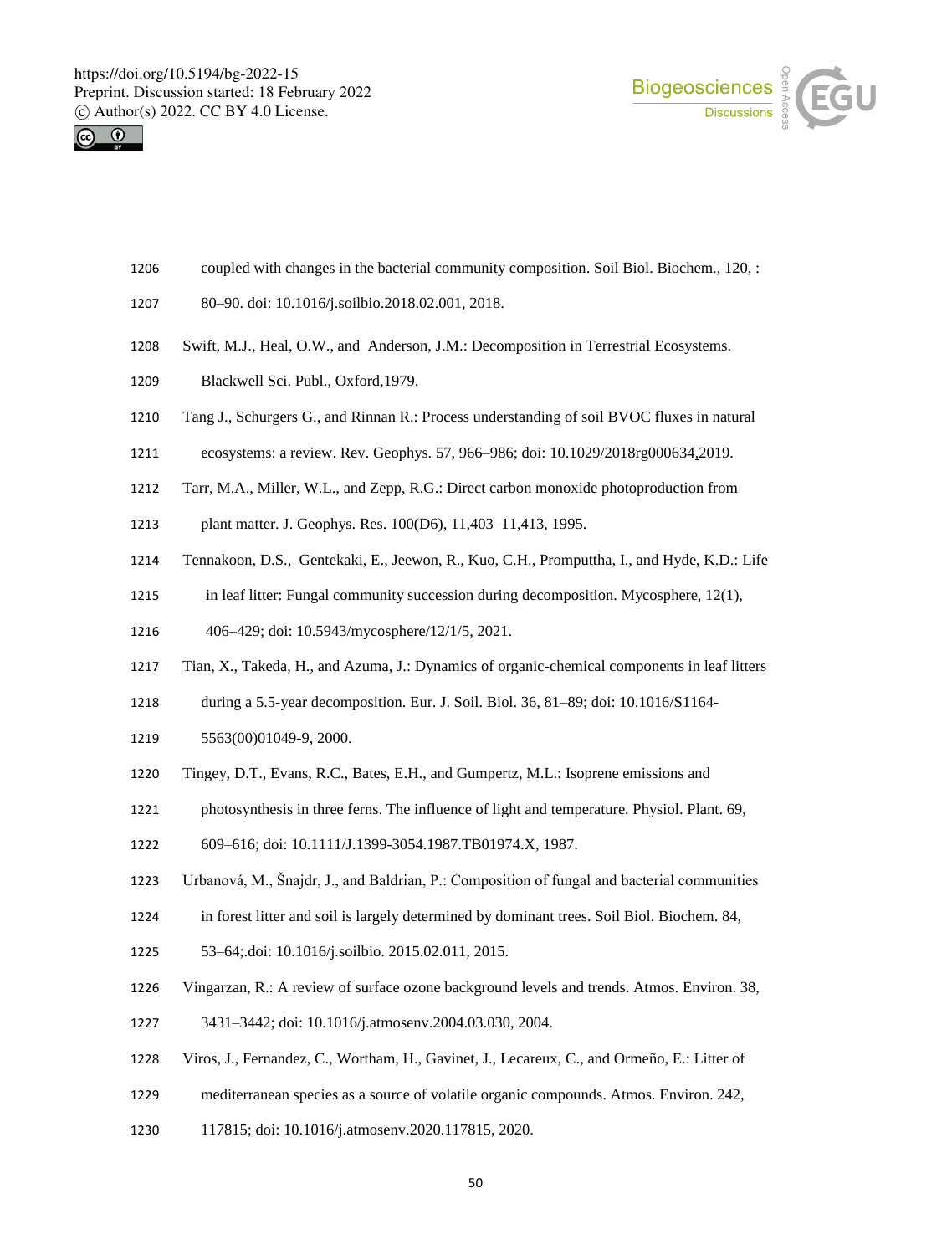coupled with changes in the bacterial community composition. Soil Biol. Biochem., 120, : 80–90. doi: 10.1016/j.soilbio.2018.02.001, 2018.

Swift, M.J., Heal, O.W., and Anderson, J.M.: Decomposition in Terrestrial Ecosystems. Blackwell Sci. Publ., Oxford,1979.

Tang J., Schurgers G., and Rinnan R.: Process understanding of soil BVOC fluxes in natural ecosystems: a review. Rev. Geophys. 57, 966–986; doi: 10.1029/2018rg000634,2019.

Tarr, M.A., Miller, W.L., and Zepp, R.G.: Direct carbon monoxide photoproduction from plant matter. J. Geophys. Res. 100(D6), 11,403–11,413, 1995.

Tennakoon, D.S., Gentekaki, E., Jeewon, R., Kuo, C.H., Promputtha, I., and Hyde, K.D.: Life in leaf litter: Fungal community succession during decomposition. Mycosphere, 12(1), 406–429; doi: 10.5943/mycosphere/12/1/5, 2021.

Tian, X., Takeda, H., and Azuma, J.: Dynamics of organic-chemical components in leaf litters during a 5.5-year decomposition. Eur. J. Soil. Biol. 36, 81–89; doi: 10.1016/S1164-5563(00)01049-9, 2000.

Tingey, D.T., Evans, R.C., Bates, E.H., and Gumpertz, M.L.: Isoprene emissions and photosynthesis in three ferns. The influence of light and temperature. Physiol. Plant. 69, 609–616; doi: 10.1111/J.1399-3054.1987.TB01974.X, 1987.

Urbanová, M., Šnajdr, J., and Baldrian, P.: Composition of fungal and bacterial communities in forest litter and soil is largely determined by dominant trees. Soil Biol. Biochem. 84, 53–64;.doi: 10.1016/j.soilbio. 2015.02.011, 2015.

Vingarzan, R.: A review of surface ozone background levels and trends. Atmos. Environ. 38, 3431–3442; doi: 10.1016/j.atmosenv.2004.03.030, 2004.

Viros, J., Fernandez, C., Wortham, H., Gavinet, J., Lecareux, C., and Ormeño, E.: Litter of mediterranean species as a source of volatile organic compounds. Atmos. Environ. 242, 117815; doi: 10.1016/j.atmosenv.2020.117815, 2020.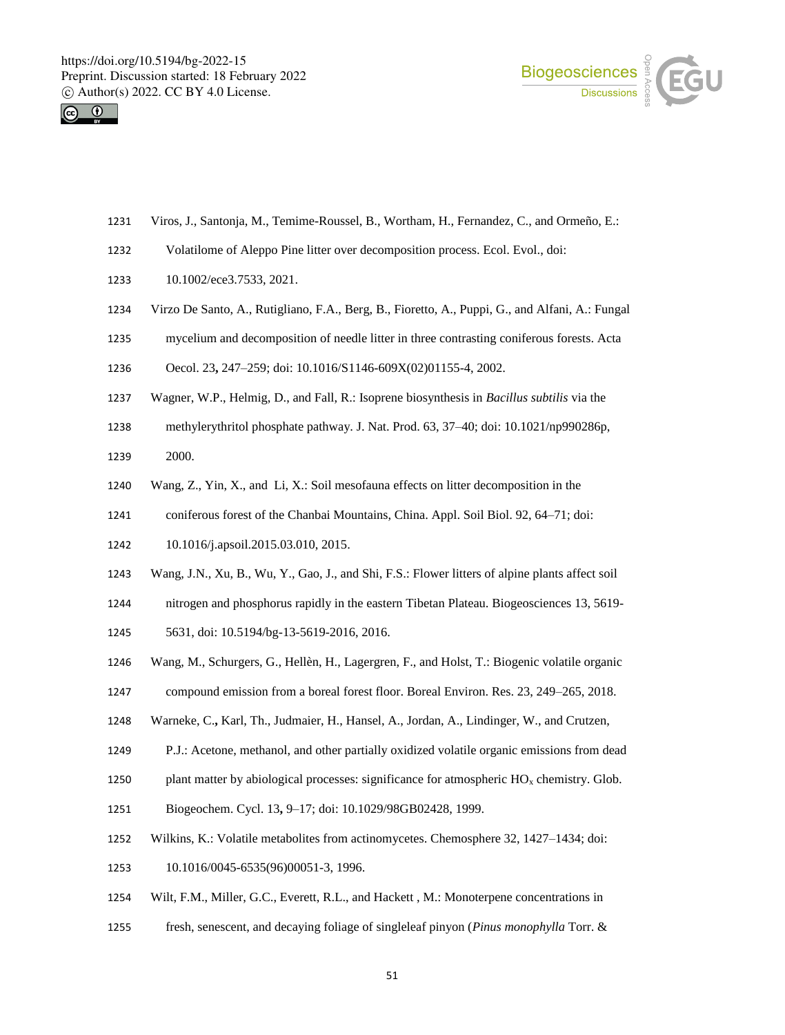Viros, J., Santonja, M., Temime-Roussel, B., Wortham, H., Fernandez, C., and Ormeño, E.: Volatilome of Aleppo Pine litter over decomposition process. Ecol. Evol., doi: 10.1002/ece3.7533, 2021.

Virzo De Santo, A., Rutigliano, F.A., Berg, B., Fioretto, A., Puppi, G., and Alfani, A.: Fungal mycelium and decomposition of needle litter in three contrasting coniferous forests. Acta Oecol. 23**,** 247–259; doi: 10.1016/S1146-609X(02)01155-4, 2002.

Wagner, W.P., Helmig, D., and Fall, R.: Isoprene biosynthesis in *Bacillus subtilis* via the methylerythritol phosphate pathway. J. Nat. Prod. 63, 37–40; doi: 10.1021/np990286p, 2000.

Wang, Z., Yin, X., and Li, X.: Soil mesofauna effects on litter decomposition in the coniferous forest of the Chanbai Mountains, China. Appl. Soil Biol. 92, 64–71; doi: 10.1016/j.apsoil.2015.03.010, 2015.

Wang, J.N., Xu, B., Wu, Y., Gao, J., and Shi, F.S.: Flower litters of alpine plants affect soil nitrogen and phosphorus rapidly in the eastern Tibetan Plateau. Biogeosciences 13, 5619-5631, doi: 10.5194/bg-13-5619-2016, 2016.

Wang, M., Schurgers, G., Hellèn, H., Lagergren, F., and Holst, T.: Biogenic volatile organic compound emission from a boreal forest floor. Boreal Environ. Res. 23, 249–265, 2018.

Warneke, C.**,** Karl, Th., Judmaier, H., Hansel, A., Jordan, A., Lindinger, W., and Crutzen, P.J.: Acetone, methanol, and other partially oxidized volatile organic emissions from dead plant matter by biological processes: significance for atmospheric $HO_x$ chemistry. Glob. Biogeochem. Cycl. 13**,** 9–17; doi: 10.1029/98GB02428, 1999.

Wilkins, K.: Volatile metabolites from actinomycetes. Chemosphere 32, 1427–1434; doi: 10.1016/0045-6535(96)00051-3, 1996.

Wilt, F.M., Miller, G.C., Everett, R.L., and Hackett , M.: Monoterpene concentrations in fresh, senescent, and decaying foliage of singleleaf pinyon (*Pinus monophylla* Torr. &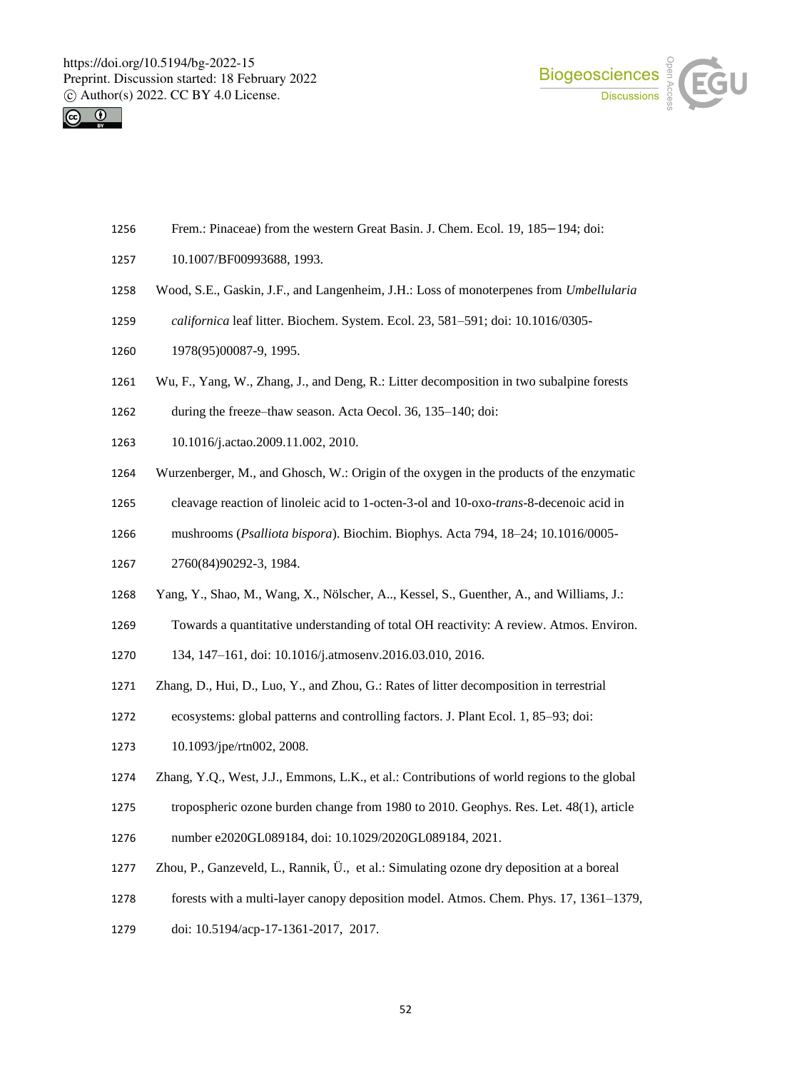Frem.: Pinaceae) from the western Great Basin. J. Chem. Ecol. 19, 185−194; doi: 10.1007/BF00993688, 1993.

Wood, S.E., Gaskin, J.F., and Langenheim, J.H.: Loss of monoterpenes from *Umbellularia californica* leaf litter. Biochem. System. Ecol. 23, 581–591; doi: 10.1016/0305-1978(95)00087-9, 1995.

Wu, F., Yang, W., Zhang, J., and Deng, R.: Litter decomposition in two subalpine forests during the freeze–thaw season. Acta Oecol. 36, 135–140; doi: 10.1016/j.actao.2009.11.002, 2010.

Wurzenberger, M., and Ghosch, W.: Origin of the oxygen in the products of the enzymatic cleavage reaction of linoleic acid to 1-octen-3-ol and 10-oxo-*trans*-8-decenoic acid in mushrooms (*Psalliota bispora*). Biochim. Biophys. Acta 794, 18–24; 10.1016/0005-2760(84)90292-3, 1984.

Yang, Y., Shao, M., Wang, X., Nölscher, A.., Kessel, S., Guenther, A., and Williams, J.: Towards a quantitative understanding of total OH reactivity: A review. Atmos. Environ. 134, 147–161, doi: 10.1016/j.atmosenv.2016.03.010, 2016.

Zhang, D., Hui, D., Luo, Y., and Zhou, G.: Rates of litter decomposition in terrestrial ecosystems: global patterns and controlling factors. J. Plant Ecol. 1, 85–93; doi: 10.1093/jpe/rtn002, 2008.

Zhang, Y.Q., West, J.J., Emmons, L.K., et al.: Contributions of world regions to the global tropospheric ozone burden change from 1980 to 2010. Geophys. Res. Let. 48(1), article number e2020GL089184, doi: 10.1029/2020GL089184, 2021.

Zhou, P., Ganzeveld, L., Rannik, Ü., et al.: Simulating ozone dry deposition at a boreal forests with a multi-layer canopy deposition model. Atmos. Chem. Phys. 17, 1361–1379, doi: 10.5194/acp-17-1361-2017, 2017.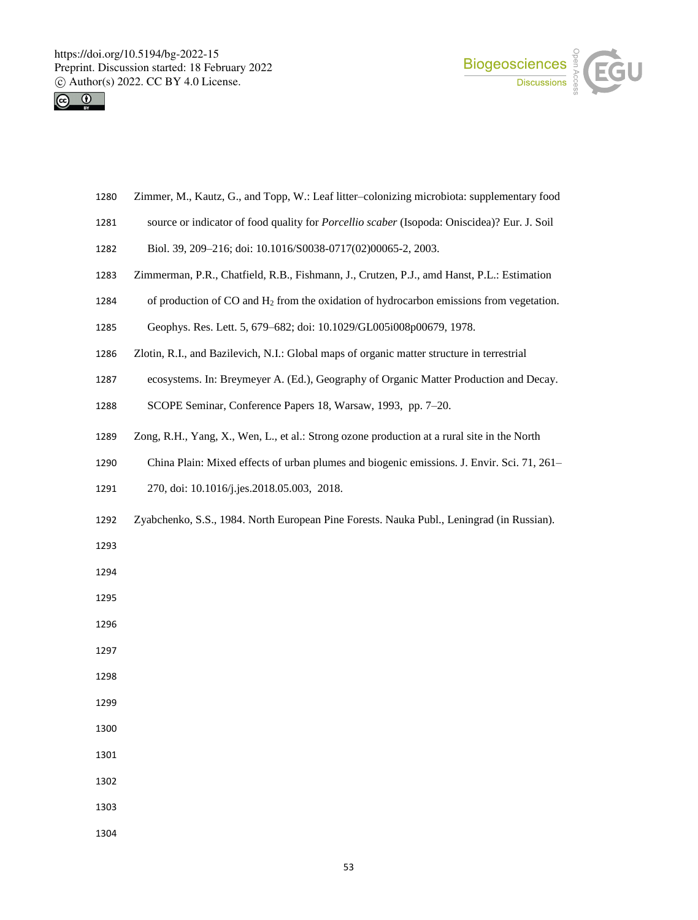Zimmer, M., Kautz, G., and Topp, W.: Leaf litter–colonizing microbiota: supplementary food source or indicator of food quality for *Porcellio scaber* (Isopoda: Oniscidea)? Eur. J. Soil Biol. 39, 209–216; doi: 10.1016/S0038-0717(02)00065-2, 2003.

Zimmerman, P.R., Chatfield, R.B., Fishmann, J., Crutzen, P.J., amd Hanst, P.L.: Estimation of production of CO and $H_2$ from the oxidation of hydrocarbon emissions from vegetation. Geophys. Res. Lett. 5, 679–682; doi: 10.1029/GL005i008p00679, 1978.

Zlotin, R.I., and Bazilevich, N.I.: Global maps of organic matter structure in terrestrial ecosystems. In: Breymeyer A. (Ed.), Geography of Organic Matter Production and Decay. SCOPE Seminar, Conference Papers 18, Warsaw, 1993, pp. 7–20.

Zong, R.H., Yang, X., Wen, L., et al.: Strong ozone production at a rural site in the North China Plain: Mixed effects of urban plumes and biogenic emissions. J. Envir. Sci. 71, 261–270, doi: 10.1016/j.jes.2018.05.003, 2018.

Zyabchenko, S.S., 1984. North European Pine Forests. Nauka Publ., Leningrad (in Russian).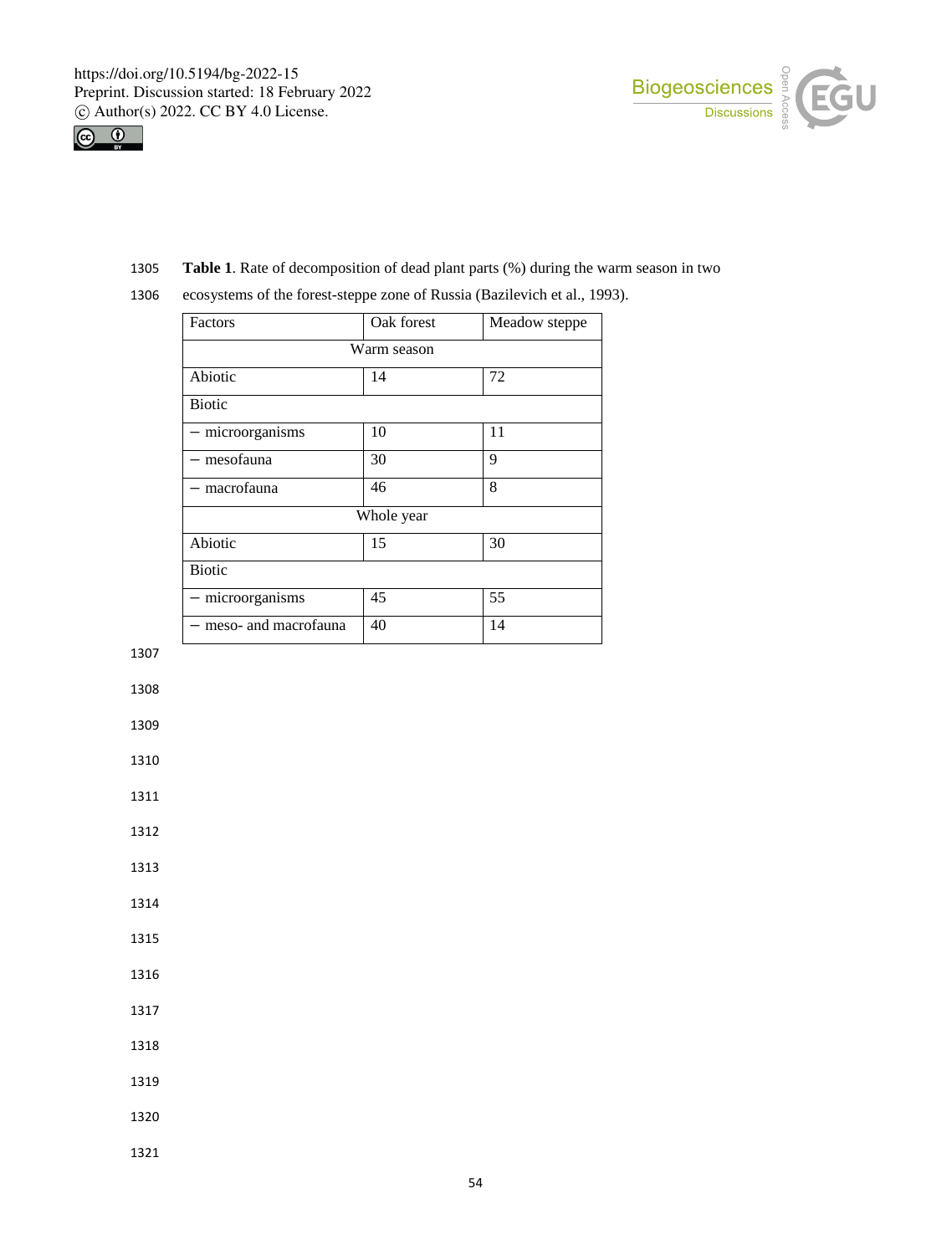**Table 1**. Rate of decomposition of dead plant parts (%) during the warm season in two ecosystems of the forest-steppe zone of Russia (Bazilevich et al., 1993).

| Factors | Oak forest | Meadow steppe |
|---|---|---|
| Warm season | | |
| Abiotic | 14 | 72 |
| Biotic | | |
| − microorganisms | 10 | 11 |
| − mesofauna | 30 | 9 |
| − macrofauna | 46 | 8 |
| Whole year | | |
| Abiotic | 15 | 30 |
| Biotic | | |
| − microorganisms | 45 | 55 |
| − meso- and macrofauna | 40 | 14 |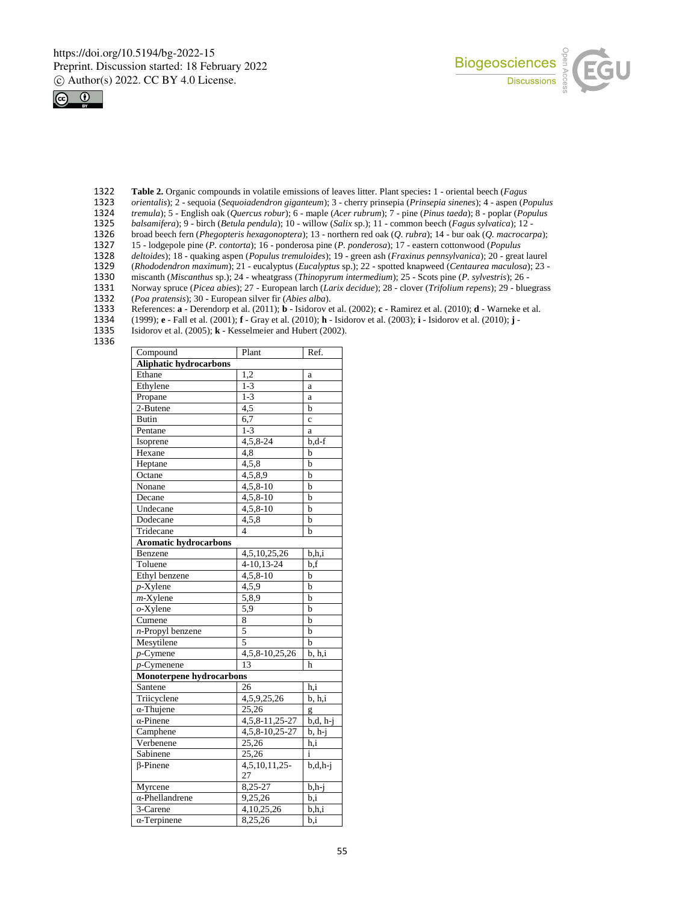**Table 2.** Organic compounds in volatile emissions of leaves litter. Plant species**:** 1 - oriental beech (*Fagus orientalis*); 2 - sequoia (*Sequoiadendron giganteum*); 3 - cherry prinsepia (*Prinsepia sinenes*); 4 - aspen (*Populus tremula*); 5 - English oak (*Quercus robur*); 6 - maple (*Acer rubrum*); 7 - pine (*Pinus taeda*); 8 - poplar (*Populus balsamifera*); 9 - birch (*Betula pendula*); 10 - willow (*Salix* sp.); 11 - common beech (*Fagus sylvatica*); 12 - broad beech fern (*Phegopteris hexagonoptera*); 13 - northern red oak (*Q. rubra*); 14 - bur oak (*Q. macrocarpa*); 15 - lodgepole pine (*P. contorta*); 16 - ponderosa pine (*P. ponderosa*); 17 - eastern cottonwood (*Populus deltoides*); 18 - quaking aspen (*Populus tremuloides*); 19 - green ash (*Fraxinus pennsylvanica*); 20 - great laurel (*Rhododendron maximum*); 21 - eucalyptus (*Eucalyptus* sp.); 22 - spotted knapweed (*Centaurea maculosa*); 23 - miscanth (*Miscanthus* sp.); 24 - wheatgrass (*Thinopyrum intermedium*); 25 - Scots pine (*P. sylvestris*); 26 - Norway spruce (*Picea abies*); 27 - European larch (*Larix decidue*); 28 - clover (*Trifolium repens*); 29 - bluegrass (*Poa pratensis*); 30 - European silver fir (*Abies alba*).
References: **a** - Derendorp et al. (2011); **b** - Isidorov et al. (2002); **c** - Ramirez et al. (2010); **d** - Warneke et al. (1999); **e** - Fall et al. (2001); **f** - Gray et al. (2010); **h** - Isidorov et al. (2003); **i** - Isidorov et al. (2010); **j** - Isidorov et al. (2005); **k** - Kesselmeier and Hubert (2002).

| Compound | Plant | Ref. |
|---|---|---|
| **Aliphatic hydrocarbons** | | |
| Ethane | 1,2 | a |
| Ethylene | 1-3 | a |
| Propane | 1-3 | a |
| 2-Butene | 4,5 | b |
| Butin | 6,7 | c |
| Pentane | 1-3 | a |
| Isoprene | 4,5,8-24 | b,d-f |
| Hexane | 4,8 | b |
| Heptane | 4,5,8 | b |
| Octane | 4,5,8,9 | b |
| Nonane | 4,5,8-10 | b |
| Decane | 4,5,8-10 | b |
| Undecane | 4,5,8-10 | b |
| Dodecane | 4,5,8 | b |
| Tridecane | 4 | b |
| **Aromatic hydrocarbons** | | |
| Benzene | 4,5,10,25,26 | b,h,i |
| Toluene | 4-10,13-24 | b,f |
| Ethyl benzene | 4,5,8-10 | b |
| *p*-Xylene | 4,5,9 | b |
| *m*-Xylene | 5,8,9 | b |
| *o*-Xylene | 5,9 | b |
| Cumene | 8 | b |
| *n*-Propyl benzene | 5 | b |
| Mesytilene | 5 | b |
| *p*-Cymene | 4,5,8-10,25,26 | b, h,i |
| *p*-Cymenene | 13 | h |
| **Monoterpene hydrocarbons** | | |
| Santene | 26 | h,i |
| Triicyclene | 4,5,9,25,26 | b, h,i |
| α-Thujene | 25,26 | g |
| α-Pinene | 4,5,8-11,25-27 | b,d, h-j |
| Camphene | 4,5,8-10,25-27 | b, h-j |
| Verbenene | 25,26 | h,i |
| Sabinene | 25,26 | i |
| β-Pinene | 4,5,10,11,25-27 | b,d,h-j |
| Myrcene | 8,25-27 | b,h-j |
| α-Phellandrene | 9,25,26 | b,i |
| 3-Carene | 4,10,25,26 | b,h,i |
| α-Terpinene | 8,25,26 | b,i |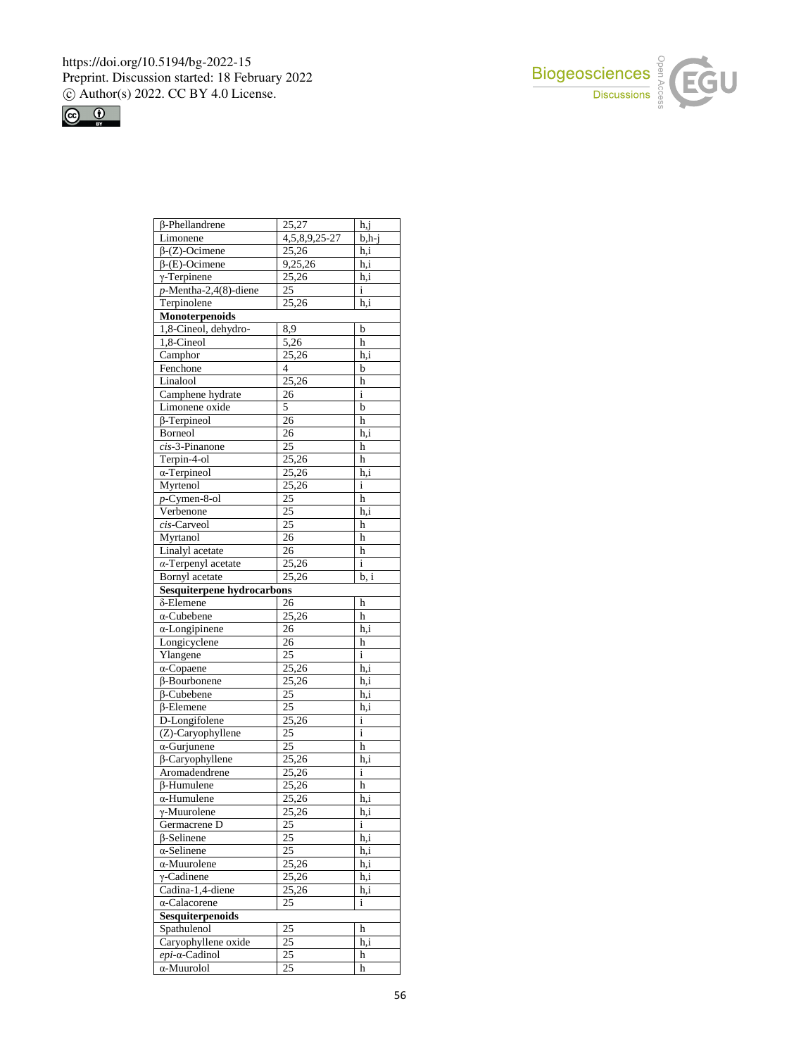| | | |
|---|---|---|
| β-Phellandrene | 25,27 | h,j |
| Limonene | 4,5,8,9,25-27 | b,h-j |
| β-(Z)-Ocimene | 25,26 | h,i |
| β-(E)-Ocimene | 9,25,26 | h,i |
| γ-Terpinene | 25,26 | h,i |
| *p*-Mentha-2,4(8)-diene | 25 | i |
| Terpinolene | 25,26 | h,i |
| **Monoterpenoids** | | |
| 1,8-Cineol, dehydro- | 8,9 | b |
| 1,8-Cineol | 5,26 | h |
| Camphor | 25,26 | h,i |
| Fenchone | 4 | b |
| Linalool | 25,26 | h |
| Camphene hydrate | 26 | i |
| Limonene oxide | 5 | b |
| β-Terpineol | 26 | h |
| Borneol | 26 | h,i |
| *cis*-3-Pinanone | 25 | h |
| Terpin-4-ol | 25,26 | h |
| α-Terpineol | 25,26 | h,i |
| Myrtenol | 25,26 | i |
| *p*-Cymen-8-ol | 25 | h |
| Verbenone | 25 | h,i |
| *cis*-Carveol | 25 | h |
| Myrtanol | 26 | h |
| Linalyl acetate | 26 | h |
| *α*-Terpenyl acetate | 25,26 | i |
| Bornyl acetate | 25,26 | b, i |
| **Sesquiterpene hydrocarbons** | | |
| δ-Elemene | 26 | h |
| α-Cubebene | 25,26 | h |
| α-Longipinene | 26 | h,i |
| Longicyclene | 26 | h |
| Ylangene | 25 | i |
| α-Copaene | 25,26 | h,i |
| β-Bourbonene | 25,26 | h,i |
| β-Cubebene | 25 | h,i |
| β-Elemene | 25 | h,i |
| D-Longifolene | 25,26 | i |
| (Z)-Caryophyllene | 25 | i |
| α-Gurjunene | 25 | h |
| β-Caryophyllene | 25,26 | h,i |
| Aromadendrene | 25,26 | i |
| β-Humulene | 25,26 | h |
| α-Humulene | 25,26 | h,i |
| γ-Muurolene | 25,26 | h,i |
| Germacrene D | 25 | i |
| β-Selinene | 25 | h,i |
| α-Selinene | 25 | h,i |
| α-Muurolene | 25,26 | h,i |
| γ-Cadinene | 25,26 | h,i |
| Cadina-1,4-diene | 25,26 | h,i |
| α-Calacorene | 25 | i |
| **Sesquiterpenoids** | | |
| Spathulenol | 25 | h |
| Caryophyllene oxide | 25 | h,i |
| *epi*-α-Cadinol | 25 | h |
| α-Muurolol | 25 | h |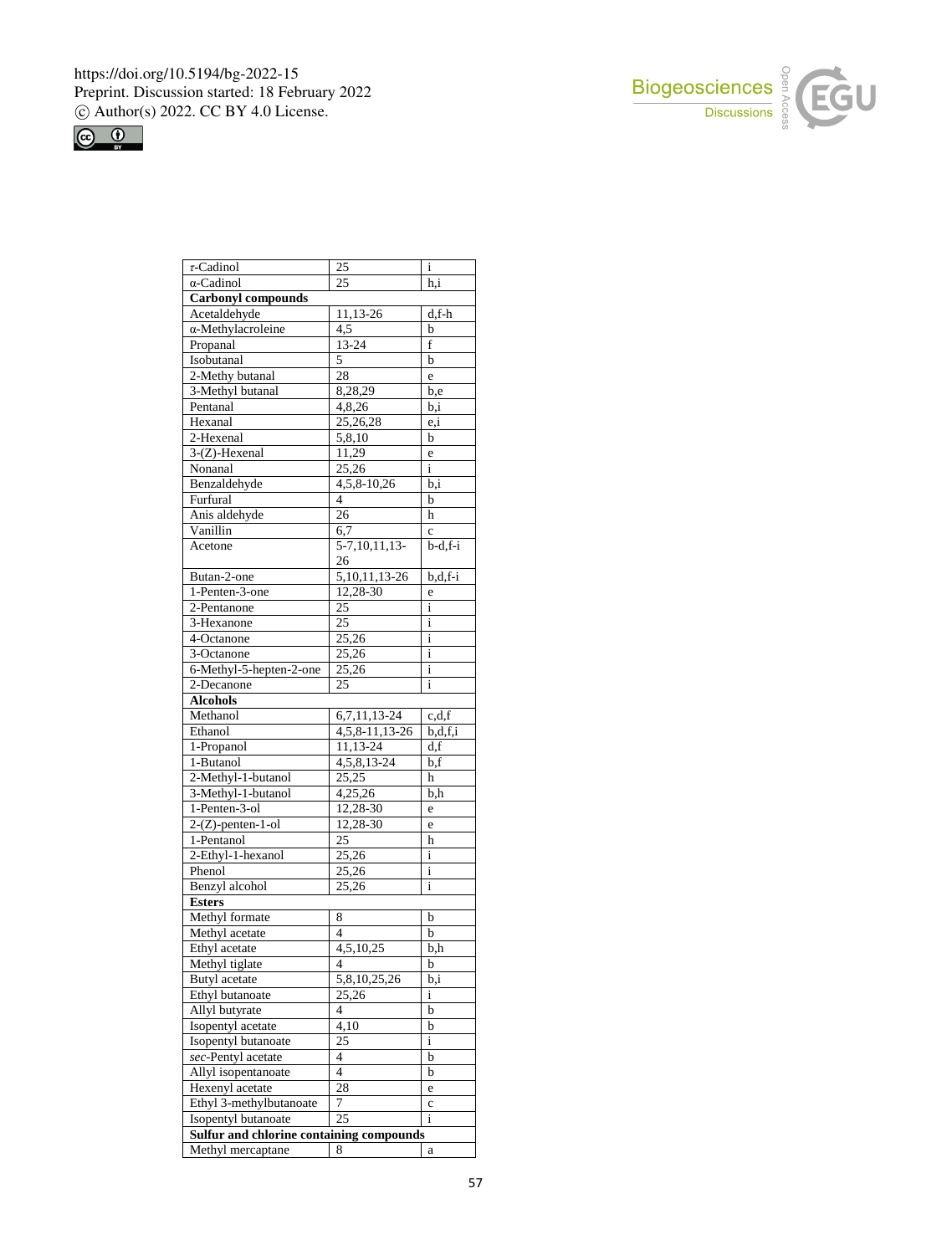| | | |
|---|---|---|
| τ-Cadinol | 25 | i |
| α-Cadinol | 25 | h,i |
| **Carbonyl compounds** | | |
| Acetaldehyde | 11,13-26 | d,f-h |
| α-Methylacroleine | 4,5 | b |
| Propanal | 13-24 | f |
| Isobutanal | 5 | b |
| 2-Methy butanal | 28 | e |
| 3-Methyl butanal | 8,28,29 | b,e |
| Pentanal | 4,8,26 | b,i |
| Hexanal | 25,26,28 | e,i |
| 2-Hexenal | 5,8,10 | b |
| 3-(Z)-Hexenal | 11,29 | e |
| Nonanal | 25,26 | i |
| Benzaldehyde | 4,5,8-10,26 | b,i |
| Furfural | 4 | b |
| Anis aldehyde | 26 | h |
| Vanillin | 6,7 | c |
| Acetone | 5-7,10,11,13-26 | b-d,f-i |
| Butan-2-one | 5,10,11,13-26 | b,d,f-i |
| 1-Penten-3-one | 12,28-30 | e |
| 2-Pentanone | 25 | i |
| 3-Hexanone | 25 | i |
| 4-Octanone | 25,26 | i |
| 3-Octanone | 25,26 | i |
| 6-Methyl-5-hepten-2-one | 25,26 | i |
| 2-Decanone | 25 | i |
| **Alcohols** | | |
| Methanol | 6,7,11,13-24 | c,d,f |
| Ethanol | 4,5,8-11,13-26 | b,d,f,i |
| 1-Propanol | 11,13-24 | d,f |
| 1-Butanol | 4,5,8,13-24 | b,f |
| 2-Methyl-1-butanol | 25,25 | h |
| 3-Methyl-1-butanol | 4,25,26 | b,h |
| 1-Penten-3-ol | 12,28-30 | e |
| 2-(Z)-penten-1-ol | 12,28-30 | e |
| 1-Pentanol | 25 | h |
| 2-Ethyl-1-hexanol | 25,26 | i |
| Phenol | 25,26 | i |
| Benzyl alcohol | 25,26 | i |
| **Esters** | | |
| Methyl formate | 8 | b |
| Methyl acetate | 4 | b |
| Ethyl acetate | 4,5,10,25 | b,h |
| Methyl tiglate | 4 | b |
| Butyl acetate | 5,8,10,25,26 | b,i |
| Ethyl butanoate | 25,26 | i |
| Allyl butyrate | 4 | b |
| Isopentyl acetate | 4,10 | b |
| Isopentyl butanoate | 25 | i |
| *sec*-Pentyl acetate | 4 | b |
| Allyl isopentanoate | 4 | b |
| Hexenyl acetate | 28 | e |
| Ethyl 3-methylbutanoate | 7 | c |
| Isopentyl butanoate | 25 | i |
| **Sulfur and chlorine containing compounds** | | |
| Methyl mercaptane | 8 | a |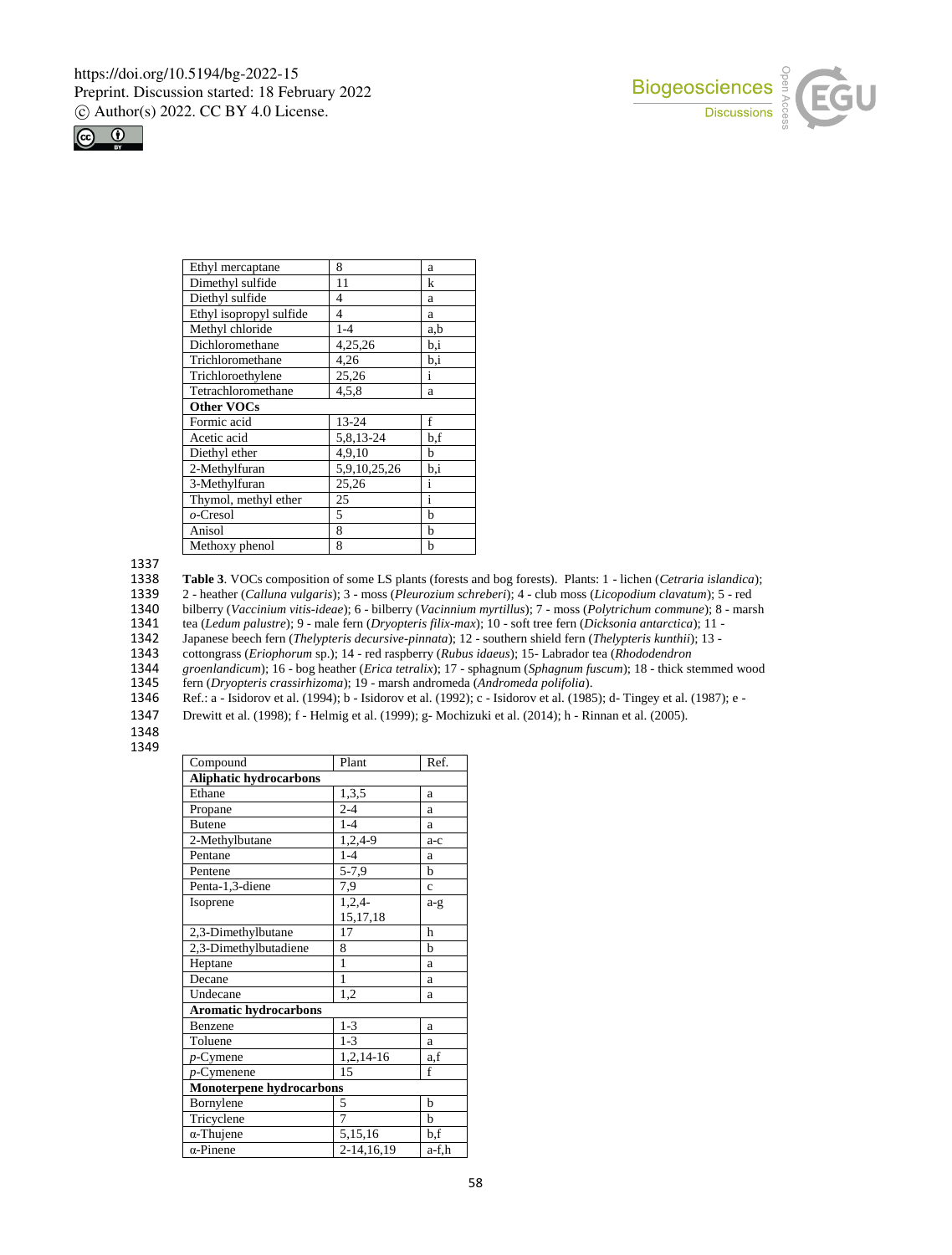| Ethyl mercaptane | 8 | a |
|---|---|---|
| Dimethyl sulfide | 11 | k |
| Diethyl sulfide | 4 | a |
| Ethyl isopropyl sulfide | 4 | a |
| Methyl chloride | 1-4 | a,b |
| Dichloromethane | 4,25,26 | b,i |
| Trichloromethane | 4,26 | b,i |
| Trichloroethylene | 25,26 | i |
| Tetrachloromethane | 4,5,8 | a |
| **Other VOCs** | | |
| Formic acid | 13-24 | f |
| Acetic acid | 5,8,13-24 | b,f |
| Diethyl ether | 4,9,10 | b |
| 2-Methylfuran | 5,9,10,25,26 | b,i |
| 3-Methylfuran | 25,26 | i |
| Thymol, methyl ether | 25 | i |
| *o*-Cresol | 5 | b |
| Anisol | 8 | b |
| Methoxy phenol | 8 | b |

**Table 3**. VOCs composition of some LS plants (forests and bog forests). Plants: 1 - lichen (*Cetraria islandica*); 2 - heather (*Calluna vulgaris*); 3 - moss (*Pleurozium schreberi*); 4 - club moss (*Licopodium clavatum*); 5 - red bilberry (*Vaccinium vitis-ideae*); 6 - bilberry (*Vacinnium myrtillus*); 7 - moss (*Polytrichum commune*); 8 - marsh tea (*Ledum palustre*); 9 - male fern (*Dryopteris filix-max*); 10 - soft tree fern (*Dicksonia antarctica*); 11 - Japanese beech fern (*Thelypteris decursive-pinnata*); 12 - southern shield fern (*Thelypteris kunthii*); 13 - cottongrass (*Eriophorum* sp.); 14 - red raspberry (*Rubus idaeus*); 15- Labrador tea (*Rhododendron groenlandicum*); 16 - bog heather (*Erica tetralix*); 17 - sphagnum (*Sphagnum fuscum*); 18 - thick stemmed wood fern (*Dryopteris crassirhizoma*); 19 - marsh andromeda (*Andromeda polifolia*).
Ref.: a - Isidorov et al. (1994); b - Isidorov et al. (1992); c - Isidorov et al. (1985); d- Tingey et al. (1987); e - Drewitt et al. (1998); f - Helmig et al. (1999); g- Mochizuki et al. (2014); h - Rinnan et al. (2005).

| Compound | Plant | Ref. |
|---|---|---|
| **Aliphatic hydrocarbons** | | |
| Ethane | 1,3,5 | a |
| Propane | 2-4 | a |
| Butene | 1-4 | a |
| 2-Methylbutane | 1,2,4-9 | a-c |
| Pentane | 1-4 | a |
| Pentene | 5-7,9 | b |
| Penta-1,3-diene | 7,9 | c |
| Isoprene | 1,2,4-15,17,18 | a-g |
| 2,3-Dimethylbutane | 17 | h |
| 2,3-Dimethylbutadiene | 8 | b |
| Heptane | 1 | a |
| Decane | 1 | a |
| Undecane | 1,2 | a |
| **Aromatic hydrocarbons** | | |
| Benzene | 1-3 | a |
| Toluene | 1-3 | a |
| *p*-Cymene | 1,2,14-16 | a,f |
| *p*-Cymenene | 15 | f |
| **Monoterpene hydrocarbons** | | |
| Bornylene | 5 | b |
| Tricyclene | 7 | b |
| α-Thujene | 5,15,16 | b,f |
| α-Pinene | 2-14,16,19 | a-f,h |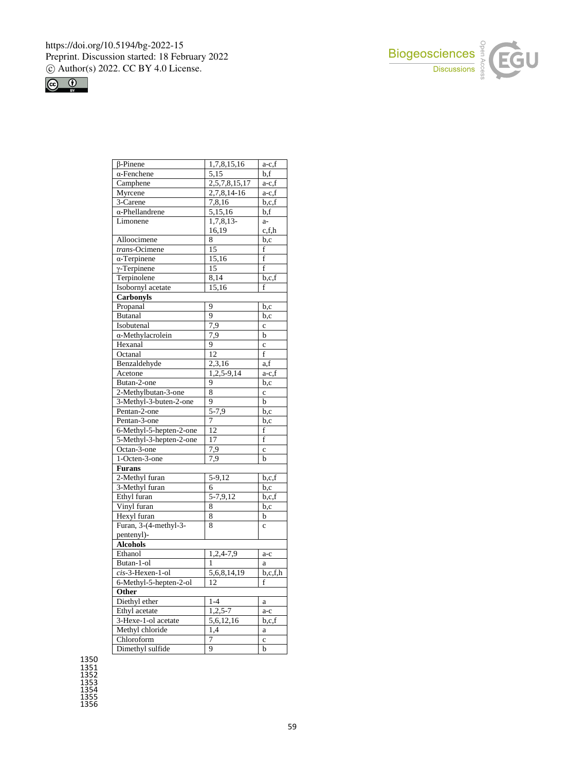| | | |
|---|---|---|
| β-Pinene | 1,7,8,15,16 | a-c,f |
| α-Fenchene | 5,15 | b,f |
| Camphene | 2,5,7,8,15,17 | a-c,f |
| Myrcene | 2,7,8,14-16 | a-c,f |
| 3-Carene | 7,8,16 | b,c,f |
| α-Phellandrene | 5,15,16 | b,f |
| Limonene | 1,7,8,13-16,19 | a-c,f,h |
| Alloocimene | 8 | b,c |
| *trans*-Ocimene | 15 | f |
| α-Terpinene | 15,16 | f |
| γ-Terpinene | 15 | f |
| Terpinolene | 8,14 | b,c,f |
| Isobornyl acetate | 15,16 | f |
| **Carbonyls** | | |
| Propanal | 9 | b,c |
| Butanal | 9 | b,c |
| Isobutenal | 7,9 | c |
| α-Methylacrolein | 7,9 | b |
| Hexanal | 9 | c |
| Octanal | 12 | f |
| Benzaldehyde | 2,3,16 | a,f |
| Acetone | 1,2,5-9,14 | a-c,f |
| Butan-2-one | 9 | b,c |
| 2-Methylbutan-3-one | 8 | c |
| 3-Methyl-3-buten-2-one | 9 | b |
| Pentan-2-one | 5-7,9 | b,c |
| Pentan-3-one | 7 | b,c |
| 6-Methyl-5-hepten-2-one | 12 | f |
| 5-Methyl-3-hepten-2-one | 17 | f |
| Octan-3-one | 7,9 | c |
| 1-Octen-3-one | 7,9 | b |
| **Furans** | | |
| 2-Methyl furan | 5-9,12 | b,c,f |
| 3-Methyl furan | 6 | b,c |
| Ethyl furan | 5-7,9,12 | b,c,f |
| Vinyl furan | 8 | b,c |
| Hexyl furan | 8 | b |
| Furan, 3-(4-methyl-3-pentenyl)- | 8 | c |
| **Alcohols** | | |
| Ethanol | 1,2,4-7,9 | a-c |
| Butan-1-ol | 1 | a |
| *cis*-3-Hexen-1-ol | 5,6,8,14,19 | b,c,f,h |
| 6-Methyl-5-hepten-2-ol | 12 | f |
| **Other** | | |
| Diethyl ether | 1-4 | a |
| Ethyl acetate | 1,2,5-7 | a-c |
| 3-Hexe-1-ol acetate | 5,6,12,16 | b,c,f |
| Methyl chloride | 1,4 | a |
| Chloroform | 7 | c |
| Dimethyl sulfide | 9 | b |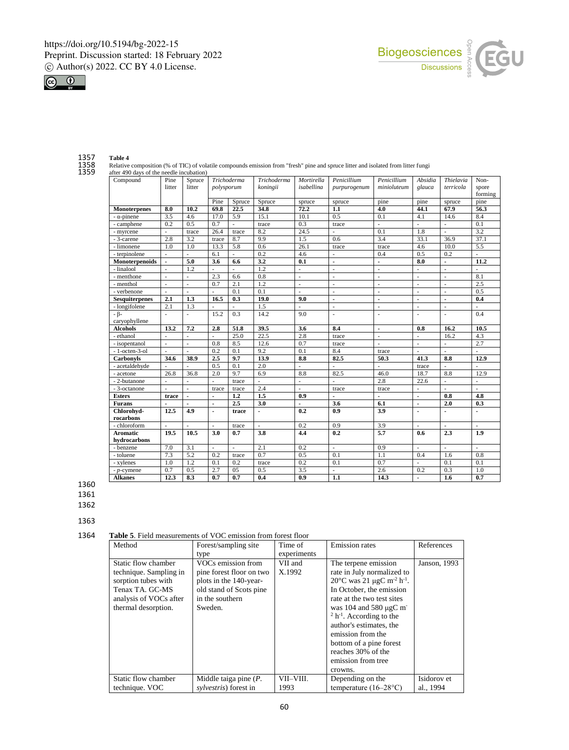**Table 4**

Relative composition (% of TIC) of volatile compounds emission from "fresh" pine and spruce litter and isolated from litter fungi after 490 days of the needle incubation)

| Compound | Pine litter | Spruce litter | *Trichoderma polysporum* | | *Trichoderma koningii* | *Mortirella isabellina* | *Penicillium purpurogenum* | *Penicillium minioluteum* | *Absidia glauca* | *Thielavia terricola* | Non-spore forming |
|---|---|---|---|---|---|---|---|---|---|---|---|
| | | | Pine | Spruce | Spruce | spruce | spruce | pine | pine | spruce | pine |
| **Monoterpenes** | **8.0** | **10.2** | **69.8** | **22.5** | **34.8** | **72.2** | **1.1** | **4.0** | **44.1** | **67.9** | **56.3** |
| - α-pinene | 3.5 | 4.6 | 17.0 | 5.9 | 15.1 | 10.1 | 0.5 | 0.1 | 4.1 | 14.6 | 8.4 |
| - camphene | 0.2 | 0.5 | 0.7 | - | trace | 0.3 | trace | - | - | - | 0.1 |
| - myrcene | - | trace | 26.4 | trace | 8.2 | 24.5 | - | 0.1 | 1.8 | - | 3.2 |
| - 3-carene | 2.8 | 3.2 | trace | 8.7 | 9.9 | 1.5 | 0.6 | 3.4 | 33.1 | 36.9 | 37.1 |
| - limonene | 1.0 | 1.0 | 13.3 | 5.8 | 0.6 | 26.1 | trace | trace | 4.6 | 10.0 | 5.5 |
| - terpinolene | - | - | 6.1 | - | 0.2 | 4.6 | - | 0.4 | 0.5 | 0.2 | - |
| **Monoterpenoids** | **-** | **5.0** | **3.6** | **6.6** | **3.2** | **0.1** | **-** | **-** | **8.0** | **-** | **11.2** |
| - linalool | - | 1.2 | - | - | 1.2 | - | - | - | - | - | - |
| - menthone | - | - | 2.3 | 6.6 | 0.8 | - | - | - | - | - | 8.1 |
| - menthol | - | - | 0.7 | 2.1 | 1.2 | - | - | - | - | - | 2.5 |
| - verbenone | - | - | - | 0.1 | 0.1 | - | - | - | - | - | 0.5 |
| **Sesquiterpenes** | **2.1** | **1.3** | **16.5** | **0.3** | **19.0** | **9.0** | **-** | **-** | **-** | **-** | **0.4** |
| - longifolene | 2.1 | 1.3 | - | - | 1.5 | - | - | - | - | - | - |
| - β-caryophyllene | - | - | 15.2 | 0.3 | 14.2 | 9.0 | - | - | - | - | 0.4 |
| **Alcohols** | **13.2** | **7.2** | **2.8** | **51.8** | **39.5** | **3.6** | **8.4** | **-** | **0.8** | **16.2** | **10.5** |
| - ethanol | - | - | - | 25.0 | 22.5 | 2.8 | trace | - | - | 16.2 | 4.3 |
| - isopentanol | - | - | 0.8 | 8.5 | 12.6 | 0.7 | trace | - | - | - | 2.7 |
| - 1-octen-3-ol | - | - | 0.2 | 0.1 | 9.2 | 0.1 | 8.4 | trace | - | - | - |
| **Carbonyls** | **34.6** | **38.9** | **2.5** | **9.7** | **13.9** | **8.8** | **82.5** | **50.3** | **41.3** | **8.8** | **12.9** |
| - acetaldehyde | - | - | 0.5 | 0.1 | 2.0 | - | - | - | trace | - | - |
| - acetone | 26.8 | 36.8 | 2.0 | 9.7 | 6.9 | 8.8 | 82.5 | 46.0 | 18.7 | 8.8 | 12.9 |
| - 2-butanone | - | - | - | trace | - | - | - | 2.8 | 22.6 | - | - |
| - 3-octanone | - | - | trace | trace | 2.4 | - | trace | trace | - | - | - |
| **Esters** | **trace** | **-** | **-** | **1.2** | **1.5** | **0.9** | **-** | **-** | **-** | **0.8** | **4.8** |
| **Furans** | **-** | **-** | **-** | **2.5** | **3.0** | **-** | **3.6** | **6.1** | **-** | **2.0** | **0.3** |
| **Chlorohyd-rocarbons** | **12.5** | **4.9** | **-** | **trace** | **-** | **0.2** | **0.9** | **3.9** | **-** | **-** | **-** |
| - chloroform | - | - | - | trace | - | 0.2 | 0.9 | 3.9 | - | - | - |
| **Aromatic hydrocarbons** | **19.5** | **10.5** | **3.0** | **0.7** | **3.8** | **4.4** | **0.2** | **5.7** | **0.6** | **2.3** | **1.9** |
| - benzene | 7.0 | 3.1 | - | - | 2.1 | 0.2 | - | 0.9 | - | - | - |
| - toluene | 7.3 | 5.2 | 0.2 | trace | 0.7 | 0.5 | 0.1 | 1.1 | 0.4 | 1.6 | 0.8 |
| - xylenes | 1.0 | 1.2 | 0.1 | 0.2 | trace | 0.2 | 0.1 | 0.7 | - | 0.1 | 0.1 |
| - *p*-cymene | 0.7 | 0.5 | 2.7 | 05 | 0.5 | 3.5 | - | 2.6 | 0.2 | 0.3 | 1.0 |
| **Alkanes** | **12.3** | **8.3** | **0.7** | **0.7** | **0.4** | **0.9** | **1.1** | **14.3** | **-** | **1.6** | **0.7** |

**Table 5**. Field measurements of VOC emission from forest floor

| Method | Forest/sampling site type | Time of experiments | Emission rates | References |
|---|---|---|---|---|
| Static flow chamber technique. Sampling in sorption tubes with Tenax TA. GC-MS analysis of VOCs after thermal desorption. | VOCs emission from pine forest floor on two plots in the 140-year-old stand of Scots pine in the southern Sweden. | VII and X.1992 | The terpene emission rate in July normalized to 20°C was 21 μgC $m^{-2}$ $h^{-1}$. In October, the emission rate at the two test sites was 104 and 580 μgC $m^{-2}$ $h^{-1}$. According to the author's estimates, the emission from the bottom of a pine forest reaches 30% of the emission from tree crowns. | Janson, 1993 |
| Static flow chamber technique. VOC | Middle taiga pine (*P. sylvestris*) forest in | VII–VIII. 1993 | Depending on the temperature (16–28°C) | Isidorov et al., 1994 |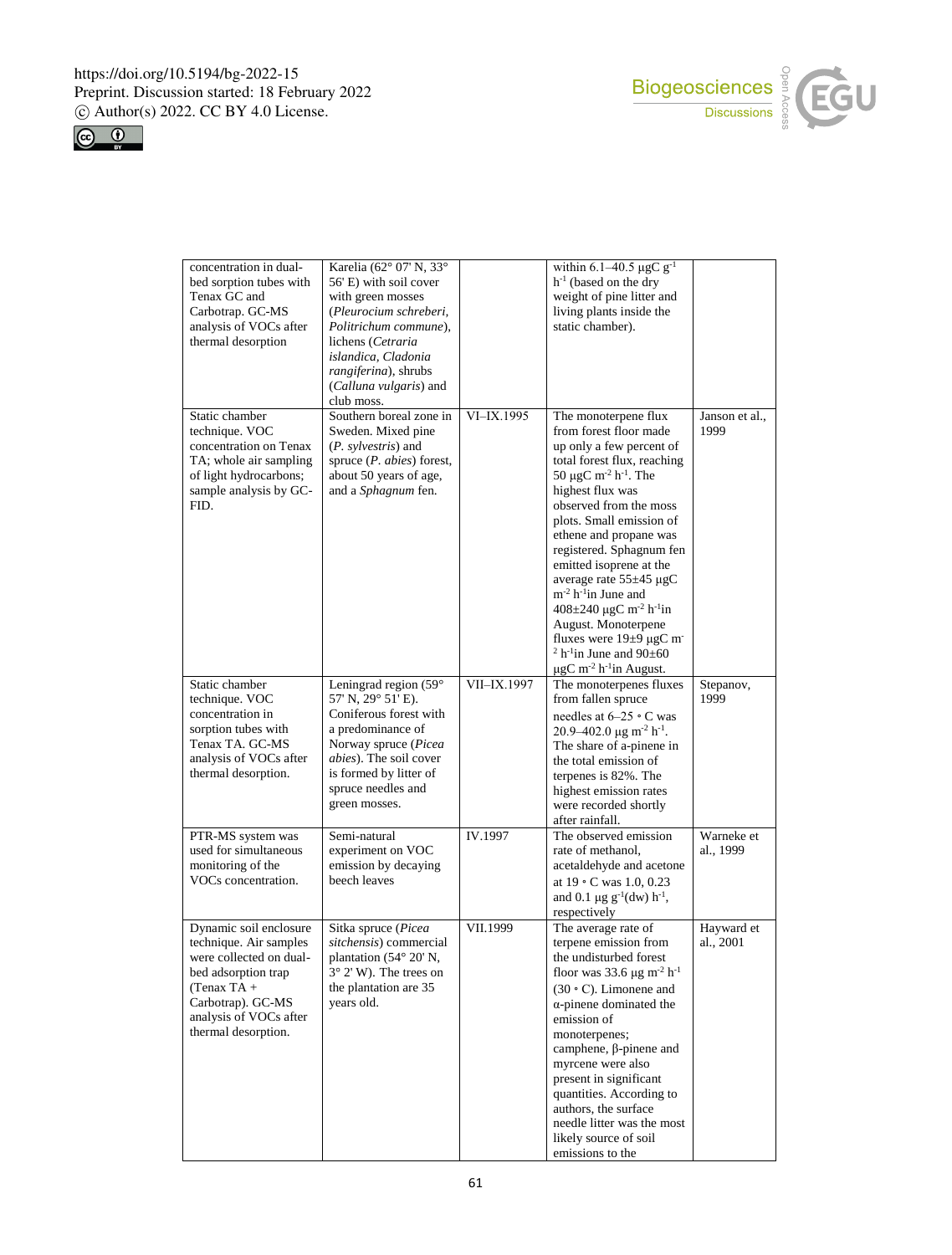| | | | | |
|---|---|---|---|---|
| concentration in dual-bed sorption tubes with Tenax GC and Carbotrap. GC-MS analysis of VOCs after thermal desorption | Karelia (62° 07' N, 33° 56' E) with soil cover with green mosses (*Pleurocium schreberi, Politrichum commune*), lichens (*Cetraria islandica, Cladonia rangiferina*), shrubs (*Calluna vulgaris*) and club moss. | | within 6.1–40.5 µgC $g^{-1}$ $h^{-1}$ (based on the dry weight of pine litter and living plants inside the static chamber). | |
| Static chamber technique. VOC concentration on Tenax TA; whole air sampling of light hydrocarbons; sample analysis by GC-FID. | Southern boreal zone in Sweden. Mixed pine (*P. sylvestris*) and spruce (*P. abies*) forest, about 50 years of age, and a *Sphagnum* fen. | VI–IX.1995 | The monoterpene flux from forest floor made up only a few percent of total forest flux, reaching 50 µgC $m^{-2}$ $h^{-1}$. The highest flux was observed from the moss plots. Small emission of ethene and propane was registered. Sphagnum fen emitted isoprene at the average rate 55±45 µgC $m^{-2}$ $h^{-1}$in June and 408±240 µgC $m^{-2}$ $h^{-1}$in August. Monoterpene fluxes were 19±9 µgC $m^{-2}$ $h^{-1}$in June and 90±60 µgC $m^{-2}$ $h^{-1}$in August. | Janson et al., 1999 |
| Static chamber technique. VOC concentration in sorption tubes with Tenax TA. GC-MS analysis of VOCs after thermal desorption. | Leningrad region (59° 57' N, 29° 51' E). Coniferous forest with a predominance of Norway spruce (*Picea abies*). The soil cover is formed by litter of spruce needles and green mosses. | VII–IX.1997 | The monoterpenes fluxes from fallen spruce needles at 6–25 ∘ C was 20.9–402.0 µg $m^{-2}$ $h^{-1}$. The share of a-pinene in the total emission of terpenes is 82%. The highest emission rates were recorded shortly after rainfall. | Stepanov, 1999 |
| PTR-MS system was used for simultaneous monitoring of the VOCs concentration. | Semi-natural experiment on VOC emission by decaying beech leaves | IV.1997 | The observed emission rate of methanol, acetaldehyde and acetone at 19 ∘ C was 1.0, 0.23 and 0.1 µg $g^{-1}$(dw) $h^{-1}$, respectively | Warneke et al., 1999 |
| Dynamic soil enclosure technique. Air samples were collected on dual-bed adsorption trap (Tenax TA + Carbotrap). GC-MS analysis of VOCs after thermal desorption. | Sitka spruce (*Picea sitchensis*) commercial plantation (54° 20' N, 3° 2' W). The trees on the plantation are 35 years old. | VII.1999 | The average rate of terpene emission from the undisturbed forest floor was 33.6 µg $m^{-2}$ $h^{-1}$ (30 ∘ C). Limonene and α-pinene dominated the emission of monoterpenes; camphene, β-pinene and myrcene were also present in significant quantities. According to authors, the surface needle litter was the most likely source of soil emissions to the | Hayward et al., 2001 |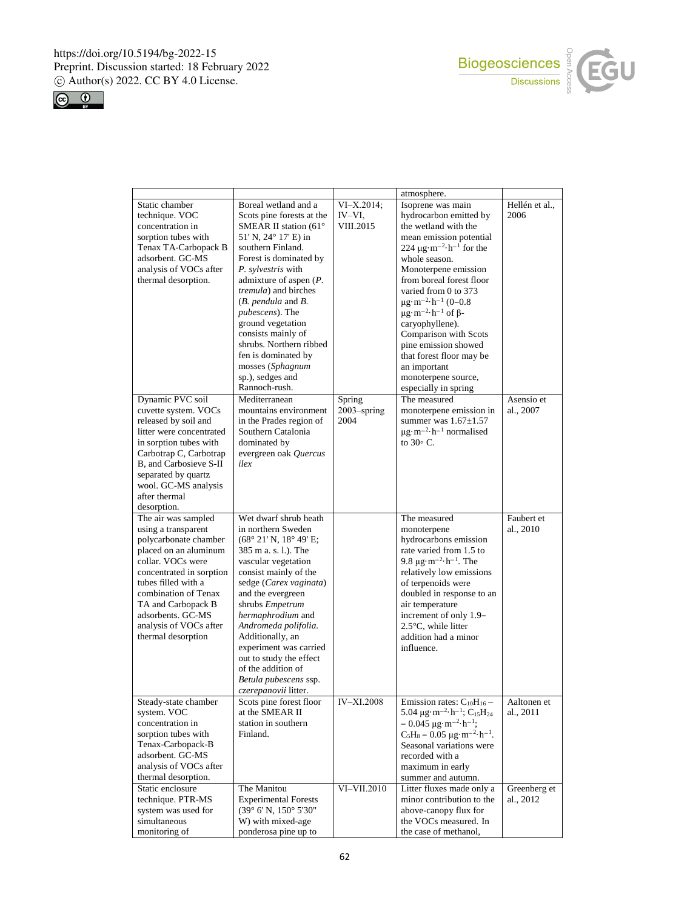| | | | atmosphere. | |
|---|---|---|---|---|
| Static chamber technique. VOC concentration in sorption tubes with Tenax TA-Carbopack B adsorbent. GC-MS analysis of VOCs after thermal desorption. | Boreal wetland and a Scots pine forests at the SMEAR II station (61° 51' N, 24° 17' E) in southern Finland. Forest is dominated by *P. sylvestris* with admixture of aspen (*P. tremula*) and birches (*B. pendula* and *B. pubescens*). The ground vegetation consists mainly of shrubs. Northern ribbed fen is dominated by mosses (*Sphagnum* sp.), sedges and Rannoch-rush. | VI–X.2014; IV–VI, VIII.2015 | Isoprene was main hydrocarbon emitted by the wetland with the mean emission potential 224 $\mu g \cdot m^{-2} \cdot h^{-1}$ for the whole season. Monoterpene emission from boreal forest floor varied from 0 to 373 $\mu g \cdot m^{-2} \cdot h^{-1}$ (0–0.8 $\mu g \cdot m^{-2} \cdot h^{-1}$ of β-caryophyllene). Comparison with Scots pine emission showed that forest floor may be an important monoterpene source, especially in spring | Hellén et al., 2006 |
| Dynamic PVC soil cuvette system. VOCs released by soil and litter were concentrated in sorption tubes with Carbotrap C, Carbotrap B, and Carbosieve S-II separated by quartz wool. GC-MS analysis after thermal desorption. | Mediterranean mountains environment in the Prades region of Southern Catalonia dominated by evergreen oak *Quercus ilex* | Spring 2003–spring 2004 | The measured monoterpene emission in summer was 1.67±1.57 $\mu g \cdot m^{-2} \cdot h^{-1}$ normalised to 30◦ C. | Asensio et al., 2007 |
| The air was sampled using a transparent polycarbonate chamber placed on an aluminum collar. VOCs were concentrated in sorption tubes filled with a combination of Tenax TA and Carbopack B adsorbents. GC-MS analysis of VOCs after thermal desorption | Wet dwarf shrub heath in northern Sweden (68° 21' N, 18° 49' E; 385 m a. s. l.). The vascular vegetation consist mainly of the sedge (*Carex vaginata*) and the evergreen shrubs *Empetrum hermaphrodium* and *Andromeda polifolia.* Additionally, an experiment was carried out to study the effect of the addition of *Betula pubescens* ssp. *czerepanovii* litter. | | The measured monoterpene hydrocarbons emission rate varied from 1.5 to 9.8 $\mu g \cdot m^{-2} \cdot h^{-1}$. The relatively low emissions of terpenoids were doubled in response to an air temperature increment of only 1.9–2.5°C, while litter addition had a minor influence. | Faubert et al., 2010 |
| Steady-state chamber system. VOC concentration in sorption tubes with Tenax-Carbopack-B adsorbent. GC-MS analysis of VOCs after thermal desorption. | Scots pine forest floor at the SMEAR II station in southern Finland. | IV–XI.2008 | Emission rates: $C_{10}H_{16}$ – 5.04 $\mu g \cdot m^{-2} \cdot h^{-1}$; $C_{15}H_{24}$ – 0.045 $\mu g \cdot m^{-2} \cdot h^{-1}$; $C_5H_8$ – 0.05 $\mu g \cdot m^{-2} \cdot h^{-1}$. Seasonal variations were recorded with a maximum in early summer and autumn. | Aaltonen et al., 2011 |
| Static enclosure technique. PTR-MS system was used for simultaneous monitoring of | The Manitou Experimental Forests (39° 6' N, 150° 5'30" W) with mixed-age ponderosa pine up to | VI–VII.2010 | Litter fluxes made only a minor contribution to the above-canopy flux for the VOCs measured. In the case of methanol, | Greenberg et al., 2012 |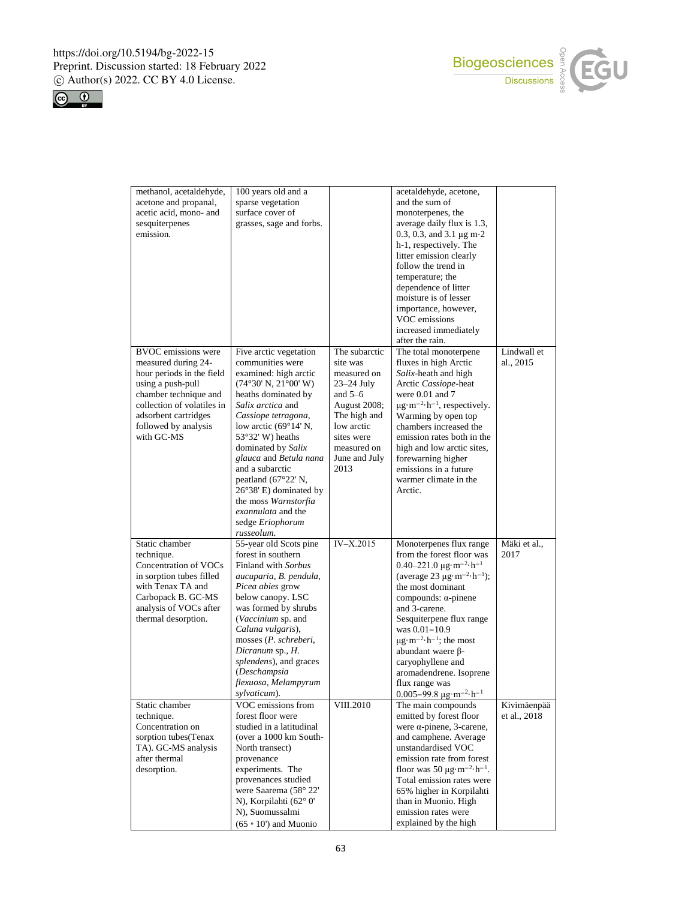| | | | | |
|---|---|---|---|---|
| methanol, acetaldehyde, acetone and propanal, acetic acid, mono- and sesquiterpenes emission. | 100 years old and a sparse vegetation surface cover of grasses, sage and forbs. | | acetaldehyde, acetone, and the sum of monoterpenes, the average daily flux is 1.3, 0.3, 0.3, and 3.1 µg m-2 h-1, respectively. The litter emission clearly follow the trend in temperature; the dependence of litter moisture is of lesser importance, however, VOC emissions increased immediately after the rain. | |
| BVOC emissions were measured during 24-hour periods in the field using a push-pull chamber technique and collection of volatiles in adsorbent cartridges followed by analysis with GC-MS | Five arctic vegetation communities were examined: high arctic (74°30' N, 21°00' W) heaths dominated by *Salix arctica* and *Cassiope tetragona*, low arctic (69°14' N, 53°32' W) heaths dominated by *Salix glauca* and *Betula nana* and a subarctic peatland (67°22' N, 26°38' E) dominated by the moss *Warnstorfia exannulata* and the sedge *Eriophorum russeolum*. | The subarctic site was measured on 23–24 July and 5–6 August 2008; The high and low arctic sites were measured on June and July 2013 | The total monoterpene fluxes in high Arctic *Salix*-heath and high Arctic *Cassiope*-heat were 0.01 and 7 $\mu g \cdot m^{-2} \cdot h^{-1}$, respectively. Warming by open top chambers increased the emission rates both in the high and low arctic sites, forewarning higher emissions in a future warmer climate in the Arctic. | Lindwall et al., 2015 |
| Static chamber technique. Concentration of VOCs in sorption tubes filled with Tenax TA and Carbopack B. GC-MS analysis of VOCs after thermal desorption. | 55-year old Scots pine forest in southern Finland with *Sorbus aucuparia*, *B. pendula*, *Picea abies* grow below canopy. LSC was formed by shrubs (*Vaccinium* sp. and *Caluna vulgaris*), mosses (*P. schreberi*, *Dicranum* sp., *H. splendens*), and graces (*Deschampsia flexuosa*, *Melampyrum sylvaticum*). | IV–X.2015 | Monoterpenes flux range from the forest floor was 0.40–221.0 $\mu g \cdot m^{-2} \cdot h^{-1}$ (average 23 $\mu g \cdot m^{-2} \cdot h^{-1}$); the most dominant compounds: α-pinene and 3-carene. Sesquiterpene flux range was 0.01−10.9 $\mu g \cdot m^{-2} \cdot h^{-1}$; the most abundant waere β-caryophyllene and aromadendrene. Isoprene flux range was 0.005−99.8 $\mu g \cdot m^{-2} \cdot h^{-1}$ | Mäki et al., 2017 |
| Static chamber technique. Concentration on sorption tubes(Tenax TA). GC-MS analysis after thermal desorption. | VOC emissions from forest floor were studied in a latitudinal (over a 1000 km South-North transect) provenance experiments. The provenances studied were Saarema (58° 22' N), Korpilahti (62° 0' N), Suomussalmi (65 ∘ 10') and Muonio | VIII.2010 | The main compounds emitted by forest floor were α-pinene, 3-carene, and camphene. Average unstandardised VOC emission rate from forest floor was 50 $\mu g \cdot m^{-2} \cdot h^{-1}$. Total emission rates were 65% higher in Korpilahti than in Muonio. High emission rates were explained by the high | Kivimäenpää et al., 2018 |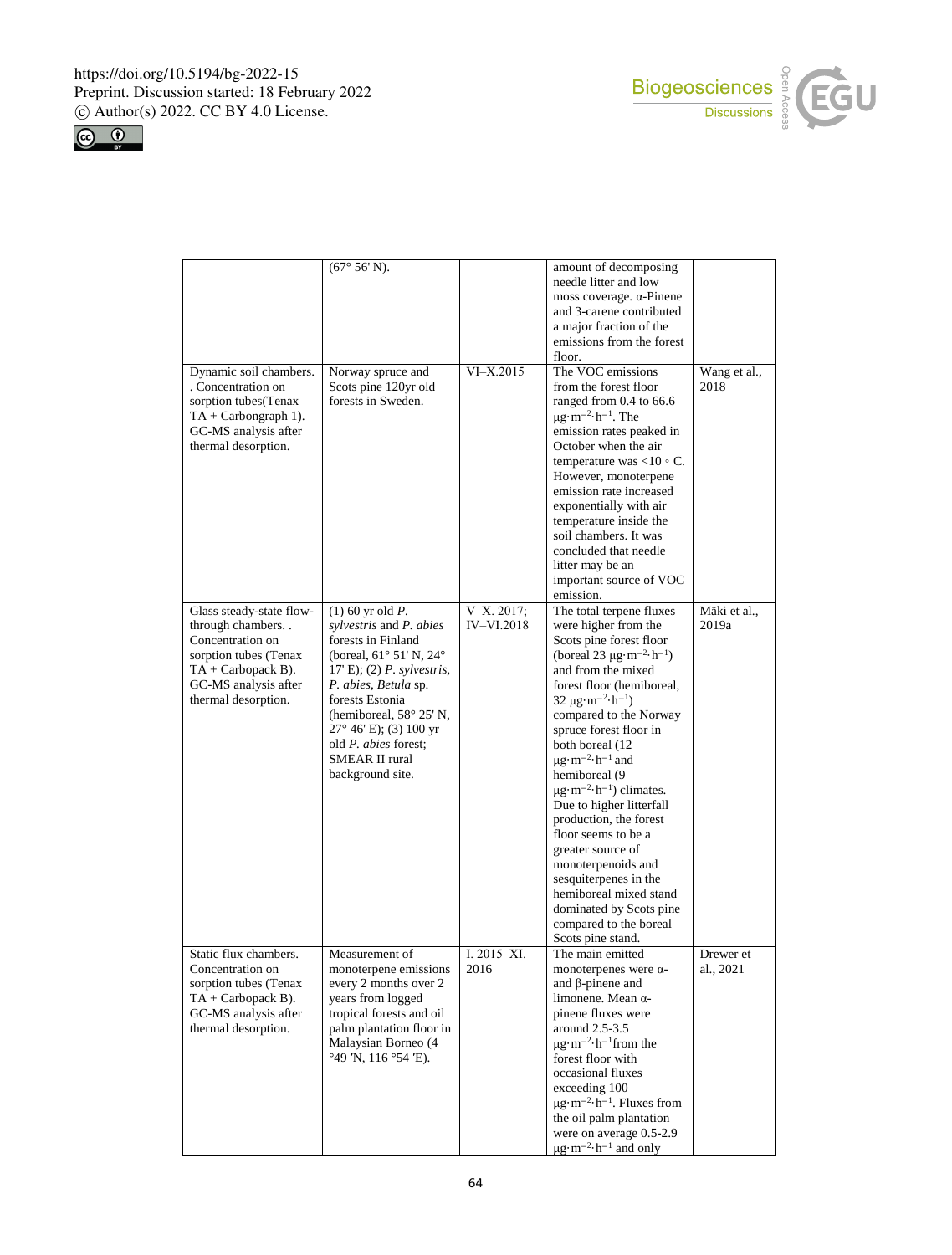| | | | | |
|---|---|---|---|---|
| | (67° 56' N). | | amount of decomposing needle litter and low moss coverage. α-Pinene and 3-carene contributed a major fraction of the emissions from the forest floor. | |
| Dynamic soil chambers. . Concentration on sorption tubes(Tenax TA + Carbongraph 1). GC-MS analysis after thermal desorption. | Norway spruce and Scots pine 120yr old forests in Sweden. | VI–X.2015 | The VOC emissions from the forest floor ranged from 0.4 to 66.6 $\mu g \cdot m^{-2} \cdot h^{-1}$. The emission rates peaked in October when the air temperature was <10 ◦ C. However, monoterpene emission rate increased exponentially with air temperature inside the soil chambers. It was concluded that needle litter may be an important source of VOC emission. | Wang et al., 2018 |
| Glass steady-state flow-through chambers. . Concentration on sorption tubes (Tenax TA + Carbopack B). GC-MS analysis after thermal desorption. | (1) 60 yr old *P. sylvestris* and *P. abies* forests in Finland (boreal, 61° 51' N, 24° 17' E); (2) *P. sylvestris*, *P. abies*, *Betula* sp. forests Estonia (hemiboreal, 58° 25' N, 27° 46' E); (3) 100 yr old *P. abies* forest; SMEAR II rural background site. | V–X. 2017; IV–VI.2018 | The total terpene fluxes were higher from the Scots pine forest floor (boreal 23 $\mu g \cdot m^{-2} \cdot h^{-1}$) and from the mixed forest floor (hemiboreal, 32 $\mu g \cdot m^{-2} \cdot h^{-1}$) compared to the Norway spruce forest floor in both boreal (12 $\mu g \cdot m^{-2} \cdot h^{-1}$ and hemiboreal (9 $\mu g \cdot m^{-2} \cdot h^{-1}$) climates. Due to higher litterfall production, the forest floor seems to be a greater source of monoterpenoids and sesquiterpenes in the hemiboreal mixed stand dominated by Scots pine compared to the boreal Scots pine stand. | Mäki et al., 2019a |
| Static flux chambers. Concentration on sorption tubes (Tenax TA + Carbopack B). GC-MS analysis after thermal desorption. | Measurement of monoterpene emissions every 2 months over 2 years from logged tropical forests and oil palm plantation floor in Malaysian Borneo (4 °49 ′N, 116 °54 ′E). | I. 2015–XI. 2016 | The main emitted monoterpenes were α- and β-pinene and limonene. Mean α-pinene fluxes were around 2.5-3.5 $\mu g \cdot m^{-2} \cdot h^{-1}$ from the forest floor with occasional fluxes exceeding 100 $\mu g \cdot m^{-2} \cdot h^{-1}$. Fluxes from the oil palm plantation were on average 0.5-2.9 $\mu g \cdot m^{-2} \cdot h^{-1}$ and only | Drewer et al., 2021 |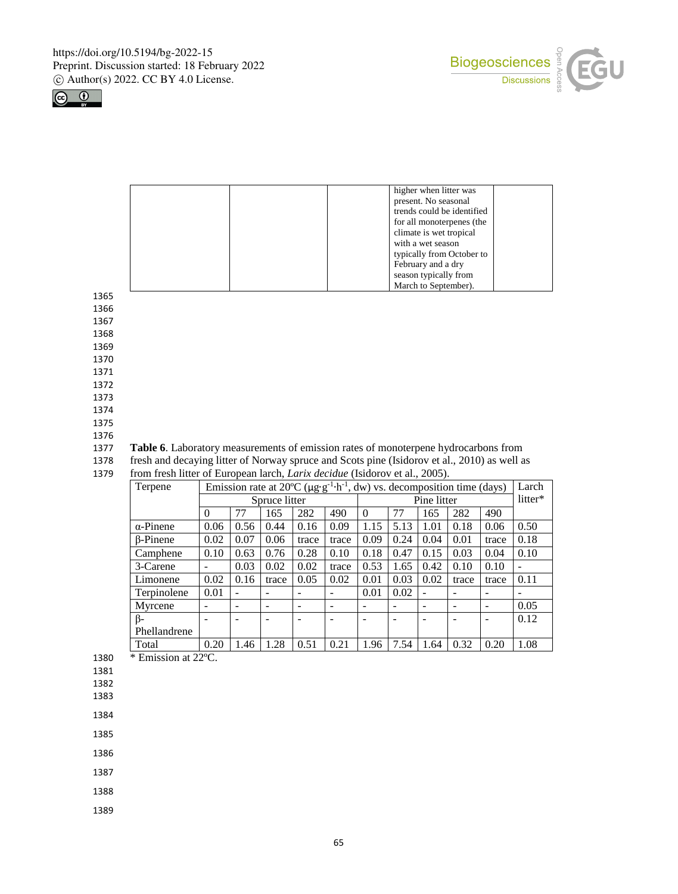| | | | higher when litter was present. No seasonal trends could be identified for all monoterpenes (the climate is wet tropical with a wet season typically from October to February and a dry season typically from March to September). | |
|---|---|---|---|---|

**Table 6**. Laboratory measurements of emission rates of monoterpene hydrocarbons from fresh and decaying litter of Norway spruce and Scots pine (Isidorov et al., 2010) as well as from fresh litter of European larch, *Larix decidue* (Isidorov et al., 2005).

| Terpene | Emission rate at 20ºC ($\mu g \cdot g^{-1} \cdot h^{-1}$, dw) vs. decomposition time (days) | | | | | | | | | | Larch litter* |
|---|---|---|---|---|---|---|---|---|---|---|---|
| | Spruce litter | | | | | Pine litter | | | | | |
| | 0 | 77 | 165 | 282 | 490 | 0 | 77 | 165 | 282 | 490 | |
| α-Pinene | 0.06 | 0.56 | 0.44 | 0.16 | 0.09 | 1.15 | 5.13 | 1.01 | 0.18 | 0.06 | 0.50 |
| β-Pinene | 0.02 | 0.07 | 0.06 | trace | trace | 0.09 | 0.24 | 0.04 | 0.01 | trace | 0.18 |
| Camphene | 0.10 | 0.63 | 0.76 | 0.28 | 0.10 | 0.18 | 0.47 | 0.15 | 0.03 | 0.04 | 0.10 |
| 3-Carene | - | 0.03 | 0.02 | 0.02 | trace | 0.53 | 1.65 | 0.42 | 0.10 | 0.10 | - |
| Limonene | 0.02 | 0.16 | trace | 0.05 | 0.02 | 0.01 | 0.03 | 0.02 | trace | trace | 0.11 |
| Terpinolene | 0.01 | - | - | - | - | 0.01 | 0.02 | - | - | - | - |
| Myrcene | - | - | - | - | - | - | - | - | - | - | 0.05 |
| β-Phellandrene | - | - | - | - | - | - | - | - | - | - | 0.12 |
| Total | 0.20 | 1.46 | 1.28 | 0.51 | 0.21 | 1.96 | 7.54 | 1.64 | 0.32 | 0.20 | 1.08 |

\* Emission at 22ºC.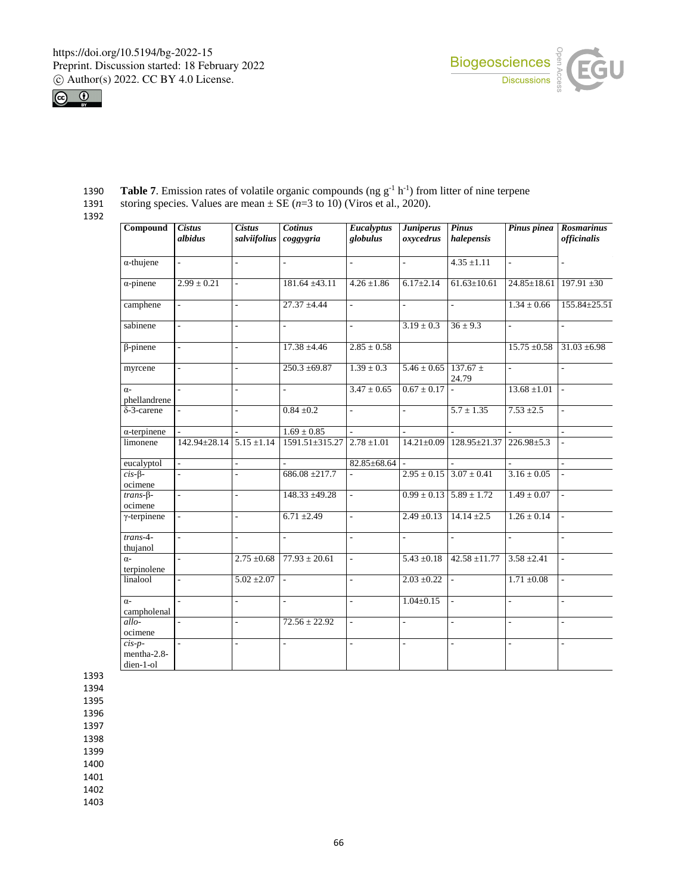**Table 7**. Emission rates of volatile organic compounds (ng $g^{-1}$ $h^{-1}$) from litter of nine terpene storing species. Values are mean ± SE (*n*=3 to 10) (Viros et al., 2020).

| Compound | *Cistus albidus* | *Cistus salviifolius* | *Cotinus coggygria* | *Eucalyptus globulus* | *Juniperus oxycedrus* | *Pinus halepensis* | *Pinus pinea* | *Rosmarinus officinalis* |
|---|---|---|---|---|---|---|---|---|
| α-thujene | - | - | - | - | - | 4.35 ±1.11 | - | - |
| α-pinene | 2.99 ± 0.21 | - | 181.64 ±43.11 | 4.26 ±1.86 | 6.17±2.14 | 61.63±10.61 | 24.85±18.61 | 197.91 ±30 |
| camphene | - | - | 27.37 ±4.44 | - | - | - | 1.34 ± 0.66 | 155.84±25.51 |
| sabinene | - | - | - | - | 3.19 ± 0.3 | 36 ± 9.3 | - | - |
| β-pinene | - | - | 17.38 ±4.46 | 2.85 ± 0.58 | | | 15.75 ±0.58 | 31.03 ±6.98 |
| myrcene | - | - | 250.3 ±69.87 | 1.39 ± 0.3 | 5.46 ± 0.65 | 137.67 ± 24.79 | - | - |
| α-phellandrene | - | - | - | 3.47 ± 0.65 | 0.67 ± 0.17 | - | 13.68 ±1.01 | - |
| δ-3-carene | - | - | 0.84 ±0.2 | - | - | 5.7 ± 1.35 | 7.53 ±2.5 | - |
| α-terpinene | - | - | 1.69 ± 0.85 | - | - | - | - | - |
| limonene | 142.94±28.14 | 5.15 ±1.14 | 1591.51±315.27 | 2.78 ±1.01 | 14.21±0.09 | 128.95±21.37 | 226.98±5.3 | - |
| eucalyptol | - | - | - | 82.85±68.64 | - | - | - | - |
| *cis*-β-ocimene | - | - | 686.08 ±217.7 | - | 2.95 ± 0.15 | 3.07 ± 0.41 | 3.16 ± 0.05 | - |
| *trans*-β-ocimene | - | - | 148.33 ±49.28 | - | 0.99 ± 0.13 | 5.89 ± 1.72 | 1.49 ± 0.07 | - |
| γ-terpinene | - | - | 6.71 ±2.49 | - | 2.49 ±0.13 | 14.14 ±2.5 | 1.26 ± 0.14 | - |
| *trans*-4-thujanol | - | - | - | - | - | - | - | - |
| α-terpinolene | - | 2.75 ±0.68 | 77.93 ± 20.61 | - | 5.43 ±0.18 | 42.58 ±11.77 | 3.58 ±2.41 | - |
| linalool | - | 5.02 ±2.07 | - | - | 2.03 ±0.22 | - | 1.71 ±0.08 | - |
| α-campholenal | - | - | - | - | 1.04±0.15 | - | - | - |
| *allo*-ocimene | - | - | 72.56 ± 22.92 | - | - | - | - | - |
| *cis-p*-mentha-2.8-dien-1-ol | - | - | - | - | - | - | - | - |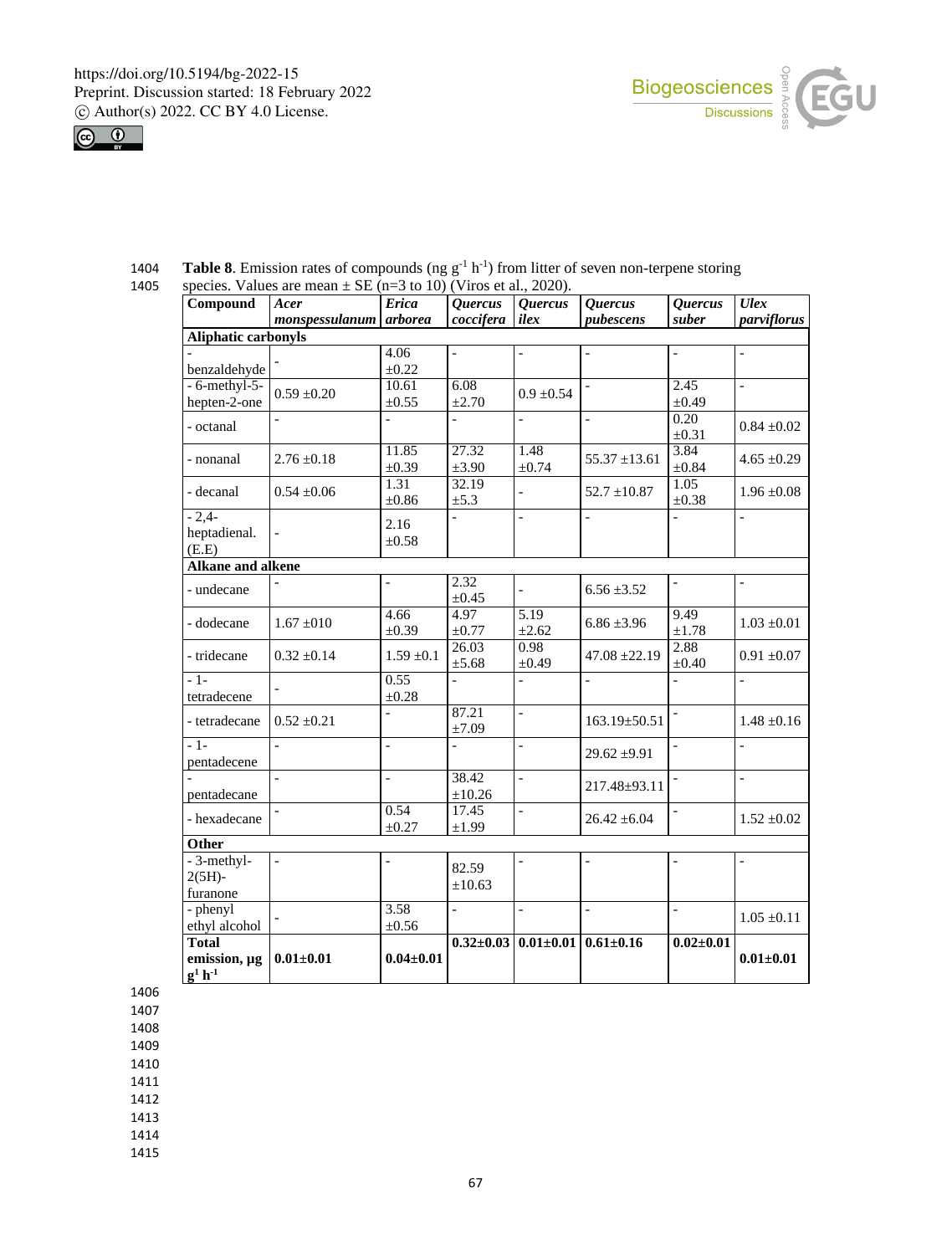**Table 8**. Emission rates of compounds (ng $g^{-1}$ $h^{-1}$) from litter of seven non-terpene storing species. Values are mean ± SE (n=3 to 10) (Viros et al., 2020).

| Compound | *Acer monspessulanum* | *Erica arborea* | *Quercus coccifera* | *Quercus ilex* | *Quercus pubescens* | *Quercus suber* | *Ulex parviflorus* |
|---|---|---|---|---|---|---|---|
| **Aliphatic carbonyls** | | | | | | | |
| - benzaldehyde | - | 4.06 ±0.22 | - | - | - | - | - |
| - 6-methyl-5-hepten-2-one | 0.59 ±0.20 | 10.61 ±0.55 | 6.08 ±2.70 | 0.9 ±0.54 | - | 2.45 ±0.49 | - |
| - octanal | - | - | - | - | - | 0.20 ±0.31 | 0.84 ±0.02 |
| - nonanal | 2.76 ±0.18 | 11.85 ±0.39 | 27.32 ±3.90 | 1.48 ±0.74 | 55.37 ±13.61 | 3.84 ±0.84 | 4.65 ±0.29 |
| - decanal | 0.54 ±0.06 | 1.31 ±0.86 | 32.19 ±5.3 | - | 52.7 ±10.87 | 1.05 ±0.38 | 1.96 ±0.08 |
| - 2,4-heptadienal. (E.E) | - | 2.16 ±0.58 | - | - | - | - | - |
| **Alkane and alkene** | | | | | | | |
| - undecane | - | - | 2.32 ±0.45 | - | 6.56 ±3.52 | - | - |
| - dodecane | 1.67 ±010 | 4.66 ±0.39 | 4.97 ±0.77 | 5.19 ±2.62 | 6.86 ±3.96 | 9.49 ±1.78 | 1.03 ±0.01 |
| - tridecane | 0.32 ±0.14 | 1.59 ±0.1 | 26.03 ±5.68 | 0.98 ±0.49 | 47.08 ±22.19 | 2.88 ±0.40 | 0.91 ±0.07 |
| - 1-tetradecene | - | 0.55 ±0.28 | - | - | - | - | - |
| - tetradecane | 0.52 ±0.21 | - | 87.21 ±7.09 | - | 163.19±50.51 | - | 1.48 ±0.16 |
| - 1-pentadecene | - | - | - | - | 29.62 ±9.91 | - | - |
| - pentadecane | - | - | 38.42 ±10.26 | - | 217.48±93.11 | - | - |
| - hexadecane | - | 0.54 ±0.27 | 17.45 ±1.99 | - | 26.42 ±6.04 | - | 1.52 ±0.02 |
| **Other** | | | | | | | |
| - 3-methyl-2(5H)-furanone | - | - | 82.59 ±10.63 | - | - | - | - |
| - phenyl ethyl alcohol | - | 3.58 ±0.56 | - | - | - | - | 1.05 ±0.11 |
| **Total emission, µg $g^{1}$ $h^{-1}$** | **0.01±0.01** | **0.04±0.01** | **0.32±0.03** | **0.01±0.01** | **0.61±0.16** | **0.02±0.01** | **0.01±0.01** |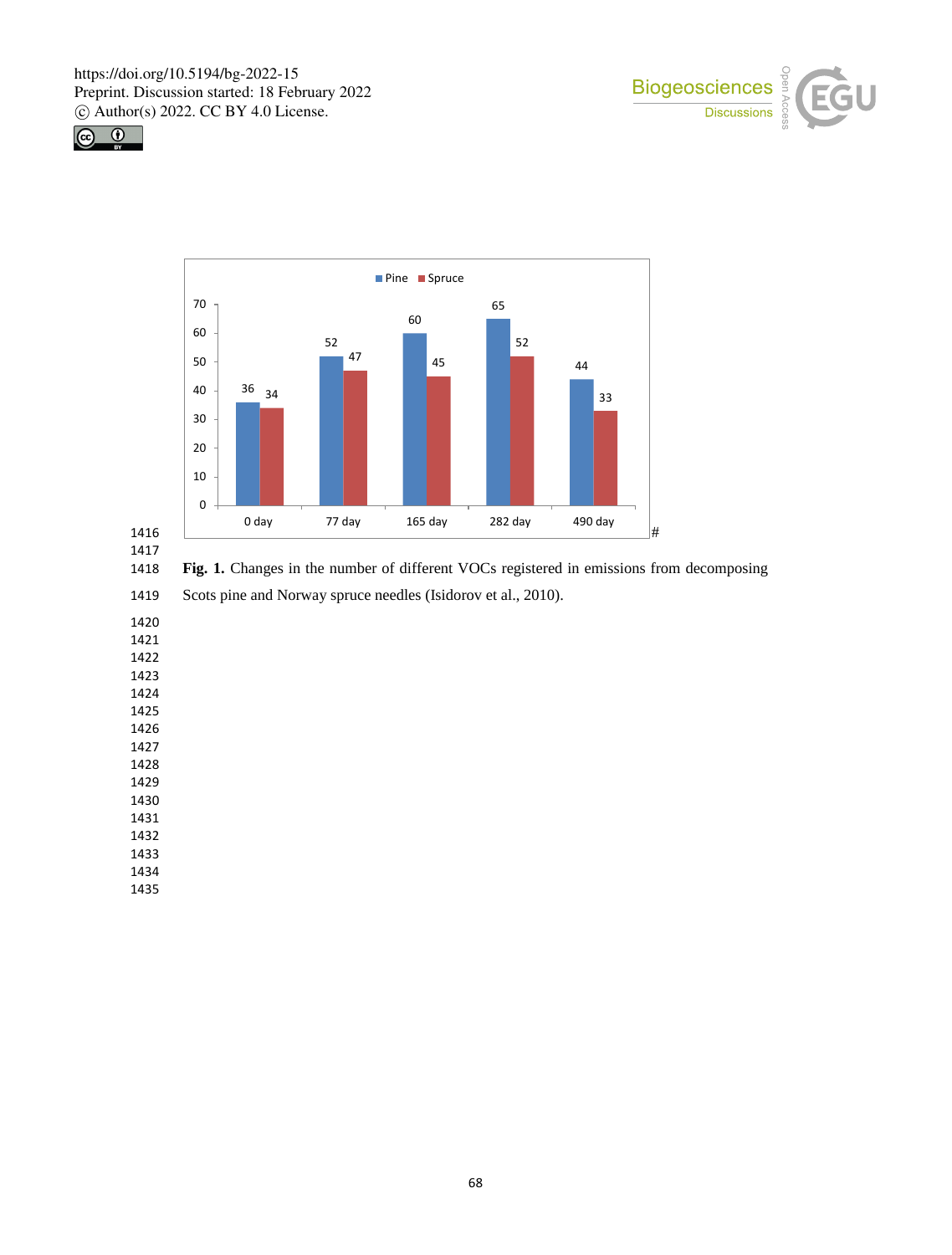**Fig. 1.** Changes in the number of different VOCs registered in emissions from decomposing Scots pine and Norway spruce needles (Isidorov et al., 2010).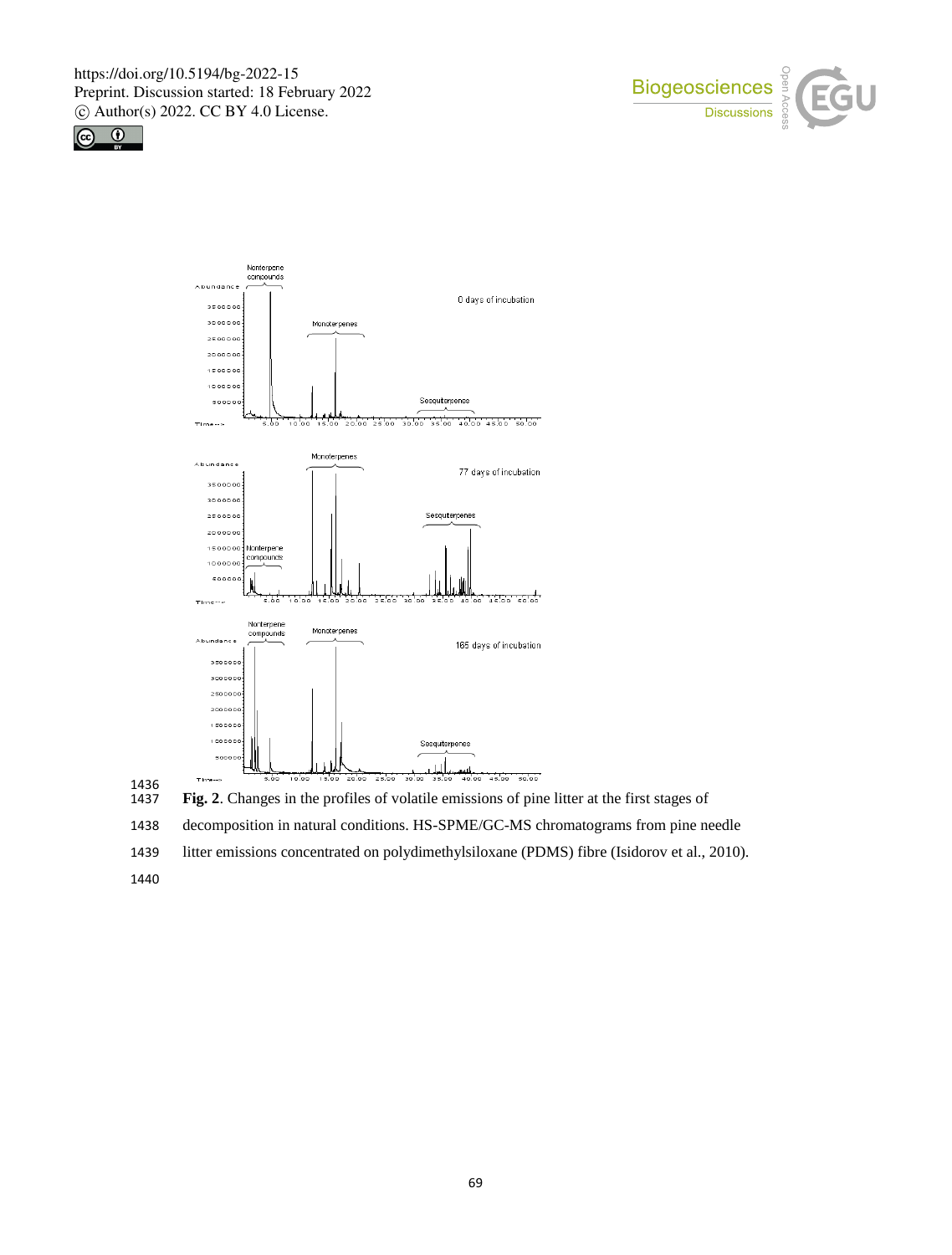Nonterpene compounds

Abundance

Monoterpenes

0 days of incubation

Sesquiterpenes

Time-->

Monoterpenes

77 days of incubation

Sesquiterpenes

Nonterpene compounds

Nonterpene compounds

Monoterpenes

165 days of incubation

Sesquiterpenes

**Fig. 2**. Changes in the profiles of volatile emissions of pine litter at the first stages of decomposition in natural conditions. HS-SPME/GC-MS chromatograms from pine needle litter emissions concentrated on polydimethylsiloxane (PDMS) fibre (Isidorov et al., 2010).